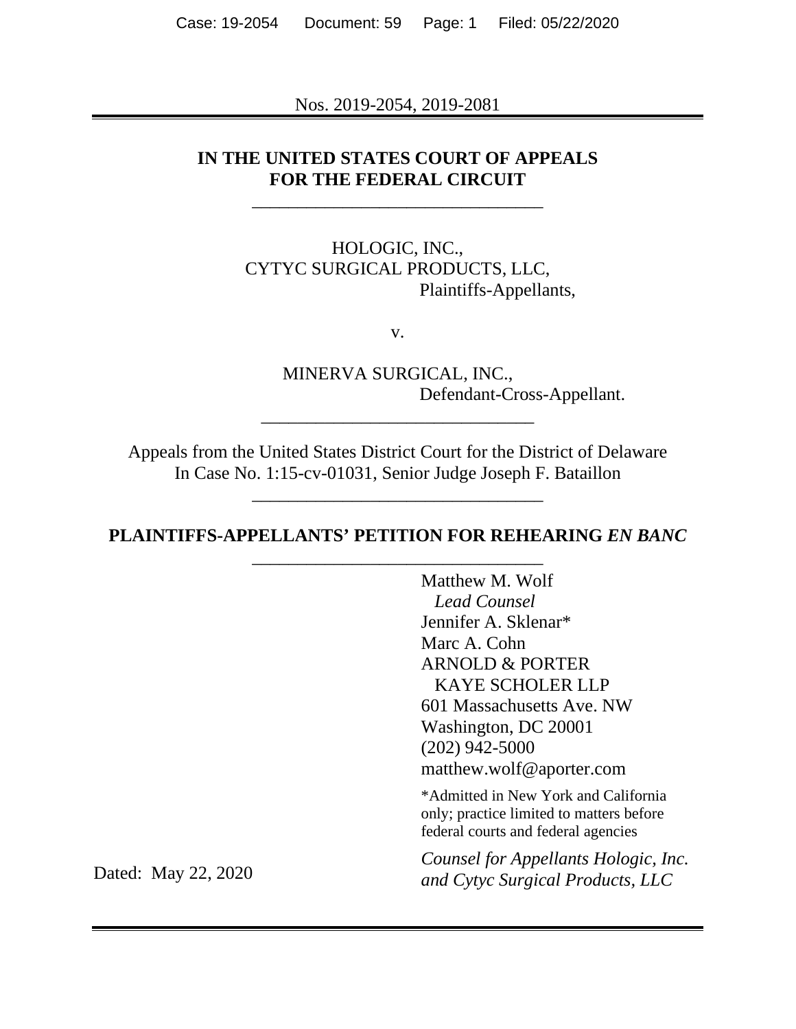Nos. 2019-2054, 2019-2081

**IN THE UNITED STATES COURT OF APPEALS FOR THE FEDERAL CIRCUIT**

---

HOLOGIC, INC.,
CYTYC SURGICAL PRODUCTS, LLC,
Plaintiffs-Appellants,

v.

MINERVA SURGICAL, INC.,
Defendant-Cross-Appellant.

---

Appeals from the United States District Court for the District of Delaware
In Case No. 1:15-cv-01031, Senior Judge Joseph F. Bataillon

---

**PLAINTIFFS-APPELLANTS' PETITION FOR REHEARING *EN BANC***

---

Matthew M. Wolf
*Lead Counsel*
Jennifer A. Sklenar*
Marc A. Cohn
ARNOLD & PORTER KAYE SCHOLER LLP
601 Massachusetts Ave. NW
Washington, DC 20001
(202) 942-5000
matthew.wolf@aporter.com

*Admitted in New York and California only; practice limited to matters before federal courts and federal agencies

*Counsel for Appellants Hologic, Inc. and Cytyc Surgical Products, LLC*

Dated: May 22, 2020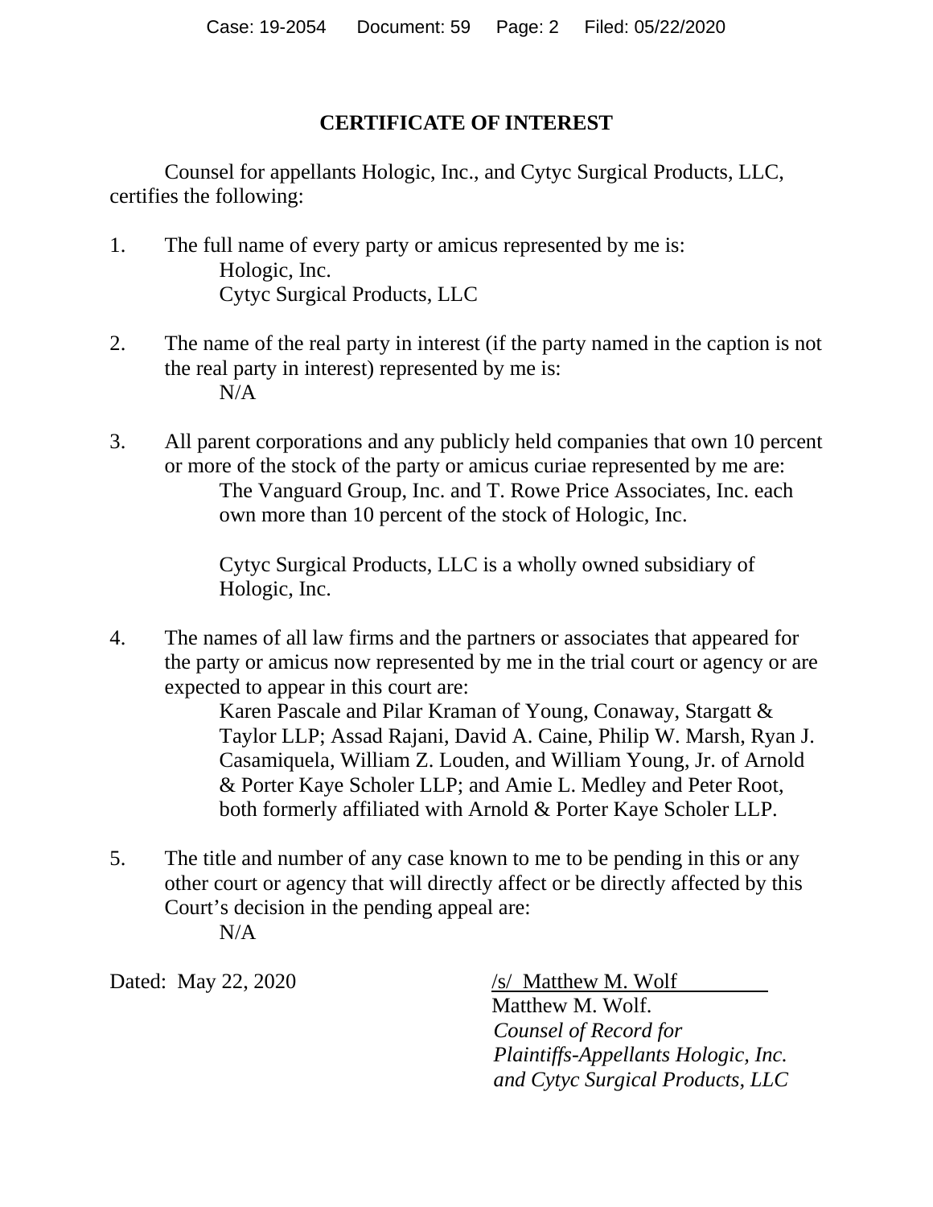# CERTIFICATE OF INTEREST

Counsel for appellants Hologic, Inc., and Cytyc Surgical Products, LLC, certifies the following:

1. The full name of every party or amicus represented by me is:
   Hologic, Inc.
   Cytyc Surgical Products, LLC

2. The name of the real party in interest (if the party named in the caption is not the real party in interest) represented by me is:
   N/A

3. All parent corporations and any publicly held companies that own 10 percent or more of the stock of the party or amicus curiae represented by me are:
   The Vanguard Group, Inc. and T. Rowe Price Associates, Inc. each own more than 10 percent of the stock of Hologic, Inc.

   Cytyc Surgical Products, LLC is a wholly owned subsidiary of Hologic, Inc.

4. The names of all law firms and the partners or associates that appeared for the party or amicus now represented by me in the trial court or agency or are expected to appear in this court are:
   Karen Pascale and Pilar Kraman of Young, Conaway, Stargatt & Taylor LLP; Assad Rajani, David A. Caine, Philip W. Marsh, Ryan J. Casamiquela, William Z. Louden, and William Young, Jr. of Arnold & Porter Kaye Scholer LLP; and Amie L. Medley and Peter Root, both formerly affiliated with Arnold & Porter Kaye Scholer LLP.

5. The title and number of any case known to me to be pending in this or any other court or agency that will directly affect or be directly affected by this Court's decision in the pending appeal are:
   N/A

Dated: May 22, 2020

/s/ Matthew M. Wolf
Matthew M. Wolf.
*Counsel of Record for*
*Plaintiffs-Appellants Hologic, Inc.*
*and Cytyc Surgical Products, LLC*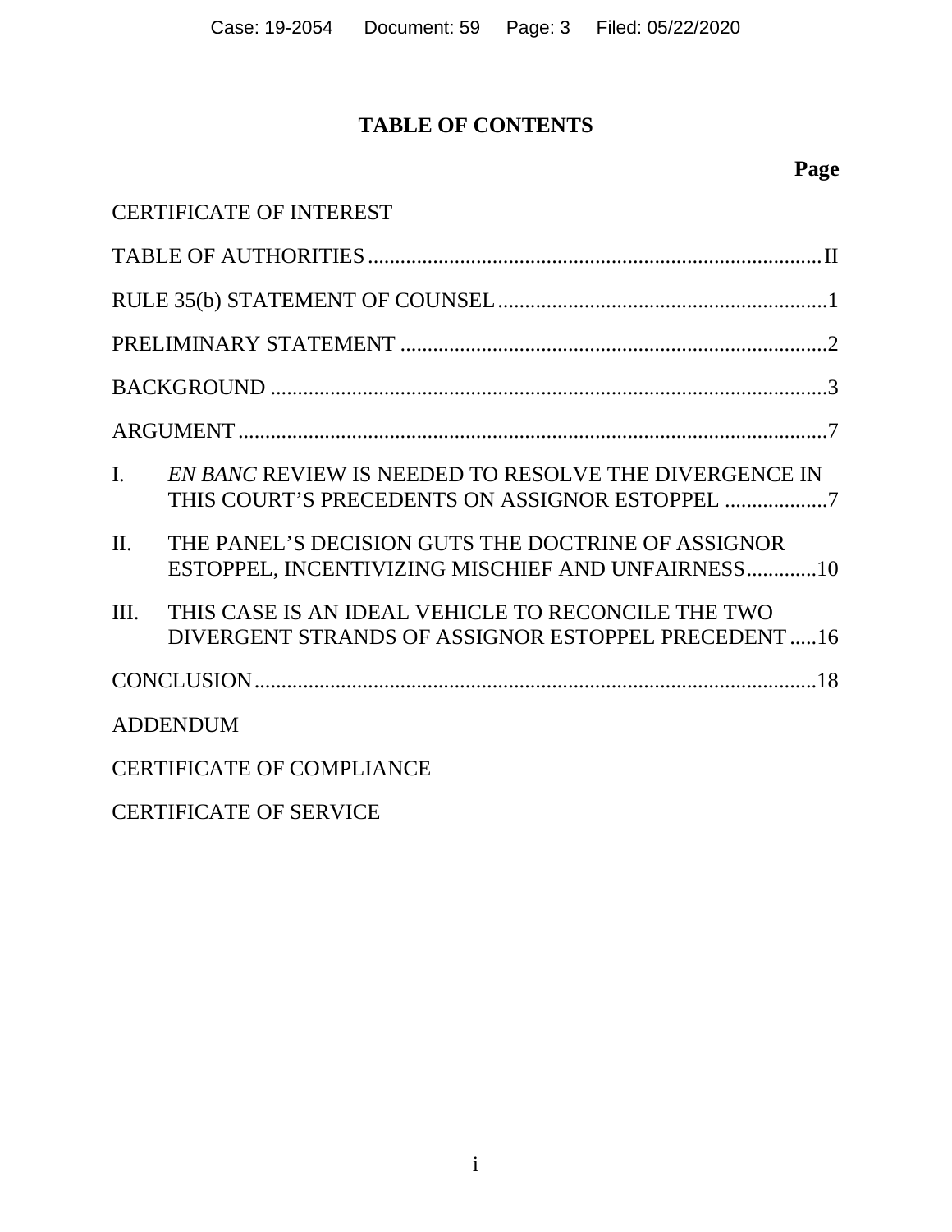# TABLE OF CONTENTS

| | Page |
|---|---|
| CERTIFICATE OF INTEREST | |
| TABLE OF AUTHORITIES | II |
| RULE 35(b) STATEMENT OF COUNSEL | 1 |
| PRELIMINARY STATEMENT | 2 |
| BACKGROUND | 3 |
| ARGUMENT | 7 |
| I. *EN BANC* REVIEW IS NEEDED TO RESOLVE THE DIVERGENCE IN THIS COURT'S PRECEDENTS ON ASSIGNOR ESTOPPEL | 7 |
| II. THE PANEL'S DECISION GUTS THE DOCTRINE OF ASSIGNOR ESTOPPEL, INCENTIVIZING MISCHIEF AND UNFAIRNESS | 10 |
| III. THIS CASE IS AN IDEAL VEHICLE TO RECONCILE THE TWO DIVERGENT STRANDS OF ASSIGNOR ESTOPPEL PRECEDENT | 16 |
| CONCLUSION | 18 |
| ADDENDUM | |
| CERTIFICATE OF COMPLIANCE | |
| CERTIFICATE OF SERVICE | |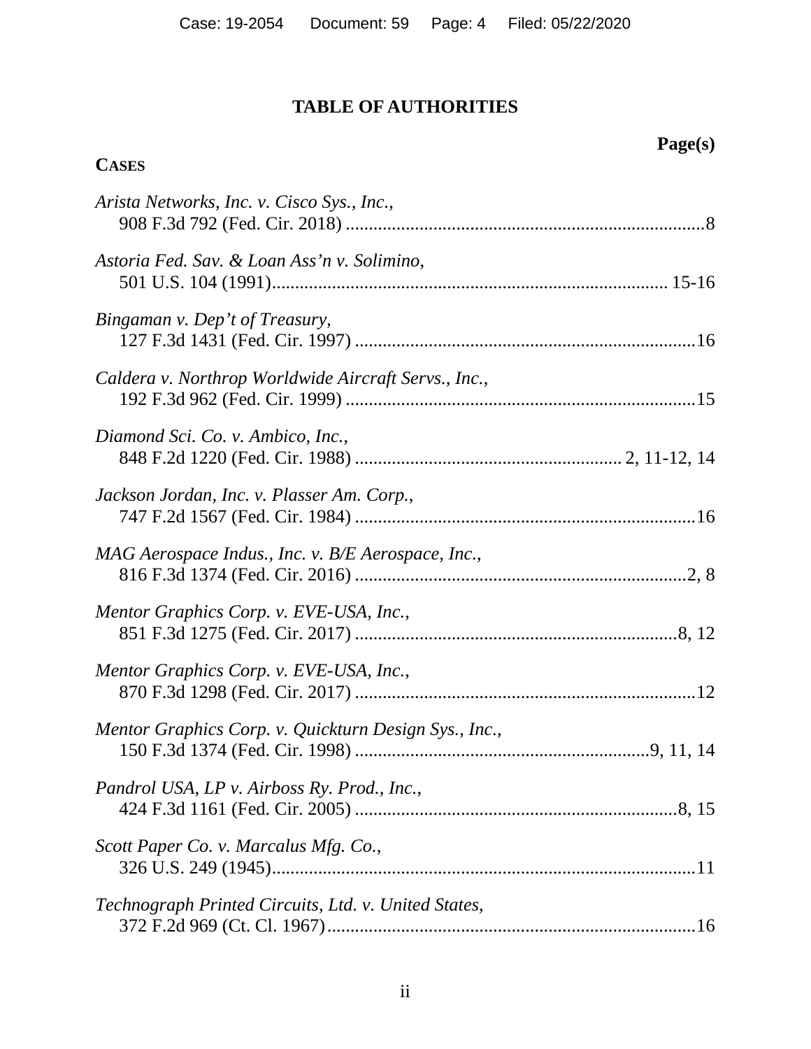## TABLE OF AUTHORITIES

**Page(s)**

**CASES**

*Arista Networks, Inc. v. Cisco Sys., Inc.*,
908 F.3d 792 (Fed. Cir. 2018) ....................................................................8

*Astoria Fed. Sav. & Loan Ass'n v. Solimino*,
501 U.S. 104 (1991)............................................................................ 15-16

*Bingaman v. Dep't of Treasury*,
127 F.3d 1431 (Fed. Cir. 1997) ................................................................16

*Caldera v. Northrop Worldwide Aircraft Servs., Inc.*,
192 F.3d 962 (Fed. Cir. 1999) ..................................................................15

*Diamond Sci. Co. v. Ambico, Inc.*,
848 F.2d 1220 (Fed. Cir. 1988) ............................................... 2, 11-12, 14

*Jackson Jordan, Inc. v. Plasser Am. Corp.*,
747 F.2d 1567 (Fed. Cir. 1984) ................................................................16

*MAG Aerospace Indus., Inc. v. B/E Aerospace, Inc.*,
816 F.3d 1374 (Fed. Cir. 2016) ..............................................................2, 8

*Mentor Graphics Corp. v. EVE-USA, Inc.*,
851 F.3d 1275 (Fed. Cir. 2017) ............................................................8, 12

*Mentor Graphics Corp. v. EVE-USA, Inc.*,
870 F.3d 1298 (Fed. Cir. 2017) ................................................................12

*Mentor Graphics Corp. v. Quickturn Design Sys., Inc.*,
150 F.3d 1374 (Fed. Cir. 1998) .....................................................9, 11, 14

*Pandrol USA, LP v. Airboss Ry. Prod., Inc.*,
424 F.3d 1161 (Fed. Cir. 2005) ............................................................8, 15

*Scott Paper Co. v. Marcalus Mfg. Co.*,
326 U.S. 249 (1945)...................................................................................11

*Technograph Printed Circuits, Ltd. v. United States*,
372 F.2d 969 (Ct. Cl. 1967).......................................................................16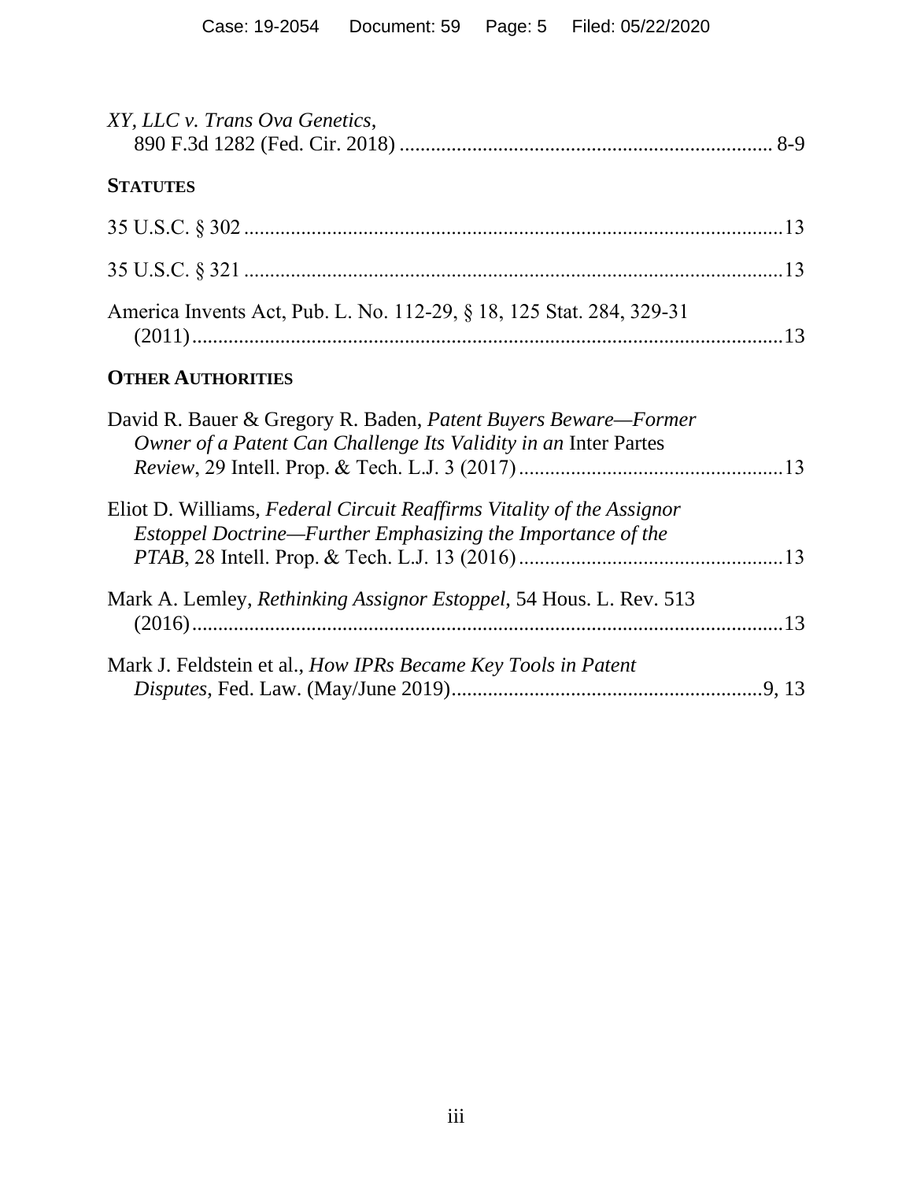*XY, LLC v. Trans Ova Genetics*,
890 F.3d 1282 (Fed. Cir. 2018) ........................................................................ 8-9

**STATUTES**

35 U.S.C. § 302 ........................................................................................................13

35 U.S.C. § 321 ........................................................................................................13

America Invents Act, Pub. L. No. 112-29, § 18, 125 Stat. 284, 329-31
(2011) ...................................................................................................................13

**OTHER AUTHORITIES**

David R. Bauer & Gregory R. Baden, *Patent Buyers Beware—Former Owner of a Patent Can Challenge Its Validity in an* Inter Partes *Review*, 29 Intell. Prop. & Tech. L.J. 3 (2017) ...................................................13

Eliot D. Williams, *Federal Circuit Reaffirms Vitality of the Assignor Estoppel Doctrine—Further Emphasizing the Importance of the PTAB*, 28 Intell. Prop. & Tech. L.J. 13 (2016) ...................................................13

Mark A. Lemley, *Rethinking Assignor Estoppel*, 54 Hous. L. Rev. 513
(2016) ...................................................................................................................13

Mark J. Feldstein et al., *How IPRs Became Key Tools in Patent Disputes*, Fed. Law. (May/June 2019)............................................................9, 13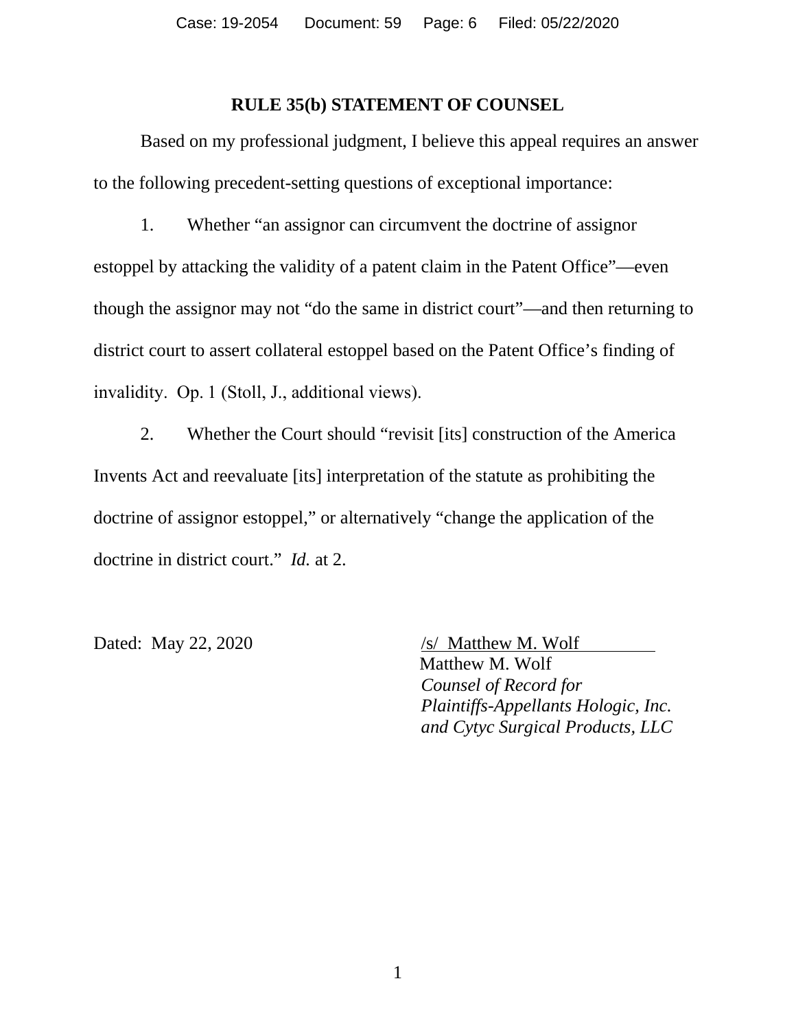## RULE 35(b) STATEMENT OF COUNSEL

Based on my professional judgment, I believe this appeal requires an answer to the following precedent-setting questions of exceptional importance:

1. Whether "an assignor can circumvent the doctrine of assignor estoppel by attacking the validity of a patent claim in the Patent Office"—even though the assignor may not "do the same in district court"—and then returning to district court to assert collateral estoppel based on the Patent Office's finding of invalidity. Op. 1 (Stoll, J., additional views).

2. Whether the Court should "revisit [its] construction of the America Invents Act and reevaluate [its] interpretation of the statute as prohibiting the doctrine of assignor estoppel," or alternatively "change the application of the doctrine in district court." *Id.* at 2.

Dated: May 22, 2020

/s/ Matthew M. Wolf
Matthew M. Wolf
*Counsel of Record for Plaintiffs-Appellants Hologic, Inc. and Cytyc Surgical Products, LLC*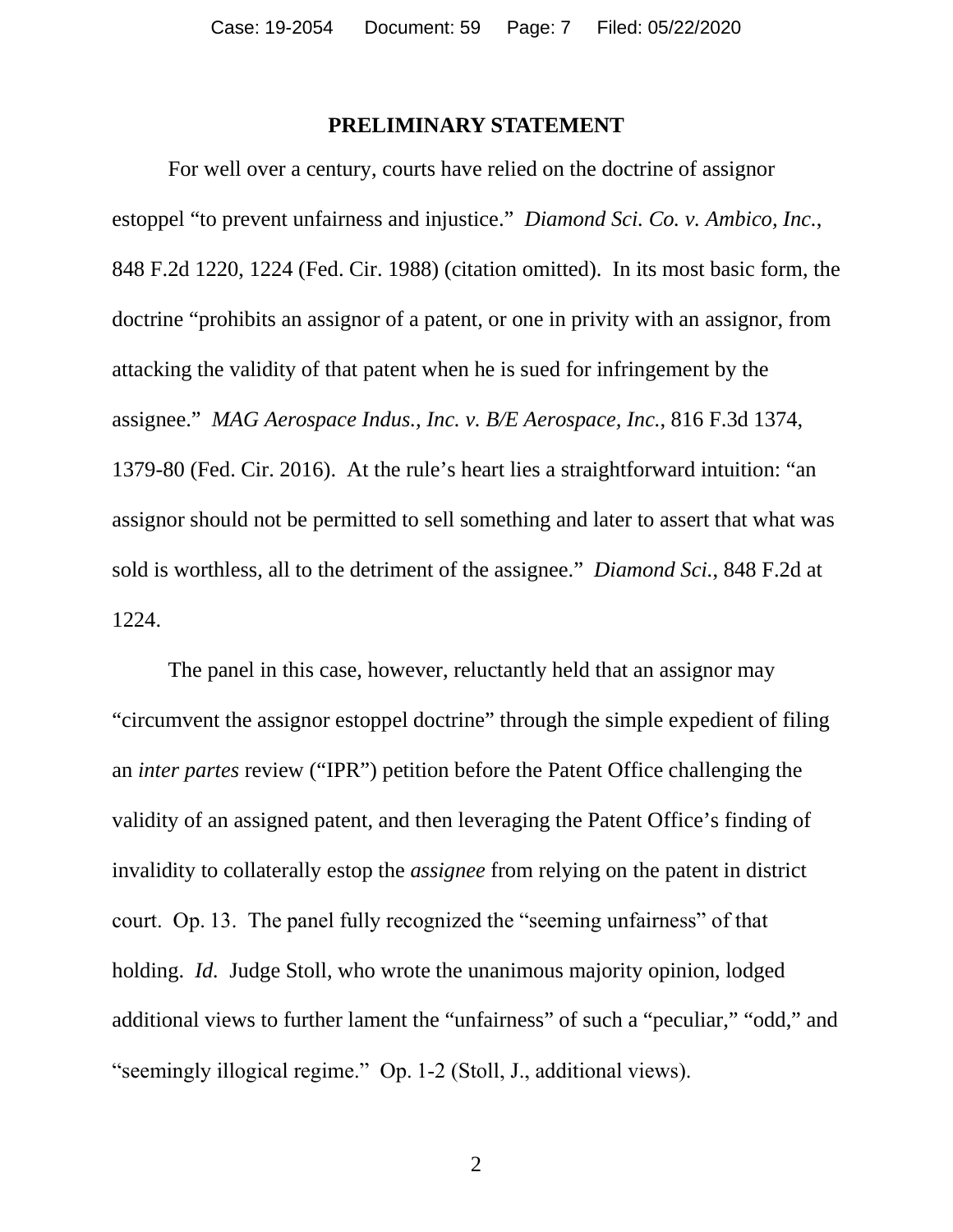# PRELIMINARY STATEMENT

For well over a century, courts have relied on the doctrine of assignor estoppel "to prevent unfairness and injustice." *Diamond Sci. Co. v. Ambico, Inc.*, 848 F.2d 1220, 1224 (Fed. Cir. 1988) (citation omitted). In its most basic form, the doctrine "prohibits an assignor of a patent, or one in privity with an assignor, from attacking the validity of that patent when he is sued for infringement by the assignee." *MAG Aerospace Indus., Inc. v. B/E Aerospace, Inc.*, 816 F.3d 1374, 1379-80 (Fed. Cir. 2016). At the rule's heart lies a straightforward intuition: "an assignor should not be permitted to sell something and later to assert that what was sold is worthless, all to the detriment of the assignee." *Diamond Sci.*, 848 F.2d at 1224.

The panel in this case, however, reluctantly held that an assignor may "circumvent the assignor estoppel doctrine" through the simple expedient of filing an *inter partes* review ("IPR") petition before the Patent Office challenging the validity of an assigned patent, and then leveraging the Patent Office's finding of invalidity to collaterally estop the *assignee* from relying on the patent in district court. Op. 13. The panel fully recognized the "seeming unfairness" of that holding. *Id.* Judge Stoll, who wrote the unanimous majority opinion, lodged additional views to further lament the "unfairness" of such a "peculiar," "odd," and "seemingly illogical regime." Op. 1-2 (Stoll, J., additional views).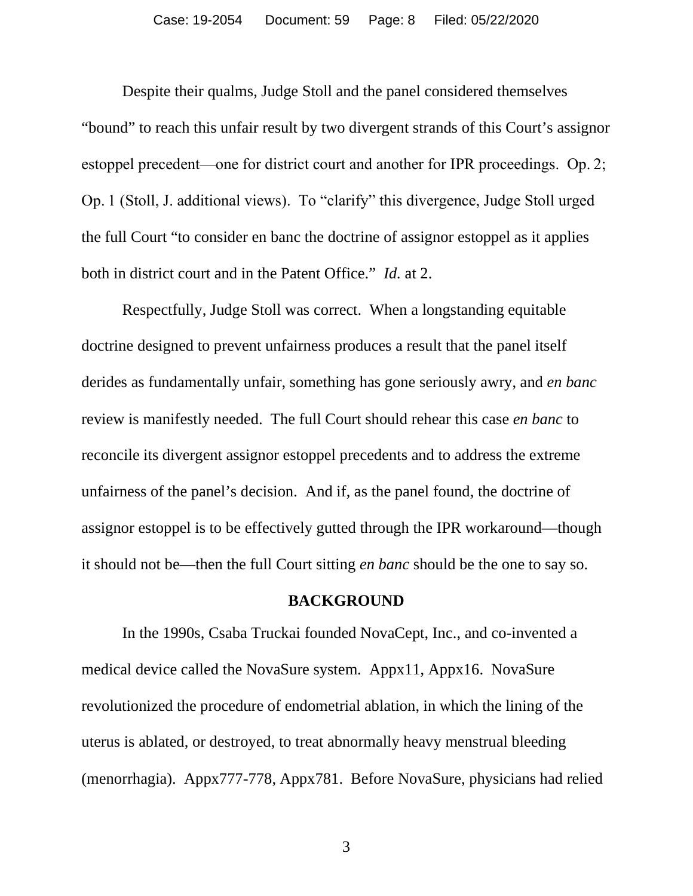Despite their qualms, Judge Stoll and the panel considered themselves "bound" to reach this unfair result by two divergent strands of this Court's assignor estoppel precedent—one for district court and another for IPR proceedings. Op. 2; Op. 1 (Stoll, J. additional views). To "clarify" this divergence, Judge Stoll urged the full Court "to consider en banc the doctrine of assignor estoppel as it applies both in district court and in the Patent Office." *Id.* at 2.

Respectfully, Judge Stoll was correct. When a longstanding equitable doctrine designed to prevent unfairness produces a result that the panel itself derides as fundamentally unfair, something has gone seriously awry, and *en banc* review is manifestly needed. The full Court should rehear this case *en banc* to reconcile its divergent assignor estoppel precedents and to address the extreme unfairness of the panel's decision. And if, as the panel found, the doctrine of assignor estoppel is to be effectively gutted through the IPR workaround—though it should not be—then the full Court sitting *en banc* should be the one to say so.

## BACKGROUND

In the 1990s, Csaba Truckai founded NovaCept, Inc., and co-invented a medical device called the NovaSure system. Appx11, Appx16. NovaSure revolutionized the procedure of endometrial ablation, in which the lining of the uterus is ablated, or destroyed, to treat abnormally heavy menstrual bleeding (menorrhagia). Appx777-778, Appx781. Before NovaSure, physicians had relied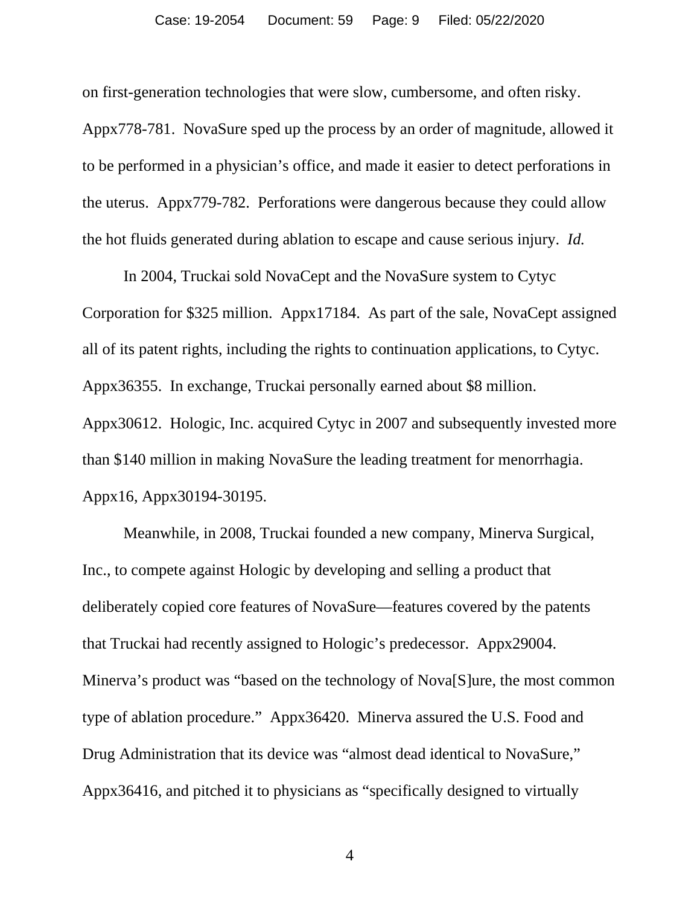on first-generation technologies that were slow, cumbersome, and often risky. Appx778-781. NovaSure sped up the process by an order of magnitude, allowed it to be performed in a physician's office, and made it easier to detect perforations in the uterus. Appx779-782. Perforations were dangerous because they could allow the hot fluids generated during ablation to escape and cause serious injury. *Id.*

In 2004, Truckai sold NovaCept and the NovaSure system to Cytyc Corporation for $325 million. Appx17184. As part of the sale, NovaCept assigned all of its patent rights, including the rights to continuation applications, to Cytyc. Appx36355. In exchange, Truckai personally earned about $8 million. Appx30612. Hologic, Inc. acquired Cytyc in 2007 and subsequently invested more than $140 million in making NovaSure the leading treatment for menorrhagia. Appx16, Appx30194-30195.

Meanwhile, in 2008, Truckai founded a new company, Minerva Surgical, Inc., to compete against Hologic by developing and selling a product that deliberately copied core features of NovaSure—features covered by the patents that Truckai had recently assigned to Hologic's predecessor. Appx29004. Minerva's product was "based on the technology of Nova[S]ure, the most common type of ablation procedure." Appx36420. Minerva assured the U.S. Food and Drug Administration that its device was "almost dead identical to NovaSure," Appx36416, and pitched it to physicians as "specifically designed to virtually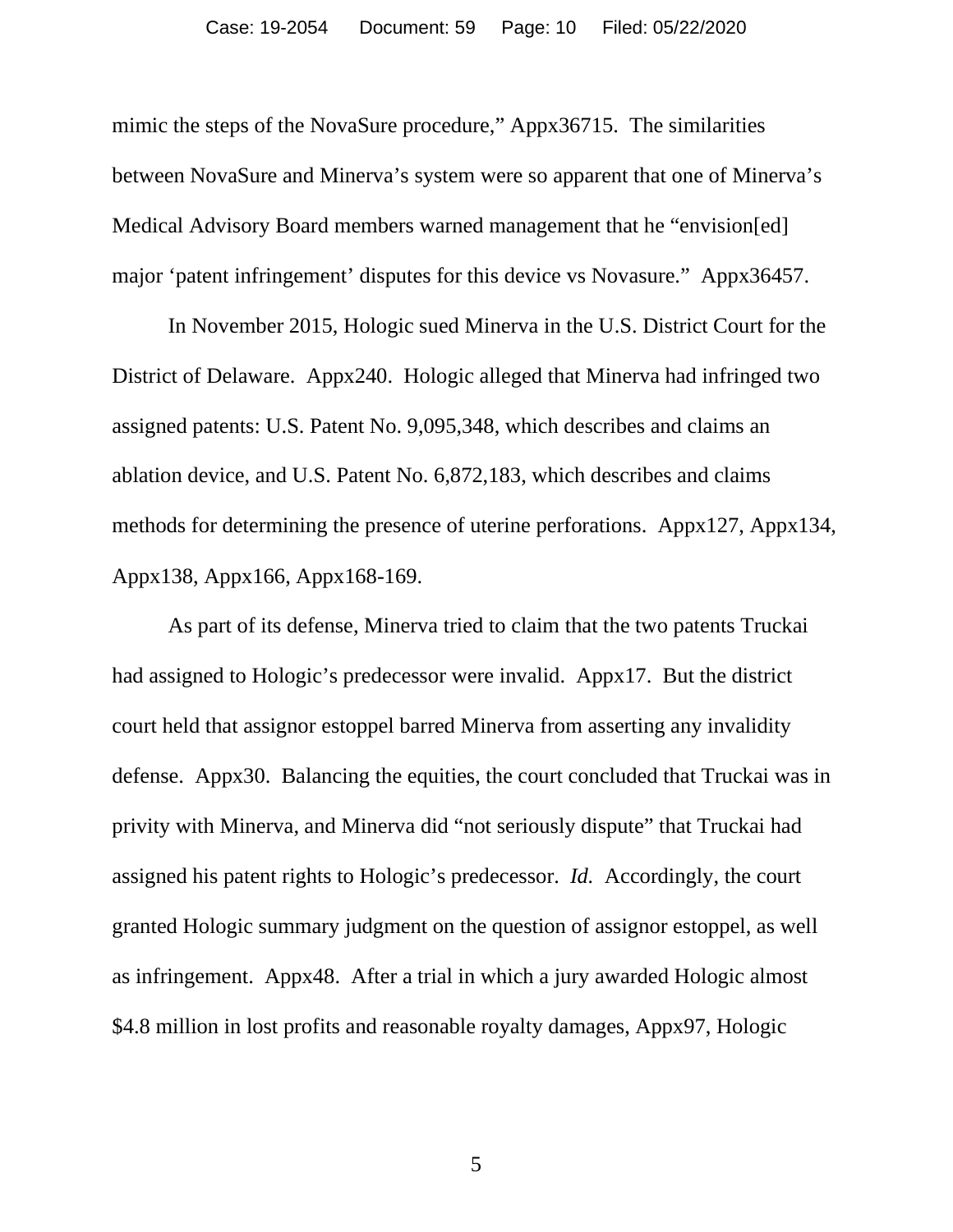mimic the steps of the NovaSure procedure," Appx36715. The similarities between NovaSure and Minerva's system were so apparent that one of Minerva's Medical Advisory Board members warned management that he "envision[ed] major 'patent infringement' disputes for this device vs Novasure." Appx36457.

In November 2015, Hologic sued Minerva in the U.S. District Court for the District of Delaware. Appx240. Hologic alleged that Minerva had infringed two assigned patents: U.S. Patent No. 9,095,348, which describes and claims an ablation device, and U.S. Patent No. 6,872,183, which describes and claims methods for determining the presence of uterine perforations. Appx127, Appx134, Appx138, Appx166, Appx168-169.

As part of its defense, Minerva tried to claim that the two patents Truckai had assigned to Hologic's predecessor were invalid. Appx17. But the district court held that assignor estoppel barred Minerva from asserting any invalidity defense. Appx30. Balancing the equities, the court concluded that Truckai was in privity with Minerva, and Minerva did "not seriously dispute" that Truckai had assigned his patent rights to Hologic's predecessor. *Id.* Accordingly, the court granted Hologic summary judgment on the question of assignor estoppel, as well as infringement. Appx48. After a trial in which a jury awarded Hologic almost $4.8 million in lost profits and reasonable royalty damages, Appx97, Hologic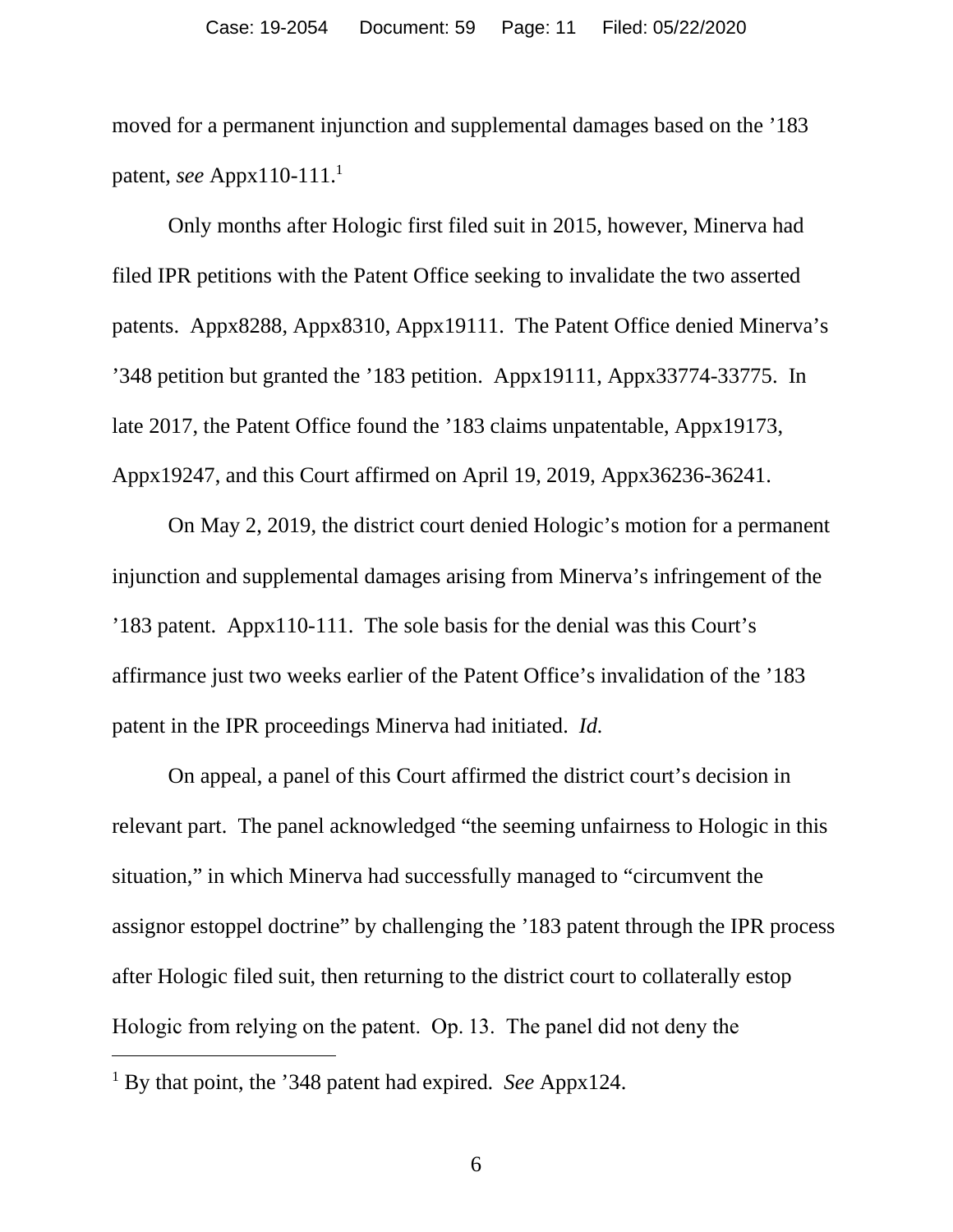moved for a permanent injunction and supplemental damages based on the ’183 patent, *see* Appx110-111.[1]

Only months after Hologic first filed suit in 2015, however, Minerva had filed IPR petitions with the Patent Office seeking to invalidate the two asserted patents. Appx8288, Appx8310, Appx19111. The Patent Office denied Minerva’s ’348 petition but granted the ’183 petition. Appx19111, Appx33774-33775. In late 2017, the Patent Office found the ’183 claims unpatentable, Appx19173, Appx19247, and this Court affirmed on April 19, 2019, Appx36236-36241.

On May 2, 2019, the district court denied Hologic’s motion for a permanent injunction and supplemental damages arising from Minerva’s infringement of the ’183 patent. Appx110-111. The sole basis for the denial was this Court’s affirmance just two weeks earlier of the Patent Office’s invalidation of the ’183 patent in the IPR proceedings Minerva had initiated. *Id.*

On appeal, a panel of this Court affirmed the district court’s decision in relevant part. The panel acknowledged “the seeming unfairness to Hologic in this situation,” in which Minerva had successfully managed to “circumvent the assignor estoppel doctrine” by challenging the ’183 patent through the IPR process after Hologic filed suit, then returning to the district court to collaterally estop Hologic from relying on the patent. Op. 13. The panel did not deny the

---

[1] By that point, the ’348 patent had expired. *See* Appx124.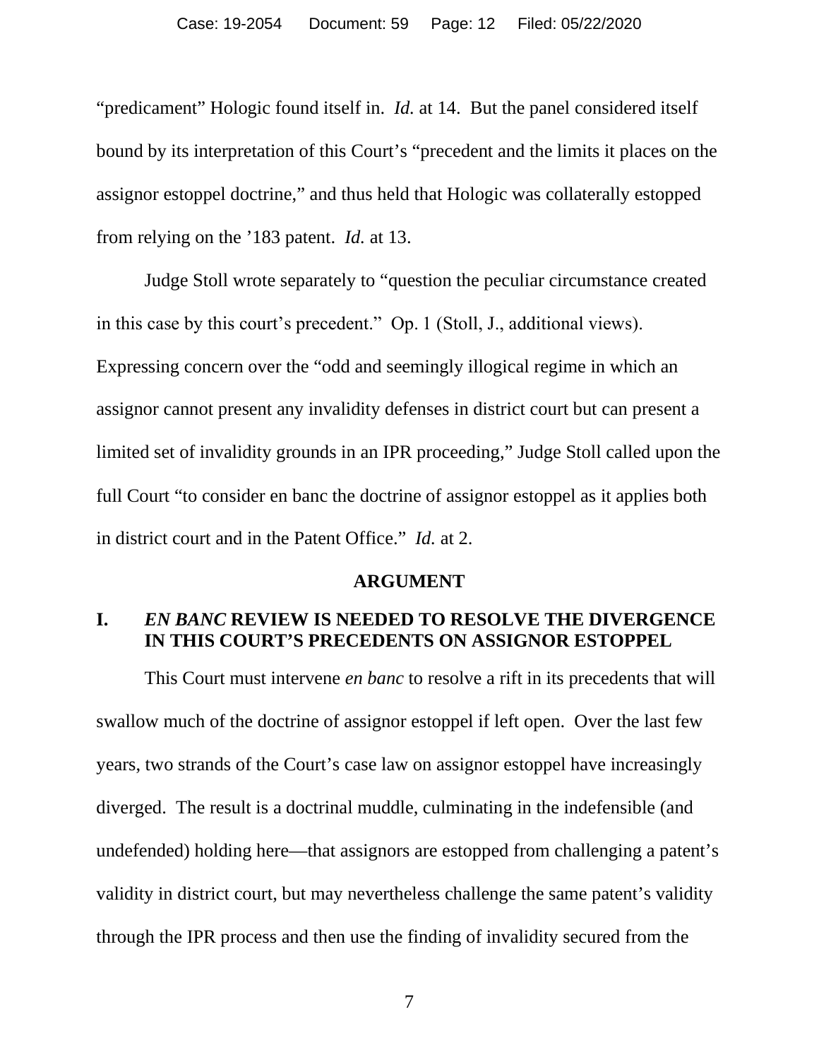"predicament" Hologic found itself in. *Id.* at 14. But the panel considered itself bound by its interpretation of this Court's "precedent and the limits it places on the assignor estoppel doctrine," and thus held that Hologic was collaterally estopped from relying on the '183 patent. *Id.* at 13.

Judge Stoll wrote separately to "question the peculiar circumstance created in this case by this court's precedent." Op. 1 (Stoll, J., additional views). Expressing concern over the "odd and seemingly illogical regime in which an assignor cannot present any invalidity defenses in district court but can present a limited set of invalidity grounds in an IPR proceeding," Judge Stoll called upon the full Court "to consider en banc the doctrine of assignor estoppel as it applies both in district court and in the Patent Office." *Id.* at 2.

## ARGUMENT

### I. *EN BANC* REVIEW IS NEEDED TO RESOLVE THE DIVERGENCE IN THIS COURT'S PRECEDENTS ON ASSIGNOR ESTOPPEL

This Court must intervene *en banc* to resolve a rift in its precedents that will swallow much of the doctrine of assignor estoppel if left open. Over the last few years, two strands of the Court's case law on assignor estoppel have increasingly diverged. The result is a doctrinal muddle, culminating in the indefensible (and undefended) holding here—that assignors are estopped from challenging a patent's validity in district court, but may nevertheless challenge the same patent's validity through the IPR process and then use the finding of invalidity secured from the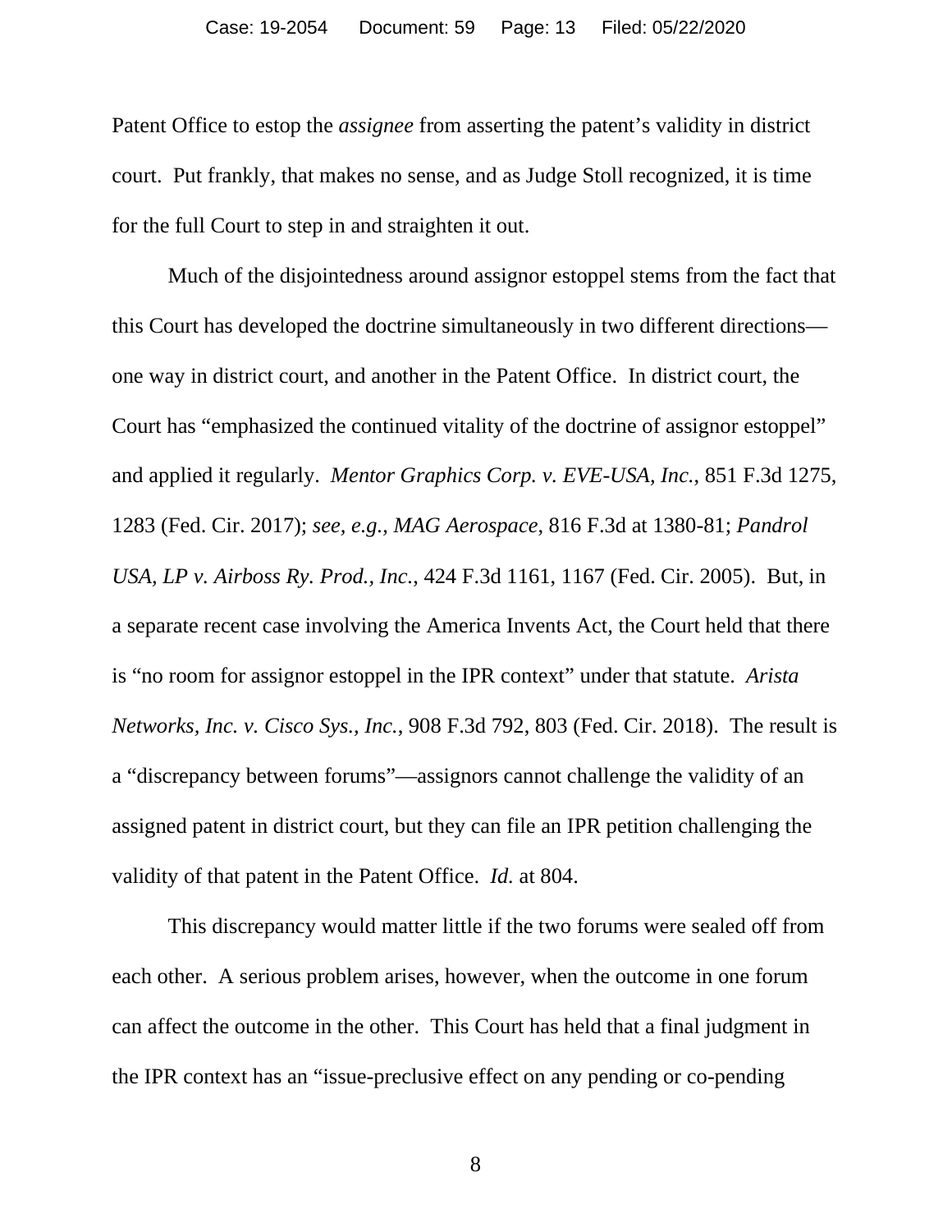Patent Office to estop the *assignee* from asserting the patent's validity in district court. Put frankly, that makes no sense, and as Judge Stoll recognized, it is time for the full Court to step in and straighten it out.

Much of the disjointedness around assignor estoppel stems from the fact that this Court has developed the doctrine simultaneously in two different directions—one way in district court, and another in the Patent Office. In district court, the Court has "emphasized the continued vitality of the doctrine of assignor estoppel" and applied it regularly. *Mentor Graphics Corp. v. EVE-USA, Inc.*, 851 F.3d 1275, 1283 (Fed. Cir. 2017); *see, e.g.*, *MAG Aerospace*, 816 F.3d at 1380-81; *Pandrol USA, LP v. Airboss Ry. Prod., Inc.*, 424 F.3d 1161, 1167 (Fed. Cir. 2005). But, in a separate recent case involving the America Invents Act, the Court held that there is "no room for assignor estoppel in the IPR context" under that statute. *Arista Networks, Inc. v. Cisco Sys., Inc.*, 908 F.3d 792, 803 (Fed. Cir. 2018). The result is a "discrepancy between forums"—assignors cannot challenge the validity of an assigned patent in district court, but they can file an IPR petition challenging the validity of that patent in the Patent Office. *Id.* at 804.

This discrepancy would matter little if the two forums were sealed off from each other. A serious problem arises, however, when the outcome in one forum can affect the outcome in the other. This Court has held that a final judgment in the IPR context has an "issue-preclusive effect on any pending or co-pending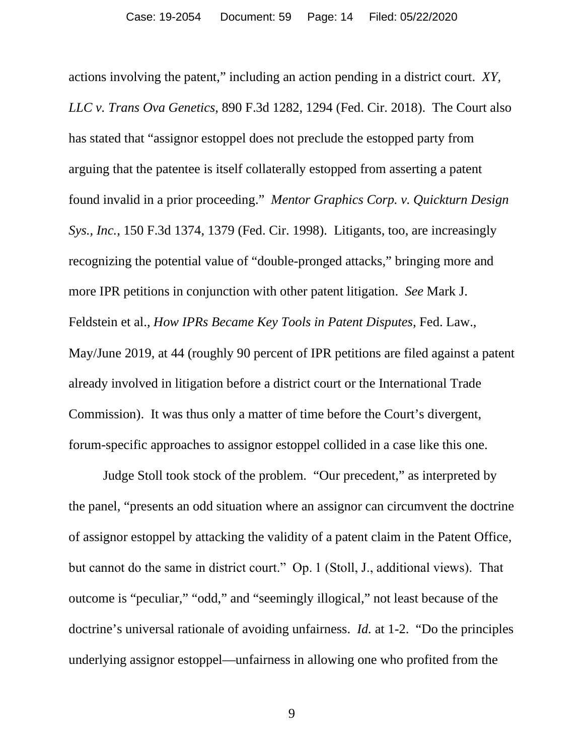actions involving the patent," including an action pending in a district court. *XY, LLC v. Trans Ova Genetics*, 890 F.3d 1282, 1294 (Fed. Cir. 2018). The Court also has stated that "assignor estoppel does not preclude the estopped party from arguing that the patentee is itself collaterally estopped from asserting a patent found invalid in a prior proceeding." *Mentor Graphics Corp. v. Quickturn Design Sys., Inc.*, 150 F.3d 1374, 1379 (Fed. Cir. 1998). Litigants, too, are increasingly recognizing the potential value of "double-pronged attacks," bringing more and more IPR petitions in conjunction with other patent litigation. *See* Mark J. Feldstein et al., *How IPRs Became Key Tools in Patent Disputes*, Fed. Law., May/June 2019, at 44 (roughly 90 percent of IPR petitions are filed against a patent already involved in litigation before a district court or the International Trade Commission). It was thus only a matter of time before the Court's divergent, forum-specific approaches to assignor estoppel collided in a case like this one.

Judge Stoll took stock of the problem. "Our precedent," as interpreted by the panel, "presents an odd situation where an assignor can circumvent the doctrine of assignor estoppel by attacking the validity of a patent claim in the Patent Office, but cannot do the same in district court." Op. 1 (Stoll, J., additional views). That outcome is "peculiar," "odd," and "seemingly illogical," not least because of the doctrine's universal rationale of avoiding unfairness. *Id.* at 1-2. "Do the principles underlying assignor estoppel—unfairness in allowing one who profited from the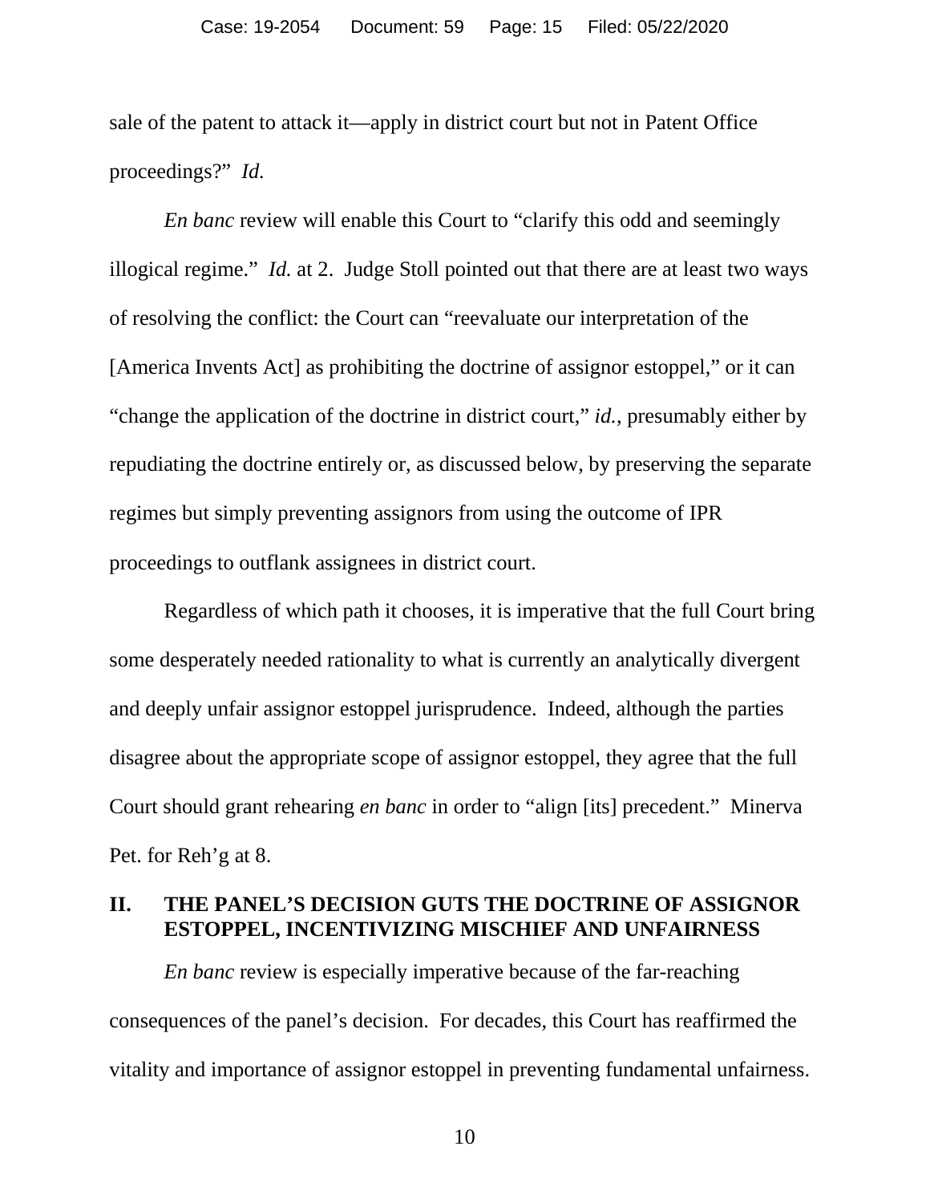sale of the patent to attack it—apply in district court but not in Patent Office proceedings?" *Id.*

*En banc* review will enable this Court to "clarify this odd and seemingly illogical regime." *Id.* at 2. Judge Stoll pointed out that there are at least two ways of resolving the conflict: the Court can "reevaluate our interpretation of the [America Invents Act] as prohibiting the doctrine of assignor estoppel," or it can "change the application of the doctrine in district court," *id.*, presumably either by repudiating the doctrine entirely or, as discussed below, by preserving the separate regimes but simply preventing assignors from using the outcome of IPR proceedings to outflank assignees in district court.

Regardless of which path it chooses, it is imperative that the full Court bring some desperately needed rationality to what is currently an analytically divergent and deeply unfair assignor estoppel jurisprudence. Indeed, although the parties disagree about the appropriate scope of assignor estoppel, they agree that the full Court should grant rehearing *en banc* in order to "align [its] precedent." Minerva Pet. for Reh'g at 8.

## II. THE PANEL'S DECISION GUTS THE DOCTRINE OF ASSIGNOR ESTOPPEL, INCENTIVIZING MISCHIEF AND UNFAIRNESS

*En banc* review is especially imperative because of the far-reaching consequences of the panel's decision. For decades, this Court has reaffirmed the vitality and importance of assignor estoppel in preventing fundamental unfairness.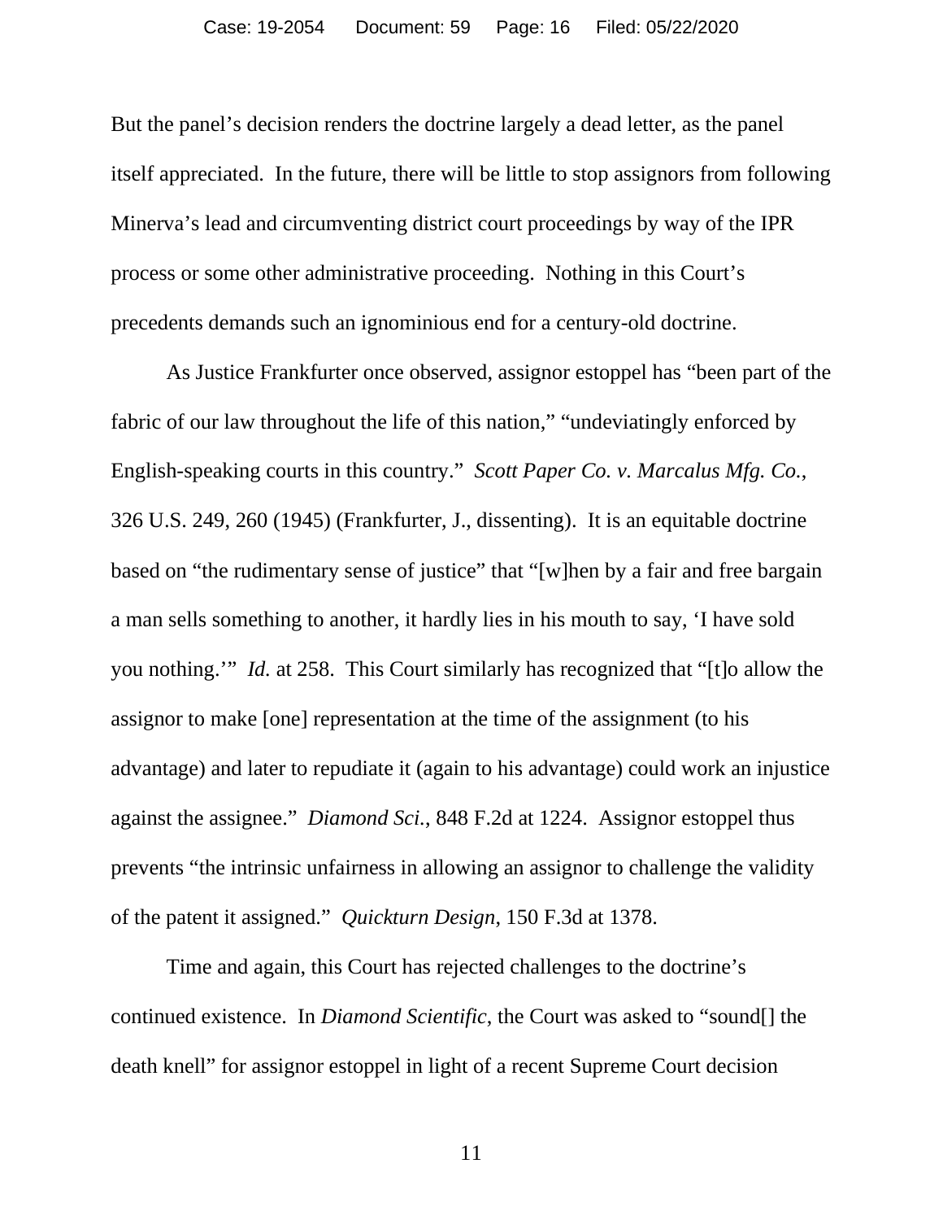But the panel's decision renders the doctrine largely a dead letter, as the panel itself appreciated. In the future, there will be little to stop assignors from following Minerva's lead and circumventing district court proceedings by way of the IPR process or some other administrative proceeding. Nothing in this Court's precedents demands such an ignominious end for a century-old doctrine.

As Justice Frankfurter once observed, assignor estoppel has "been part of the fabric of our law throughout the life of this nation," "undeviatingly enforced by English-speaking courts in this country." *Scott Paper Co. v. Marcalus Mfg. Co.*, 326 U.S. 249, 260 (1945) (Frankfurter, J., dissenting). It is an equitable doctrine based on "the rudimentary sense of justice" that "[w]hen by a fair and free bargain a man sells something to another, it hardly lies in his mouth to say, 'I have sold you nothing.'" *Id.* at 258. This Court similarly has recognized that "[t]o allow the assignor to make [one] representation at the time of the assignment (to his advantage) and later to repudiate it (again to his advantage) could work an injustice against the assignee." *Diamond Sci.*, 848 F.2d at 1224. Assignor estoppel thus prevents "the intrinsic unfairness in allowing an assignor to challenge the validity of the patent it assigned." *Quickturn Design*, 150 F.3d at 1378.

Time and again, this Court has rejected challenges to the doctrine's continued existence. In *Diamond Scientific*, the Court was asked to "sound[] the death knell" for assignor estoppel in light of a recent Supreme Court decision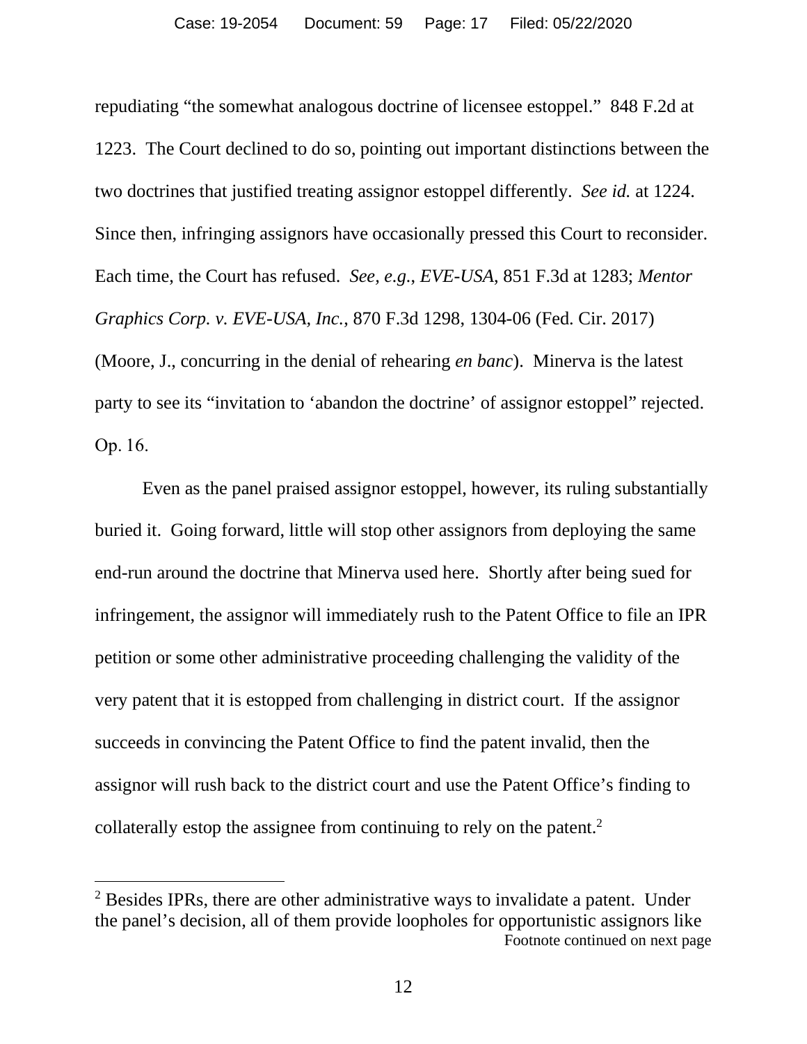repudiating "the somewhat analogous doctrine of licensee estoppel." 848 F.2d at 1223. The Court declined to do so, pointing out important distinctions between the two doctrines that justified treating assignor estoppel differently. *See id.* at 1224. Since then, infringing assignors have occasionally pressed this Court to reconsider. Each time, the Court has refused. *See, e.g.*, *EVE-USA*, 851 F.3d at 1283; *Mentor Graphics Corp. v. EVE-USA, Inc.*, 870 F.3d 1298, 1304-06 (Fed. Cir. 2017) (Moore, J., concurring in the denial of rehearing *en banc*). Minerva is the latest party to see its "invitation to 'abandon the doctrine' of assignor estoppel" rejected. Op. 16.

Even as the panel praised assignor estoppel, however, its ruling substantially buried it. Going forward, little will stop other assignors from deploying the same end-run around the doctrine that Minerva used here. Shortly after being sued for infringement, the assignor will immediately rush to the Patent Office to file an IPR petition or some other administrative proceeding challenging the validity of the very patent that it is estopped from challenging in district court. If the assignor succeeds in convincing the Patent Office to find the patent invalid, then the assignor will rush back to the district court and use the Patent Office's finding to collaterally estop the assignee from continuing to rely on the patent.[2]

[2] Besides IPRs, there are other administrative ways to invalidate a patent. Under the panel's decision, all of them provide loopholes for opportunistic assignors like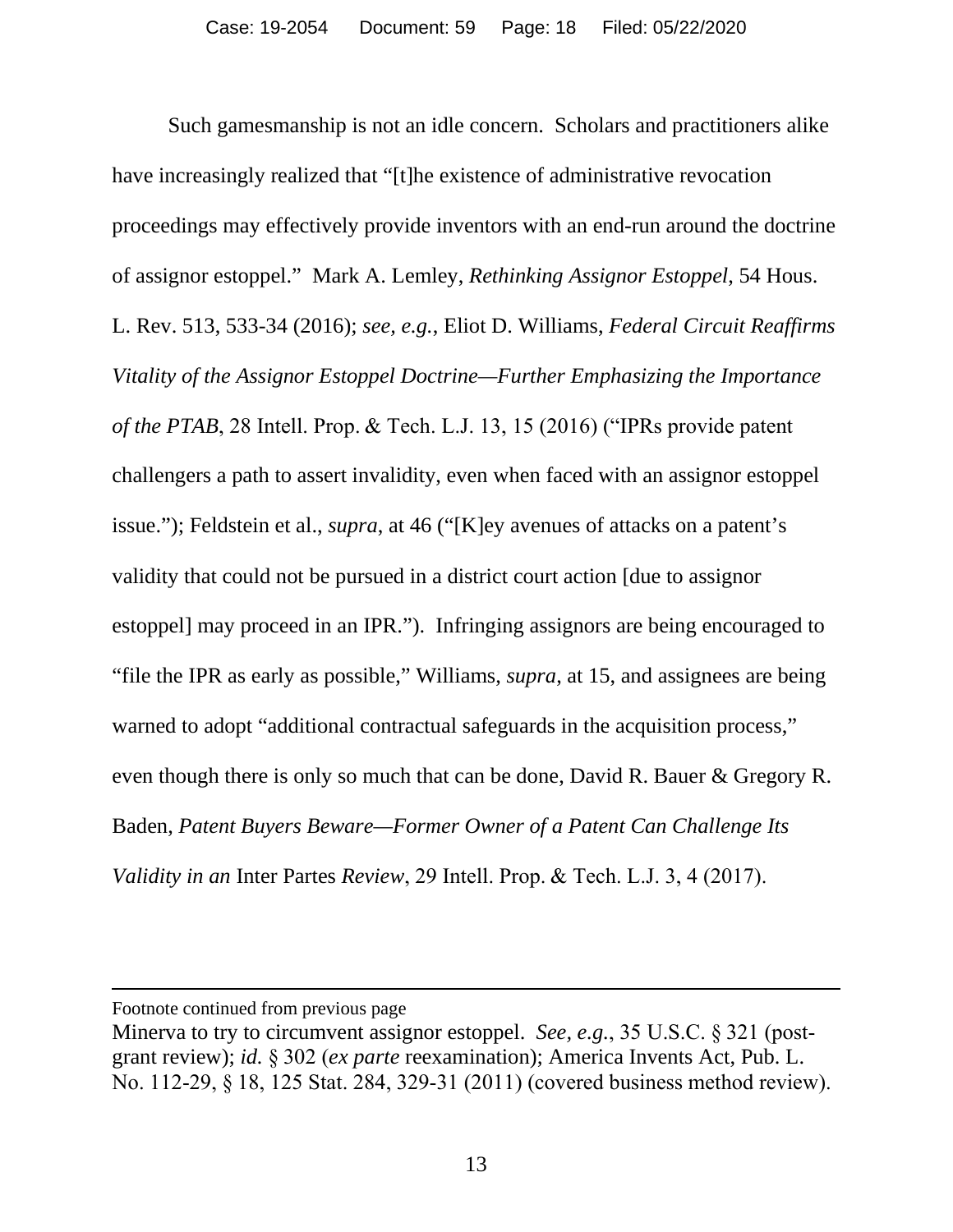Such gamesmanship is not an idle concern. Scholars and practitioners alike have increasingly realized that "[t]he existence of administrative revocation proceedings may effectively provide inventors with an end-run around the doctrine of assignor estoppel." Mark A. Lemley, *Rethinking Assignor Estoppel*, 54 Hous. L. Rev. 513, 533-34 (2016); *see, e.g.*, Eliot D. Williams, *Federal Circuit Reaffirms Vitality of the Assignor Estoppel Doctrine—Further Emphasizing the Importance of the PTAB*, 28 Intell. Prop. & Tech. L.J. 13, 15 (2016) ("IPRs provide patent challengers a path to assert invalidity, even when faced with an assignor estoppel issue."); Feldstein et al., *supra*, at 46 ("[K]ey avenues of attacks on a patent's validity that could not be pursued in a district court action [due to assignor estoppel] may proceed in an IPR."). Infringing assignors are being encouraged to "file the IPR as early as possible," Williams, *supra*, at 15, and assignees are being warned to adopt "additional contractual safeguards in the acquisition process," even though there is only so much that can be done, David R. Bauer & Gregory R. Baden, *Patent Buyers Beware—Former Owner of a Patent Can Challenge Its Validity in an* Inter Partes *Review*, 29 Intell. Prop. & Tech. L.J. 3, 4 (2017).

---

Footnote continued from previous page

Minerva to try to circumvent assignor estoppel. *See, e.g.*, 35 U.S.C. § 321 (post-grant review); *id.* § 302 (*ex parte* reexamination); America Invents Act, Pub. L. No. 112-29, § 18, 125 Stat. 284, 329-31 (2011) (covered business method review).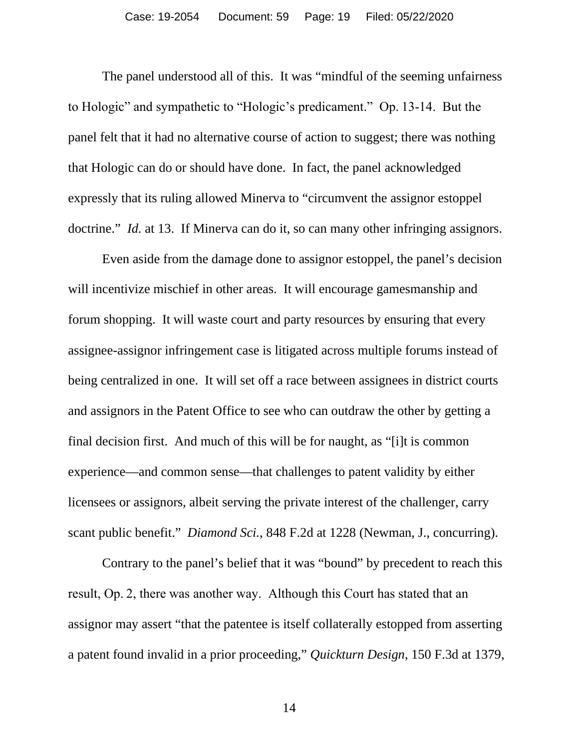The panel understood all of this. It was "mindful of the seeming unfairness to Hologic" and sympathetic to "Hologic's predicament." Op. 13-14. But the panel felt that it had no alternative course of action to suggest; there was nothing that Hologic can do or should have done. In fact, the panel acknowledged expressly that its ruling allowed Minerva to "circumvent the assignor estoppel doctrine." *Id.* at 13. If Minerva can do it, so can many other infringing assignors.

Even aside from the damage done to assignor estoppel, the panel's decision will incentivize mischief in other areas. It will encourage gamesmanship and forum shopping. It will waste court and party resources by ensuring that every assignee-assignor infringement case is litigated across multiple forums instead of being centralized in one. It will set off a race between assignees in district courts and assignors in the Patent Office to see who can outdraw the other by getting a final decision first. And much of this will be for naught, as "[i]t is common experience—and common sense—that challenges to patent validity by either licensees or assignors, albeit serving the private interest of the challenger, carry scant public benefit." *Diamond Sci.*, 848 F.2d at 1228 (Newman, J., concurring).

Contrary to the panel's belief that it was "bound" by precedent to reach this result, Op. 2, there was another way. Although this Court has stated that an assignor may assert "that the patentee is itself collaterally estopped from asserting a patent found invalid in a prior proceeding," *Quickturn Design*, 150 F.3d at 1379,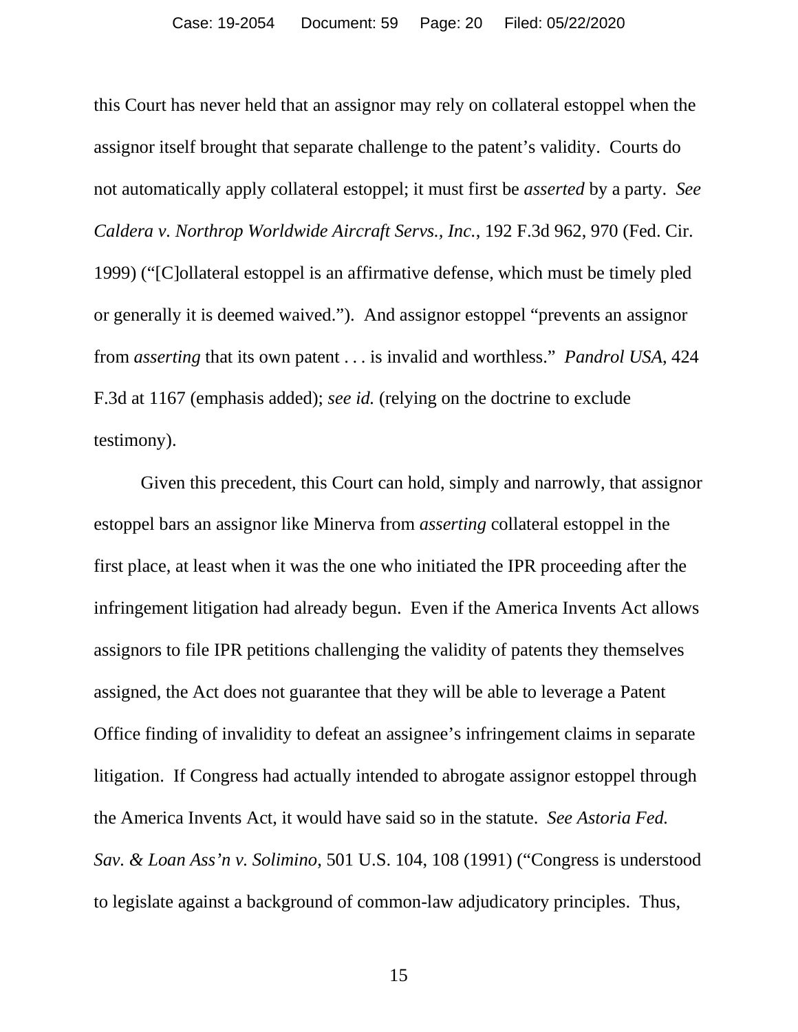this Court has never held that an assignor may rely on collateral estoppel when the assignor itself brought that separate challenge to the patent's validity. Courts do not automatically apply collateral estoppel; it must first be *asserted* by a party. *See Caldera v. Northrop Worldwide Aircraft Servs., Inc.*, 192 F.3d 962, 970 (Fed. Cir. 1999) ("[C]ollateral estoppel is an affirmative defense, which must be timely pled or generally it is deemed waived."). And assignor estoppel "prevents an assignor from *asserting* that its own patent . . . is invalid and worthless." *Pandrol USA*, 424 F.3d at 1167 (emphasis added); *see id.* (relying on the doctrine to exclude testimony).

Given this precedent, this Court can hold, simply and narrowly, that assignor estoppel bars an assignor like Minerva from *asserting* collateral estoppel in the first place, at least when it was the one who initiated the IPR proceeding after the infringement litigation had already begun. Even if the America Invents Act allows assignors to file IPR petitions challenging the validity of patents they themselves assigned, the Act does not guarantee that they will be able to leverage a Patent Office finding of invalidity to defeat an assignee's infringement claims in separate litigation. If Congress had actually intended to abrogate assignor estoppel through the America Invents Act, it would have said so in the statute. *See Astoria Fed. Sav. & Loan Ass'n v. Solimino*, 501 U.S. 104, 108 (1991) ("Congress is understood to legislate against a background of common-law adjudicatory principles. Thus,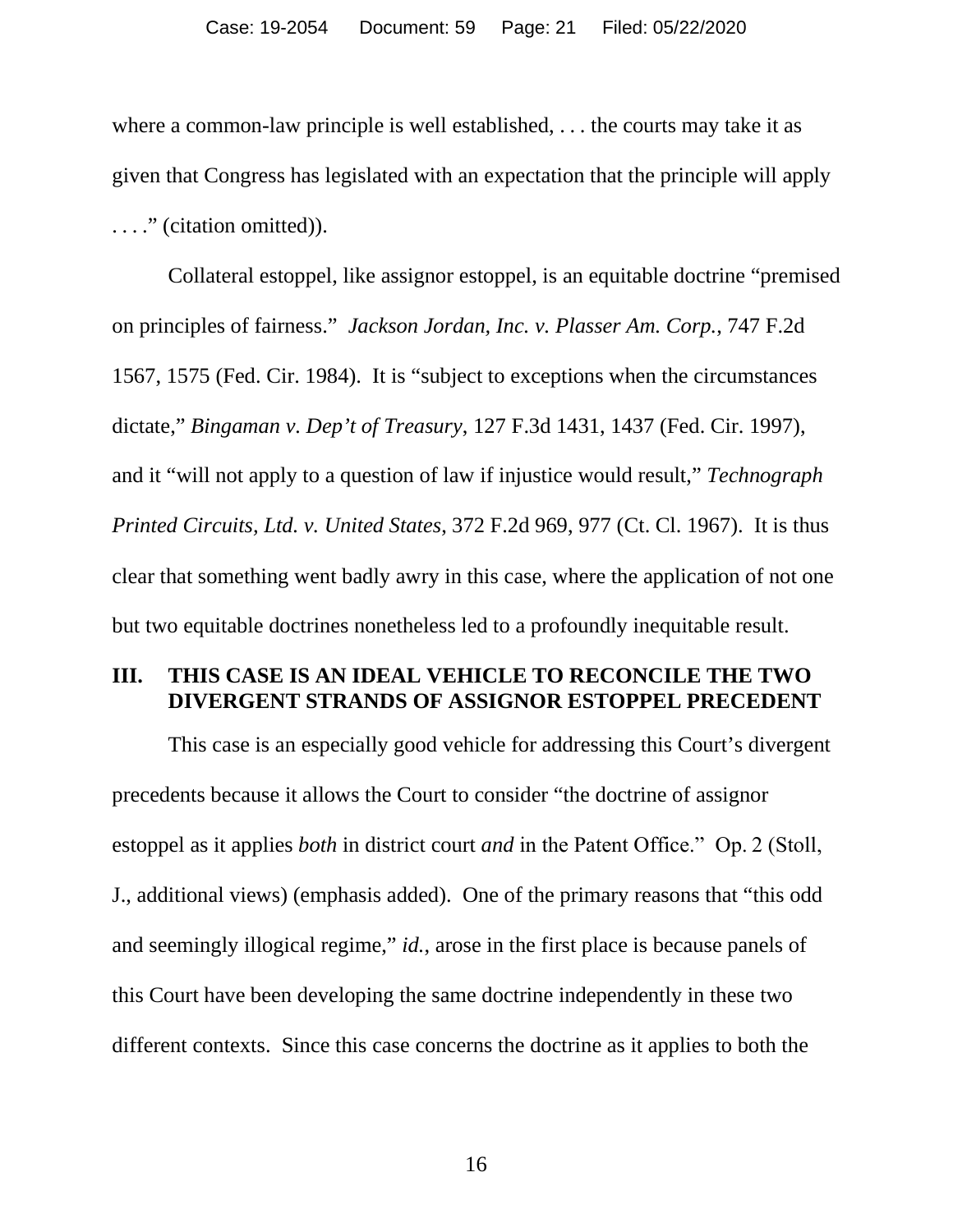where a common-law principle is well established, . . . the courts may take it as given that Congress has legislated with an expectation that the principle will apply . . . ." (citation omitted)).

Collateral estoppel, like assignor estoppel, is an equitable doctrine "premised on principles of fairness." *Jackson Jordan, Inc. v. Plasser Am. Corp.*, 747 F.2d 1567, 1575 (Fed. Cir. 1984). It is "subject to exceptions when the circumstances dictate," *Bingaman v. Dep't of Treasury*, 127 F.3d 1431, 1437 (Fed. Cir. 1997), and it "will not apply to a question of law if injustice would result," *Technograph Printed Circuits, Ltd. v. United States*, 372 F.2d 969, 977 (Ct. Cl. 1967). It is thus clear that something went badly awry in this case, where the application of not one but two equitable doctrines nonetheless led to a profoundly inequitable result.

## III. THIS CASE IS AN IDEAL VEHICLE TO RECONCILE THE TWO DIVERGENT STRANDS OF ASSIGNOR ESTOPPEL PRECEDENT

This case is an especially good vehicle for addressing this Court's divergent precedents because it allows the Court to consider "the doctrine of assignor estoppel as it applies *both* in district court *and* in the Patent Office." Op. 2 (Stoll, J., additional views) (emphasis added). One of the primary reasons that "this odd and seemingly illogical regime," *id.*, arose in the first place is because panels of this Court have been developing the same doctrine independently in these two different contexts. Since this case concerns the doctrine as it applies to both the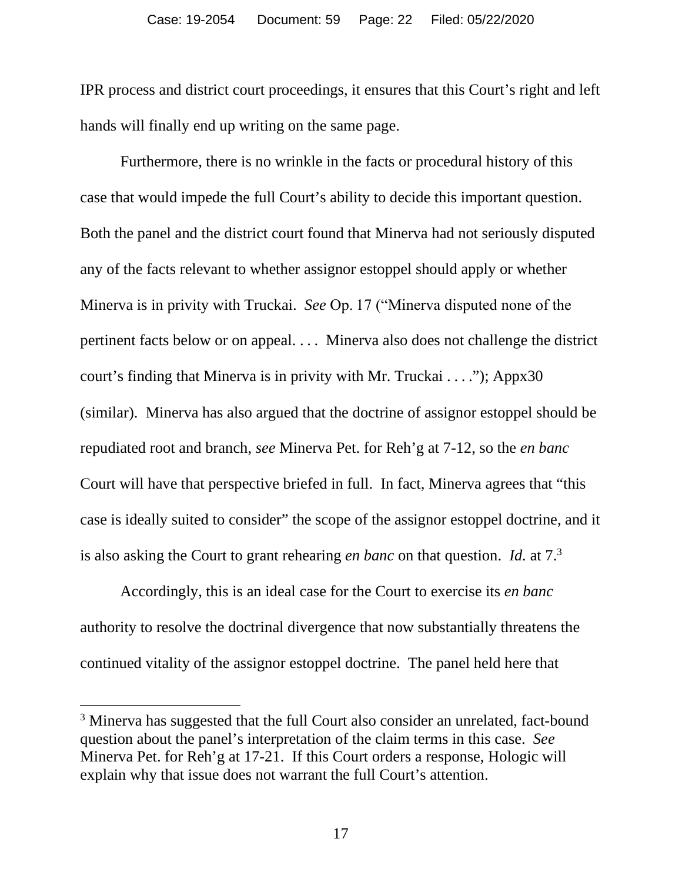IPR process and district court proceedings, it ensures that this Court's right and left hands will finally end up writing on the same page.

Furthermore, there is no wrinkle in the facts or procedural history of this case that would impede the full Court's ability to decide this important question. Both the panel and the district court found that Minerva had not seriously disputed any of the facts relevant to whether assignor estoppel should apply or whether Minerva is in privity with Truckai. *See* Op. 17 ("Minerva disputed none of the pertinent facts below or on appeal. . . . Minerva also does not challenge the district court's finding that Minerva is in privity with Mr. Truckai . . . ."); Appx30 (similar). Minerva has also argued that the doctrine of assignor estoppel should be repudiated root and branch, *see* Minerva Pet. for Reh'g at 7-12, so the *en banc* Court will have that perspective briefed in full. In fact, Minerva agrees that "this case is ideally suited to consider" the scope of the assignor estoppel doctrine, and it is also asking the Court to grant rehearing *en banc* on that question. *Id.* at 7.[3]

Accordingly, this is an ideal case for the Court to exercise its *en banc* authority to resolve the doctrinal divergence that now substantially threatens the continued vitality of the assignor estoppel doctrine. The panel held here that

---

[3] Minerva has suggested that the full Court also consider an unrelated, fact-bound question about the panel's interpretation of the claim terms in this case. *See* Minerva Pet. for Reh'g at 17-21. If this Court orders a response, Hologic will explain why that issue does not warrant the full Court's attention.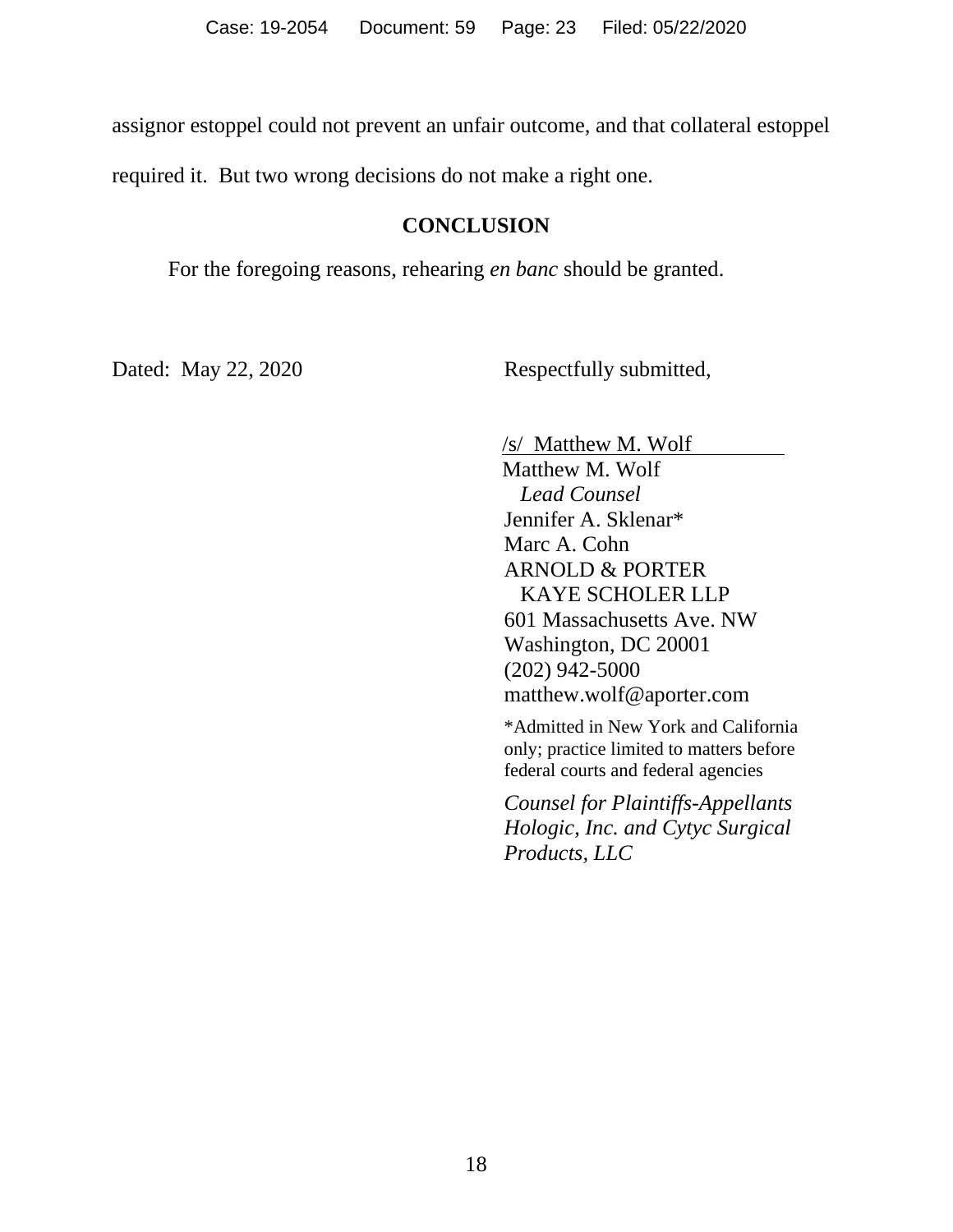assignor estoppel could not prevent an unfair outcome, and that collateral estoppel required it. But two wrong decisions do not make a right one.

## CONCLUSION

For the foregoing reasons, rehearing *en banc* should be granted.

Dated: May 22, 2020

Respectfully submitted,

/s/ Matthew M. Wolf
Matthew M. Wolf
*Lead Counsel*
Jennifer A. Sklenar*
Marc A. Cohn
ARNOLD & PORTER
KAYE SCHOLER LLP
601 Massachusetts Ave. NW
Washington, DC 20001
(202) 942-5000
matthew.wolf@aporter.com

*Admitted in New York and California only; practice limited to matters before federal courts and federal agencies

*Counsel for Plaintiffs-Appellants Hologic, Inc. and Cytyc Surgical Products, LLC*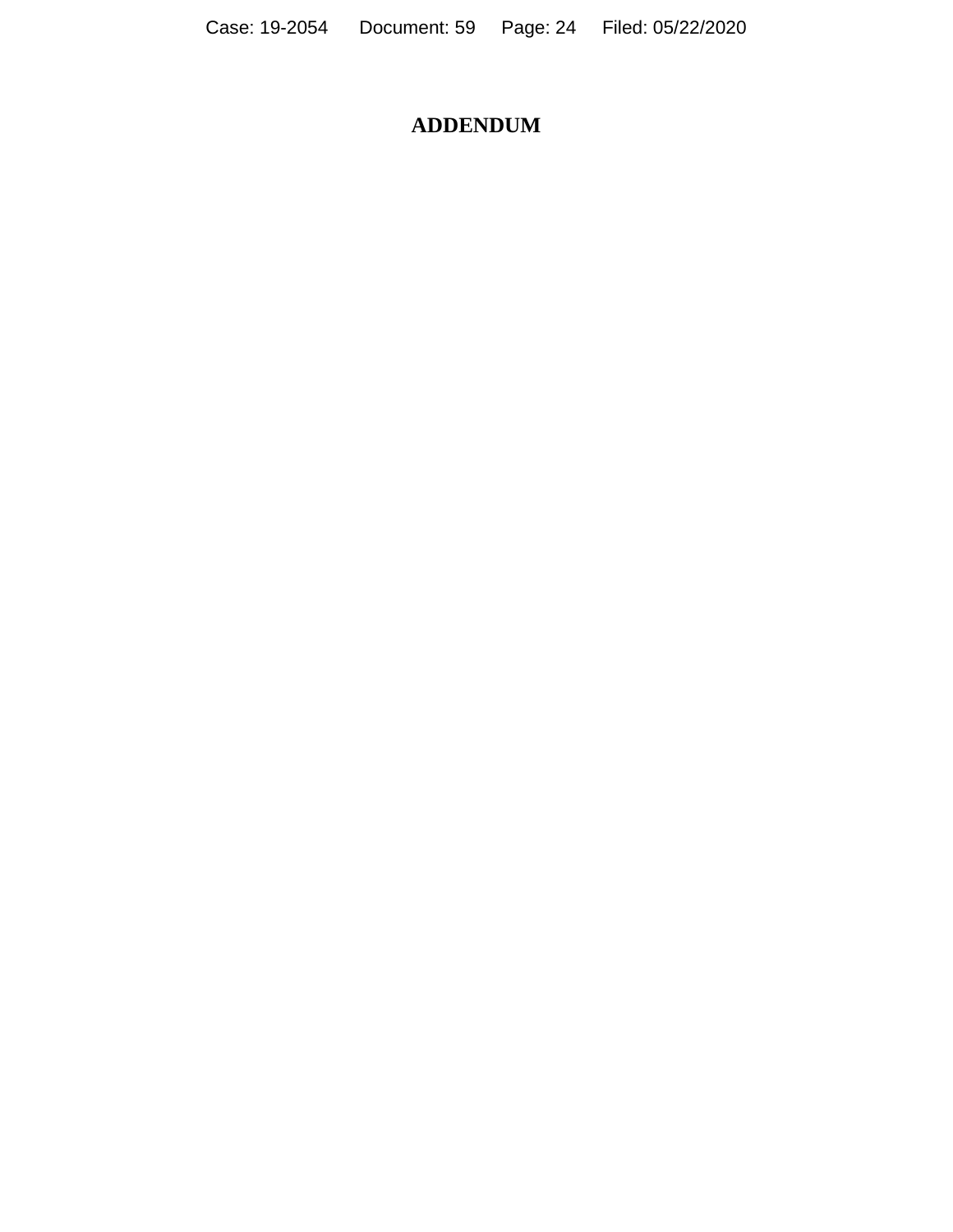# ADDENDUM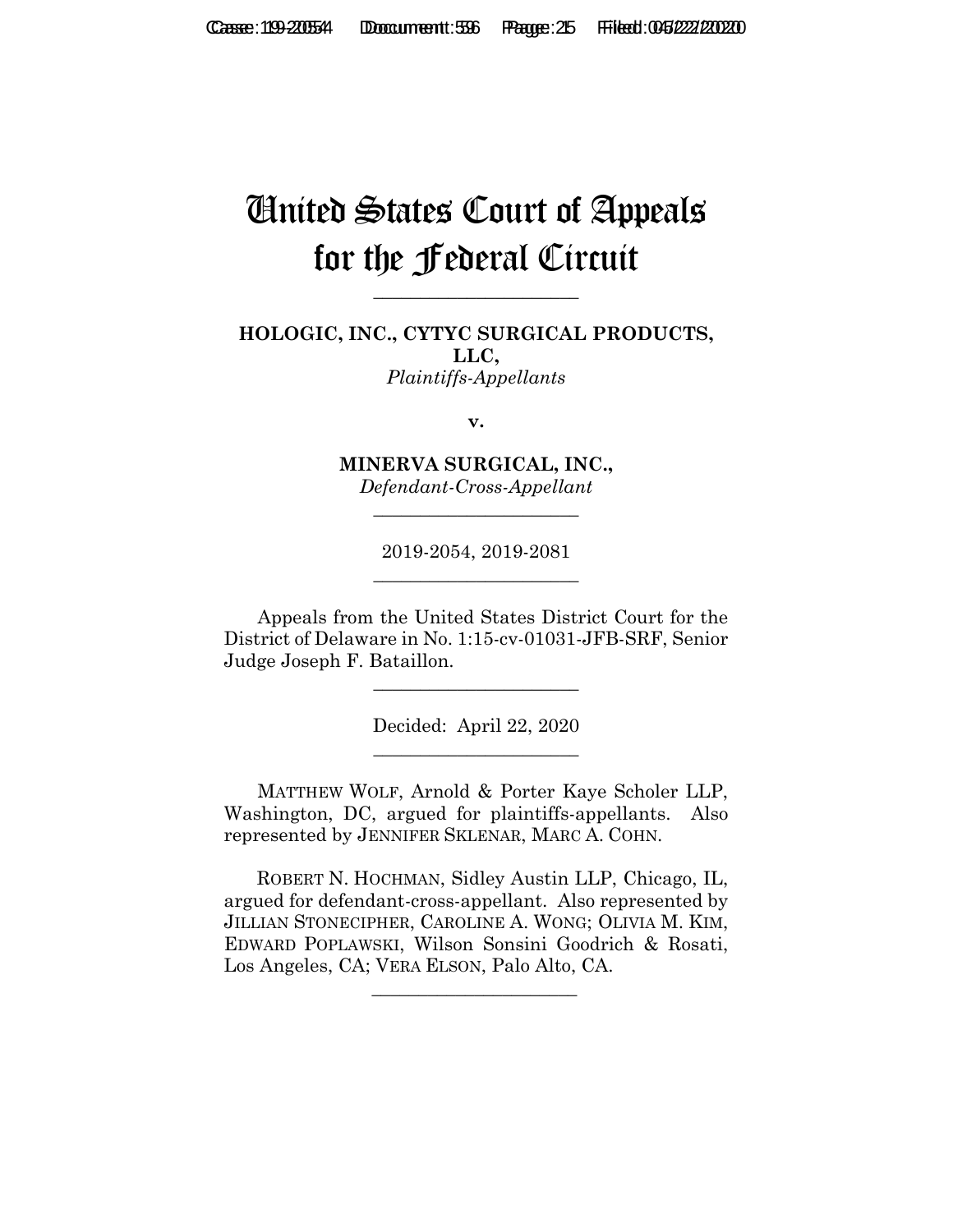# United States Court of Appeals for the Federal Circuit

---

**HOLOGIC, INC., CYTYC SURGICAL PRODUCTS, LLC,**
*Plaintiffs-Appellants*

**v.**

**MINERVA SURGICAL, INC.,**
*Defendant-Cross-Appellant*

---

2019-2054, 2019-2081

---

Appeals from the United States District Court for the District of Delaware in No. 1:15-cv-01031-JFB-SRF, Senior Judge Joseph F. Bataillon.

---

Decided: April 22, 2020

---

MATTHEW WOLF, Arnold & Porter Kaye Scholer LLP, Washington, DC, argued for plaintiffs-appellants. Also represented by JENNIFER SKLENAR, MARC A. COHN.

ROBERT N. HOCHMAN, Sidley Austin LLP, Chicago, IL, argued for defendant-cross-appellant. Also represented by JILLIAN STONECIPHER, CAROLINE A. WONG; OLIVIA M. KIM, EDWARD POPLAWSKI, Wilson Sonsini Goodrich & Rosati, Los Angeles, CA; VERA ELSON, Palo Alto, CA.

---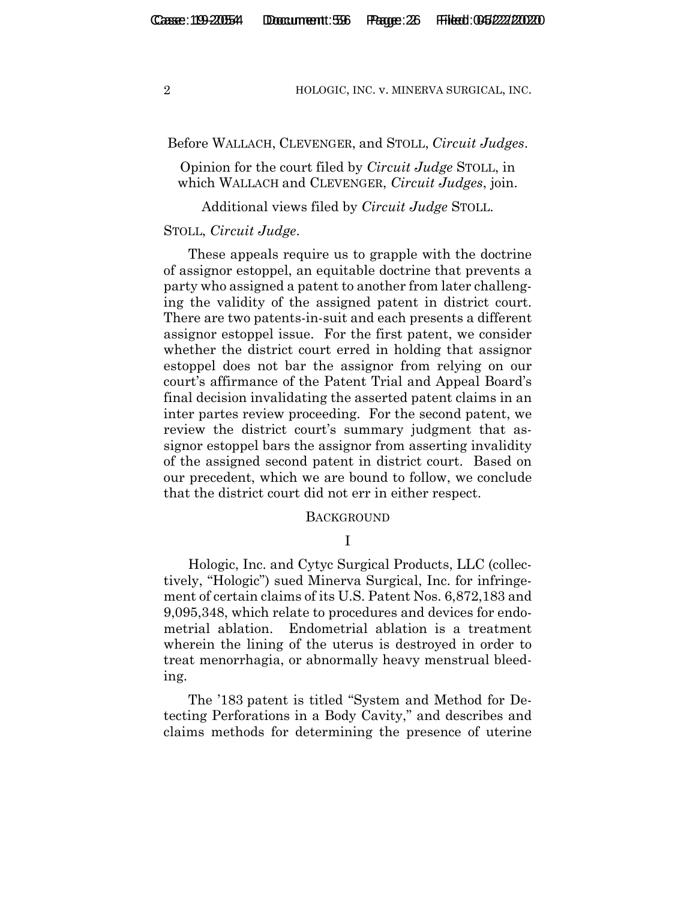Before WALLACH, CLEVENGER, and STOLL, *Circuit Judges*.

Opinion for the court filed by *Circuit Judge* STOLL, in which WALLACH and CLEVENGER, *Circuit Judges*, join.

Additional views filed by *Circuit Judge* STOLL.

STOLL, *Circuit Judge*.

These appeals require us to grapple with the doctrine of assignor estoppel, an equitable doctrine that prevents a party who assigned a patent to another from later challenging the validity of the assigned patent in district court. There are two patents-in-suit and each presents a different assignor estoppel issue. For the first patent, we consider whether the district court erred in holding that assignor estoppel does not bar the assignor from relying on our court's affirmance of the Patent Trial and Appeal Board's final decision invalidating the asserted patent claims in an inter partes review proceeding. For the second patent, we review the district court's summary judgment that assignor estoppel bars the assignor from asserting invalidity of the assigned second patent in district court. Based on our precedent, which we are bound to follow, we conclude that the district court did not err in either respect.

## BACKGROUND

### I

Hologic, Inc. and Cytyc Surgical Products, LLC (collectively, "Hologic") sued Minerva Surgical, Inc. for infringement of certain claims of its U.S. Patent Nos. 6,872,183 and 9,095,348, which relate to procedures and devices for endometrial ablation. Endometrial ablation is a treatment wherein the lining of the uterus is destroyed in order to treat menorrhagia, or abnormally heavy menstrual bleeding.

The '183 patent is titled "System and Method for Detecting Perforations in a Body Cavity," and describes and claims methods for determining the presence of uterine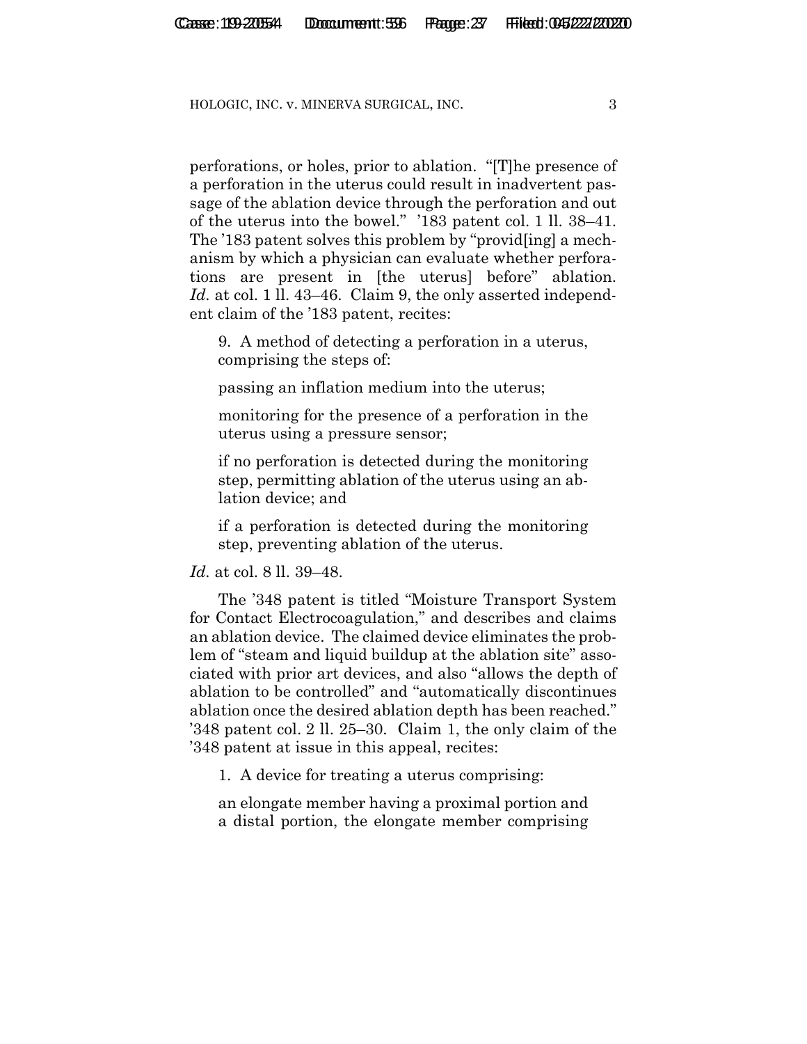perforations, or holes, prior to ablation. "[T]he presence of a perforation in the uterus could result in inadvertent passage of the ablation device through the perforation and out of the uterus into the bowel." '183 patent col. 1 ll. 38–41. The '183 patent solves this problem by "provid[ing] a mechanism by which a physician can evaluate whether perforations are present in [the uterus] before" ablation. *Id.* at col. 1 ll. 43–46. Claim 9, the only asserted independent claim of the '183 patent, recites:

> 9. A method of detecting a perforation in a uterus, comprising the steps of:
>
> passing an inflation medium into the uterus;
>
> monitoring for the presence of a perforation in the uterus using a pressure sensor;
>
> if no perforation is detected during the monitoring step, permitting ablation of the uterus using an ablation device; and
>
> if a perforation is detected during the monitoring step, preventing ablation of the uterus.

*Id.* at col. 8 ll. 39–48.

The '348 patent is titled "Moisture Transport System for Contact Electrocoagulation," and describes and claims an ablation device. The claimed device eliminates the problem of "steam and liquid buildup at the ablation site" associated with prior art devices, and also "allows the depth of ablation to be controlled" and "automatically discontinues ablation once the desired ablation depth has been reached." '348 patent col. 2 ll. 25–30. Claim 1, the only claim of the '348 patent at issue in this appeal, recites:

> 1. A device for treating a uterus comprising:
>
> an elongate member having a proximal portion and a distal portion, the elongate member comprising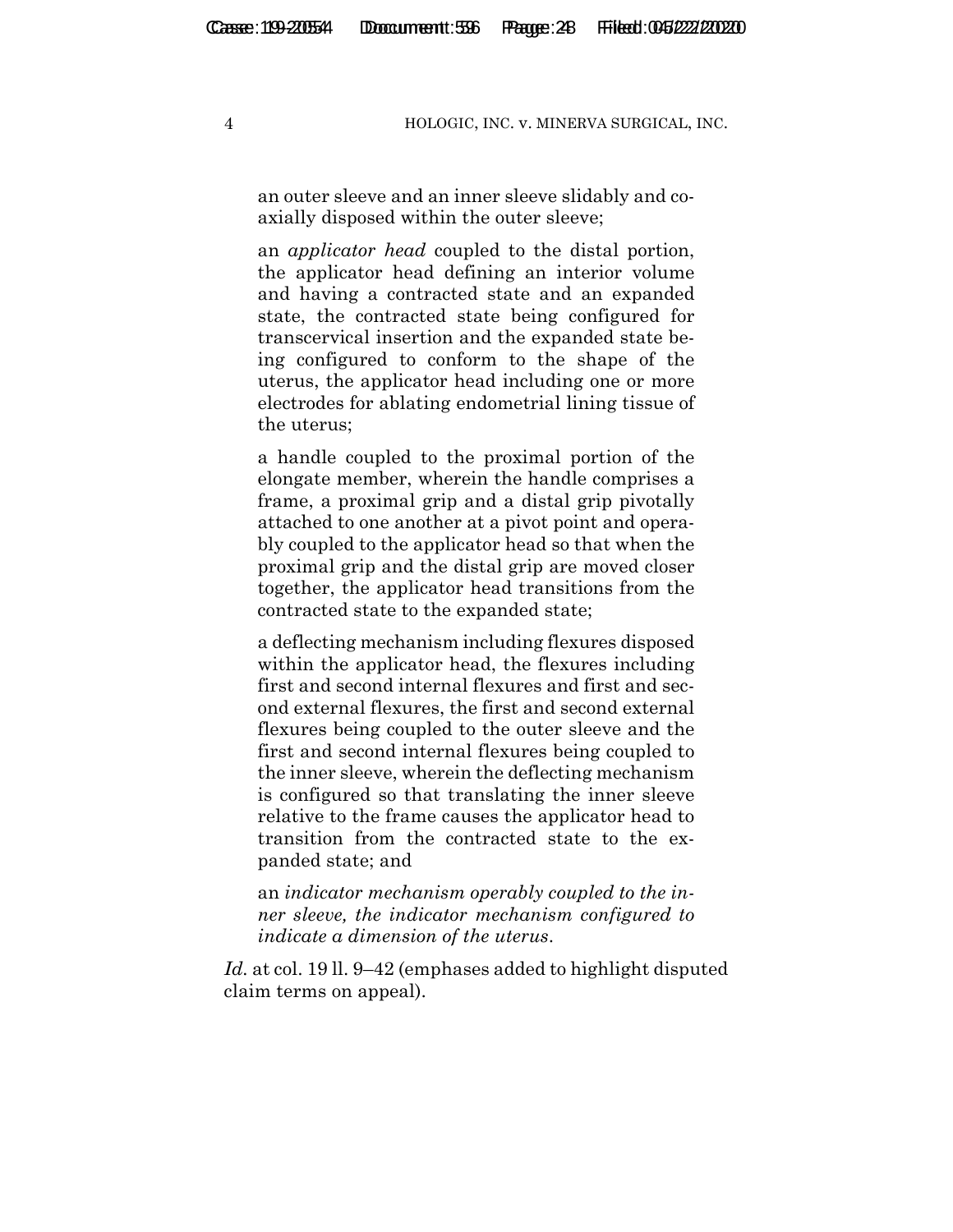an outer sleeve and an inner sleeve slidably and coaxially disposed within the outer sleeve;

an *applicator head* coupled to the distal portion, the applicator head defining an interior volume and having a contracted state and an expanded state, the contracted state being configured for transcervical insertion and the expanded state being configured to conform to the shape of the uterus, the applicator head including one or more electrodes for ablating endometrial lining tissue of the uterus;

a handle coupled to the proximal portion of the elongate member, wherein the handle comprises a frame, a proximal grip and a distal grip pivotally attached to one another at a pivot point and operably coupled to the applicator head so that when the proximal grip and the distal grip are moved closer together, the applicator head transitions from the contracted state to the expanded state;

a deflecting mechanism including flexures disposed within the applicator head, the flexures including first and second internal flexures and first and second external flexures, the first and second external flexures being coupled to the outer sleeve and the first and second internal flexures being coupled to the inner sleeve, wherein the deflecting mechanism is configured so that translating the inner sleeve relative to the frame causes the applicator head to transition from the contracted state to the expanded state; and

an *indicator mechanism operably coupled to the inner sleeve, the indicator mechanism configured to indicate a dimension of the uterus*.

*Id.* at col. 19 ll. 9–42 (emphases added to highlight disputed claim terms on appeal).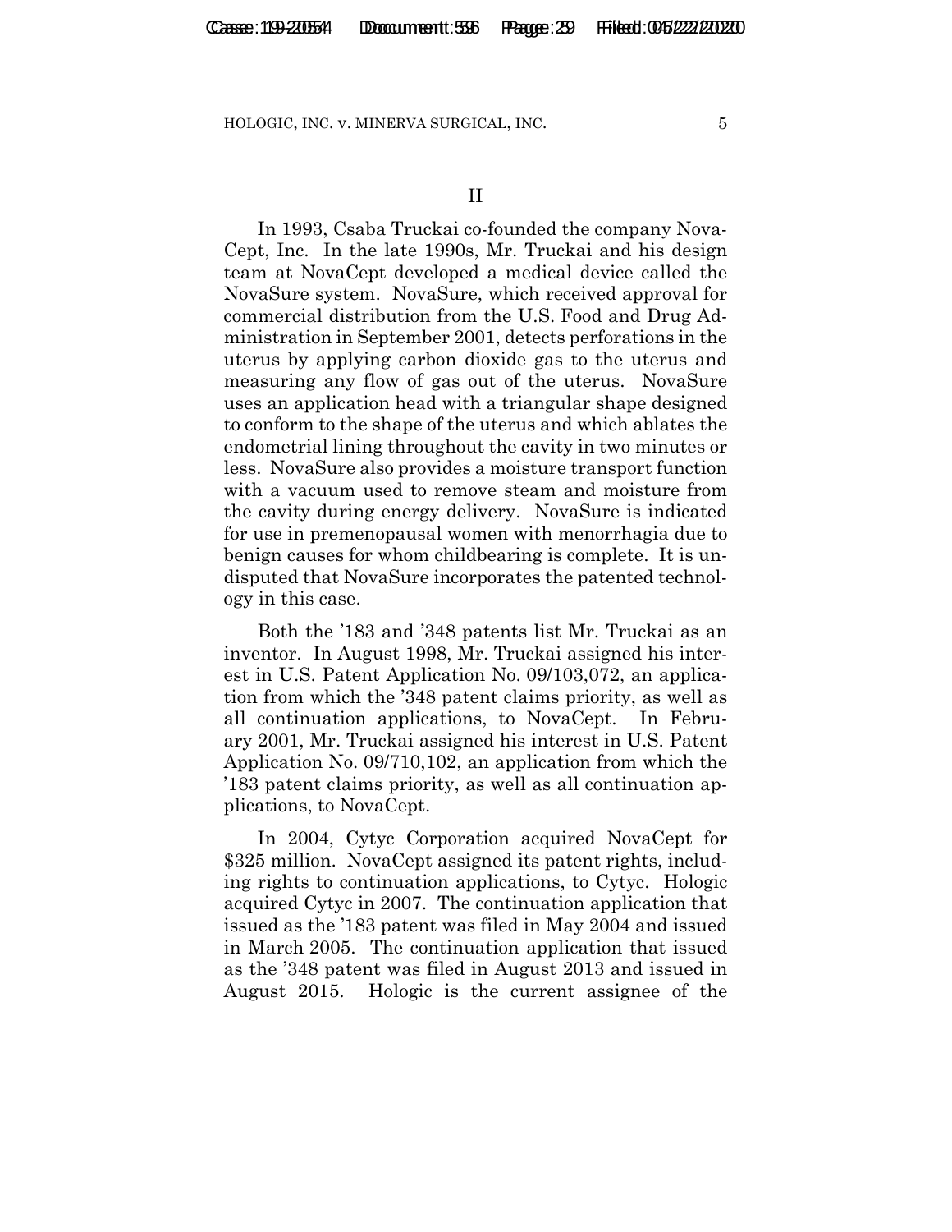## II

In 1993, Csaba Truckai co-founded the company NovaCept, Inc. In the late 1990s, Mr. Truckai and his design team at NovaCept developed a medical device called the NovaSure system. NovaSure, which received approval for commercial distribution from the U.S. Food and Drug Administration in September 2001, detects perforations in the uterus by applying carbon dioxide gas to the uterus and measuring any flow of gas out of the uterus. NovaSure uses an application head with a triangular shape designed to conform to the shape of the uterus and which ablates the endometrial lining throughout the cavity in two minutes or less. NovaSure also provides a moisture transport function with a vacuum used to remove steam and moisture from the cavity during energy delivery. NovaSure is indicated for use in premenopausal women with menorrhagia due to benign causes for whom childbearing is complete. It is undisputed that NovaSure incorporates the patented technology in this case.

Both the '183 and '348 patents list Mr. Truckai as an inventor. In August 1998, Mr. Truckai assigned his interest in U.S. Patent Application No. 09/103,072, an application from which the '348 patent claims priority, as well as all continuation applications, to NovaCept. In February 2001, Mr. Truckai assigned his interest in U.S. Patent Application No. 09/710,102, an application from which the '183 patent claims priority, as well as all continuation applications, to NovaCept.

In 2004, Cytyc Corporation acquired NovaCept for $325 million. NovaCept assigned its patent rights, including rights to continuation applications, to Cytyc. Hologic acquired Cytyc in 2007. The continuation application that issued as the '183 patent was filed in May 2004 and issued in March 2005. The continuation application that issued as the '348 patent was filed in August 2013 and issued in August 2015. Hologic is the current assignee of the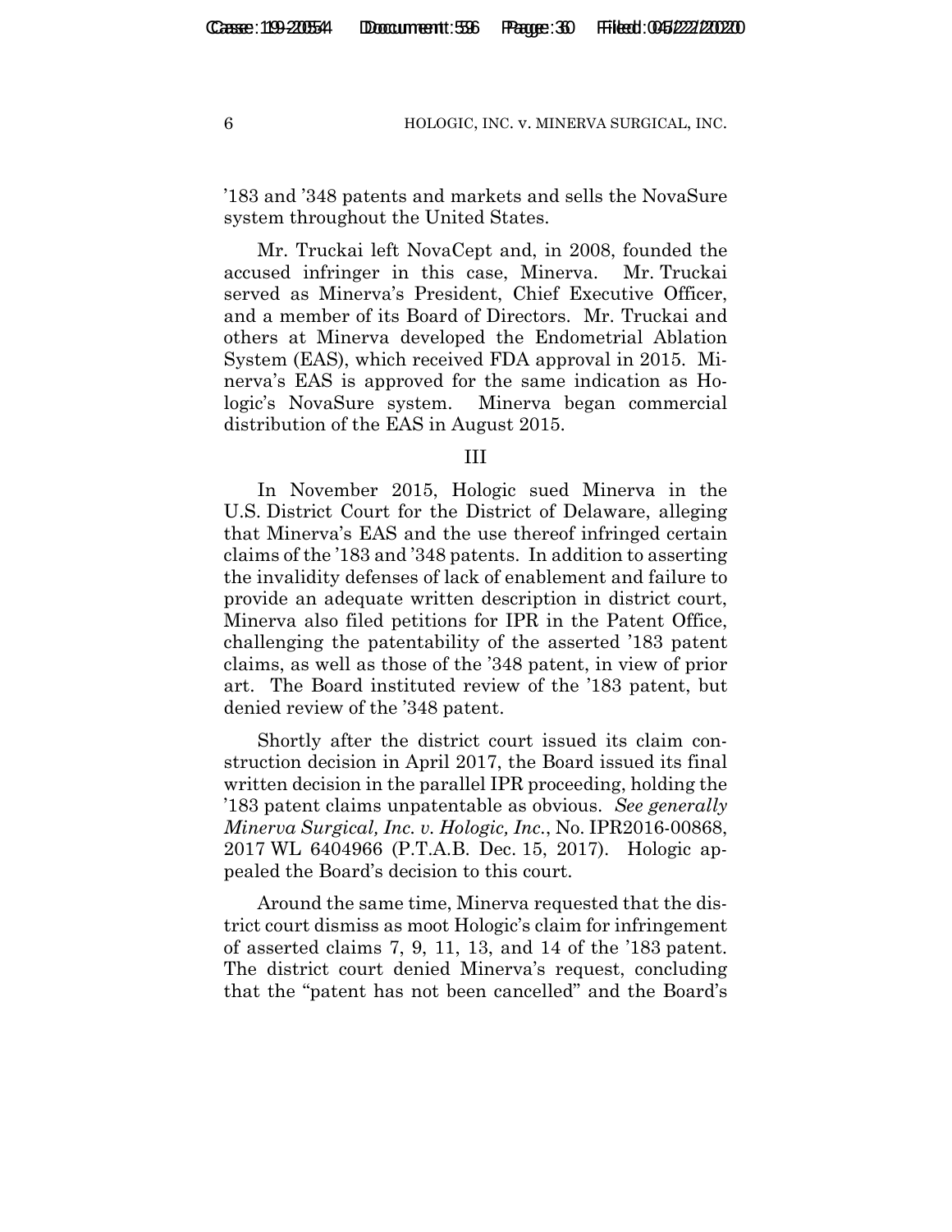'183 and '348 patents and markets and sells the NovaSure system throughout the United States.

Mr. Truckai left NovaCept and, in 2008, founded the accused infringer in this case, Minerva. Mr. Truckai served as Minerva's President, Chief Executive Officer, and a member of its Board of Directors. Mr. Truckai and others at Minerva developed the Endometrial Ablation System (EAS), which received FDA approval in 2015. Minerva's EAS is approved for the same indication as Hologic's NovaSure system. Minerva began commercial distribution of the EAS in August 2015.

III

In November 2015, Hologic sued Minerva in the U.S. District Court for the District of Delaware, alleging that Minerva's EAS and the use thereof infringed certain claims of the '183 and '348 patents. In addition to asserting the invalidity defenses of lack of enablement and failure to provide an adequate written description in district court, Minerva also filed petitions for IPR in the Patent Office, challenging the patentability of the asserted '183 patent claims, as well as those of the '348 patent, in view of prior art. The Board instituted review of the '183 patent, but denied review of the '348 patent.

Shortly after the district court issued its claim construction decision in April 2017, the Board issued its final written decision in the parallel IPR proceeding, holding the '183 patent claims unpatentable as obvious. *See generally Minerva Surgical, Inc. v. Hologic, Inc.*, No. IPR2016-00868, 2017 WL 6404966 (P.T.A.B. Dec. 15, 2017). Hologic appealed the Board's decision to this court.

Around the same time, Minerva requested that the district court dismiss as moot Hologic's claim for infringement of asserted claims 7, 9, 11, 13, and 14 of the '183 patent. The district court denied Minerva's request, concluding that the "patent has not been cancelled" and the Board's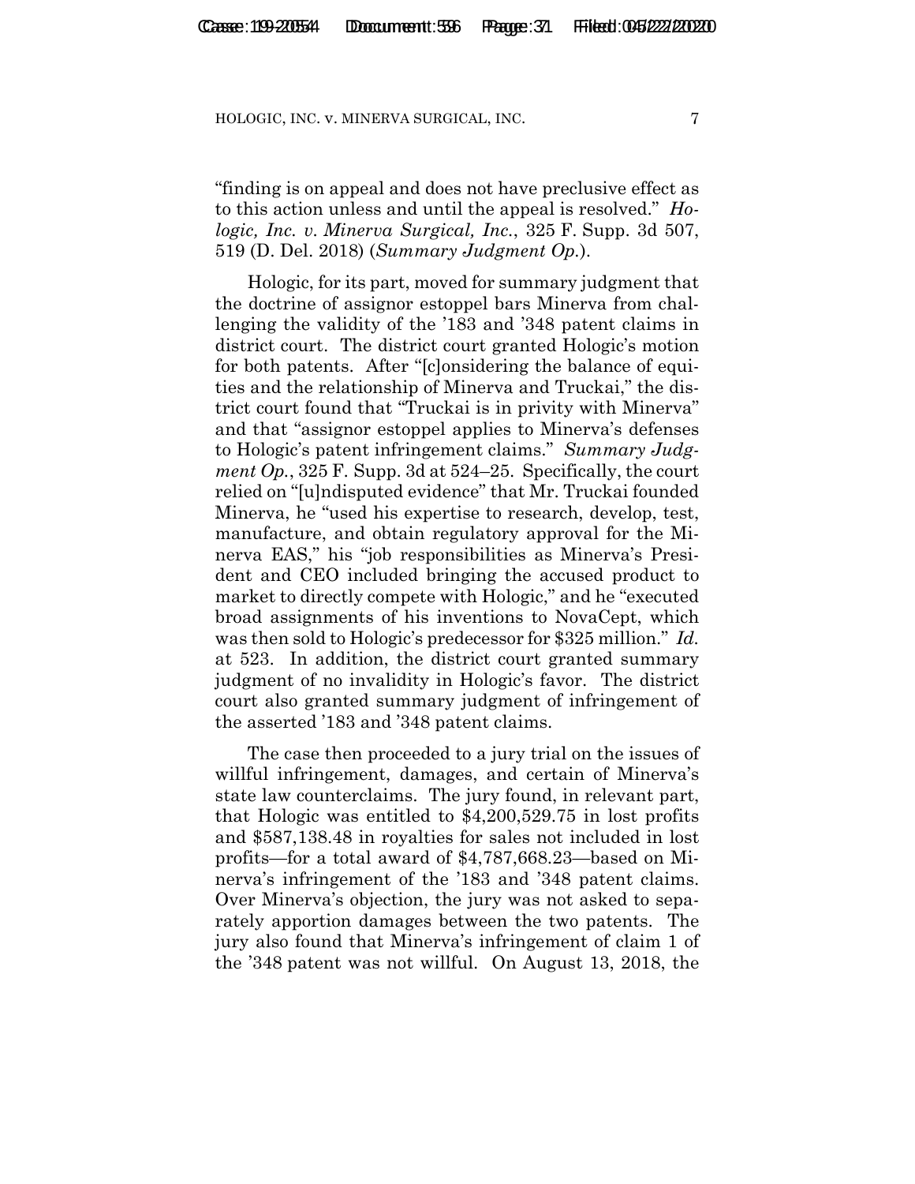"finding is on appeal and does not have preclusive effect as to this action unless and until the appeal is resolved." *Hologic, Inc. v. Minerva Surgical, Inc.*, 325 F. Supp. 3d 507, 519 (D. Del. 2018) (*Summary Judgment Op.*).

Hologic, for its part, moved for summary judgment that the doctrine of assignor estoppel bars Minerva from challenging the validity of the '183 and '348 patent claims in district court. The district court granted Hologic's motion for both patents. After "[c]onsidering the balance of equities and the relationship of Minerva and Truckai," the district court found that "Truckai is in privity with Minerva" and that "assignor estoppel applies to Minerva's defenses to Hologic's patent infringement claims." *Summary Judgment Op.*, 325 F. Supp. 3d at 524–25. Specifically, the court relied on "[u]ndisputed evidence" that Mr. Truckai founded Minerva, he "used his expertise to research, develop, test, manufacture, and obtain regulatory approval for the Minerva EAS," his "job responsibilities as Minerva's President and CEO included bringing the accused product to market to directly compete with Hologic," and he "executed broad assignments of his inventions to NovaCept, which was then sold to Hologic's predecessor for $325 million." *Id.* at 523. In addition, the district court granted summary judgment of no invalidity in Hologic's favor. The district court also granted summary judgment of infringement of the asserted '183 and '348 patent claims.

The case then proceeded to a jury trial on the issues of willful infringement, damages, and certain of Minerva's state law counterclaims. The jury found, in relevant part, that Hologic was entitled to $4,200,529.75 in lost profits and $587,138.48 in royalties for sales not included in lost profits—for a total award of $4,787,668.23—based on Minerva's infringement of the '183 and '348 patent claims. Over Minerva's objection, the jury was not asked to separately apportion damages between the two patents. The jury also found that Minerva's infringement of claim 1 of the '348 patent was not willful. On August 13, 2018, the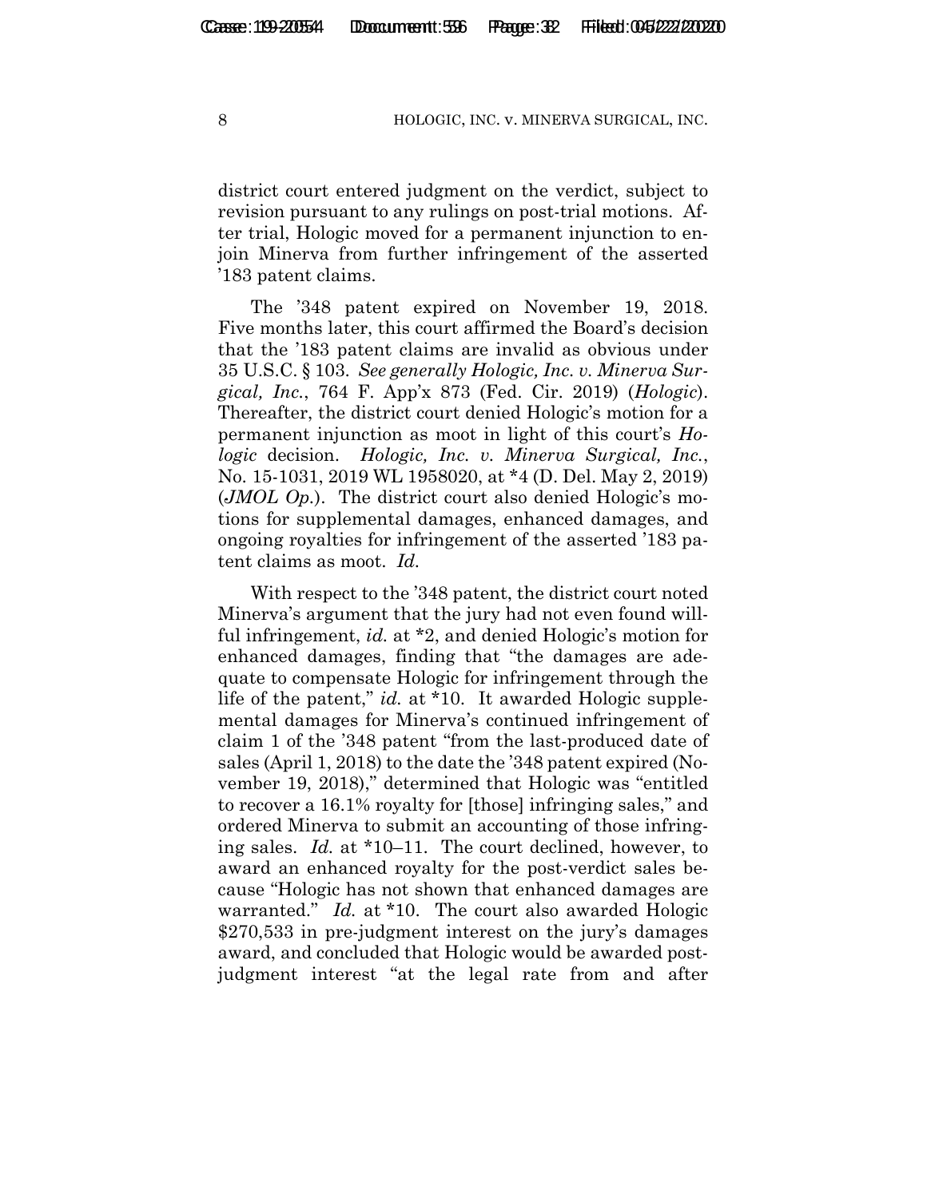district court entered judgment on the verdict, subject to revision pursuant to any rulings on post-trial motions. After trial, Hologic moved for a permanent injunction to enjoin Minerva from further infringement of the asserted '183 patent claims.

The '348 patent expired on November 19, 2018. Five months later, this court affirmed the Board's decision that the '183 patent claims are invalid as obvious under 35 U.S.C. § 103. *See generally Hologic, Inc. v. Minerva Surgical, Inc.*, 764 F. App'x 873 (Fed. Cir. 2019) (*Hologic*). Thereafter, the district court denied Hologic's motion for a permanent injunction as moot in light of this court's *Hologic* decision. *Hologic, Inc. v. Minerva Surgical, Inc.*, No. 15-1031, 2019 WL 1958020, at *4 (D. Del. May 2, 2019) (*JMOL Op.*). The district court also denied Hologic's motions for supplemental damages, enhanced damages, and ongoing royalties for infringement of the asserted '183 patent claims as moot. *Id.*

With respect to the '348 patent, the district court noted Minerva's argument that the jury had not even found willful infringement, *id.* at *2, and denied Hologic's motion for enhanced damages, finding that "the damages are adequate to compensate Hologic for infringement through the life of the patent," *id.* at *10. It awarded Hologic supplemental damages for Minerva's continued infringement of claim 1 of the '348 patent "from the last-produced date of sales (April 1, 2018) to the date the '348 patent expired (November 19, 2018)," determined that Hologic was "entitled to recover a 16.1% royalty for [those] infringing sales," and ordered Minerva to submit an accounting of those infringing sales. *Id.* at *10–11. The court declined, however, to award an enhanced royalty for the post-verdict sales because "Hologic has not shown that enhanced damages are warranted." *Id.* at *10. The court also awarded Hologic $270,533 in pre-judgment interest on the jury's damages award, and concluded that Hologic would be awarded post-judgment interest "at the legal rate from and after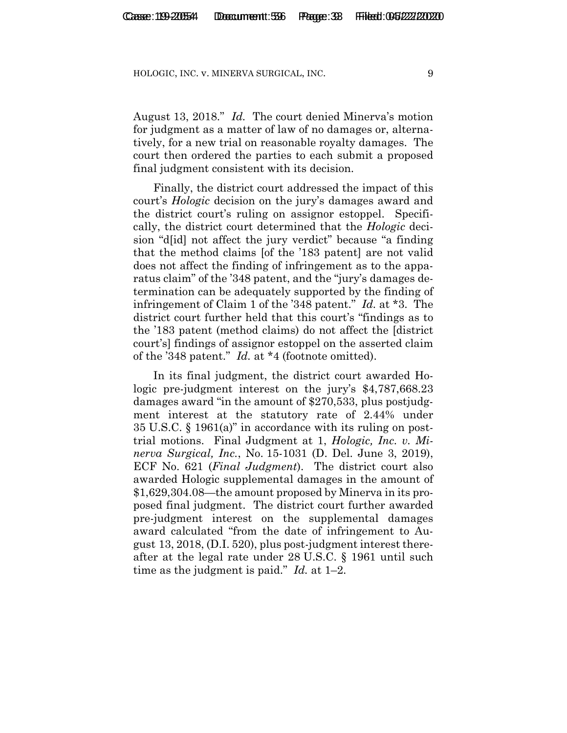August 13, 2018." *Id.* The court denied Minerva's motion for judgment as a matter of law of no damages or, alternatively, for a new trial on reasonable royalty damages. The court then ordered the parties to each submit a proposed final judgment consistent with its decision.

Finally, the district court addressed the impact of this court's *Hologic* decision on the jury's damages award and the district court's ruling on assignor estoppel. Specifically, the district court determined that the *Hologic* decision "d[id] not affect the jury verdict" because "a finding that the method claims [of the '183 patent] are not valid does not affect the finding of infringement as to the apparatus claim" of the '348 patent, and the "jury's damages determination can be adequately supported by the finding of infringement of Claim 1 of the '348 patent." *Id.* at *3. The district court further held that this court's "findings as to the '183 patent (method claims) do not affect the [district court's] findings of assignor estoppel on the asserted claim of the '348 patent." *Id.* at *4 (footnote omitted).

In its final judgment, the district court awarded Hologic pre-judgment interest on the jury's $4,787,668.23 damages award "in the amount of $270,533, plus postjudgment interest at the statutory rate of 2.44% under 35 U.S.C. § 1961(a)" in accordance with its ruling on post-trial motions. Final Judgment at 1, *Hologic, Inc. v. Minerva Surgical, Inc.*, No. 15-1031 (D. Del. June 3, 2019), ECF No. 621 (*Final Judgment*). The district court also awarded Hologic supplemental damages in the amount of $1,629,304.08—the amount proposed by Minerva in its proposed final judgment. The district court further awarded pre-judgment interest on the supplemental damages award calculated "from the date of infringement to August 13, 2018, (D.I. 520), plus post-judgment interest thereafter at the legal rate under 28 U.S.C. § 1961 until such time as the judgment is paid." *Id.* at 1–2.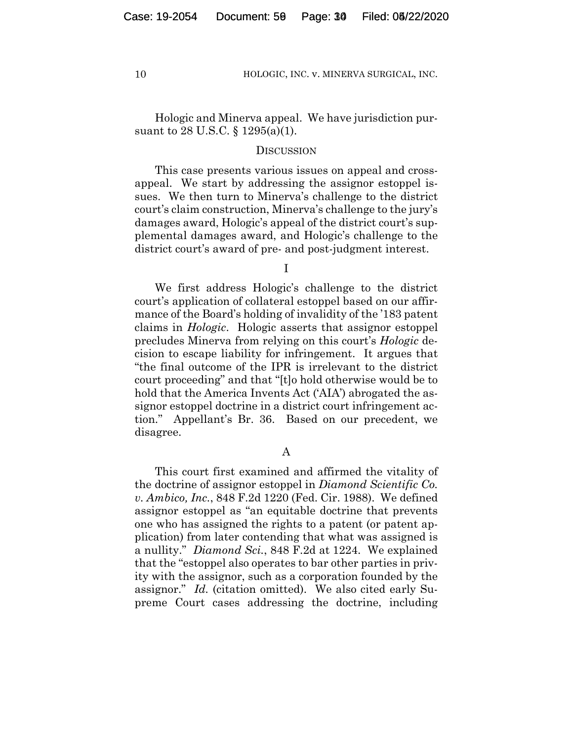Hologic and Minerva appeal. We have jurisdiction pursuant to 28 U.S.C. § 1295(a)(1).

## DISCUSSION

This case presents various issues on appeal and cross-appeal. We start by addressing the assignor estoppel issues. We then turn to Minerva's challenge to the district court's claim construction, Minerva's challenge to the jury's damages award, Hologic's appeal of the district court's supplemental damages award, and Hologic's challenge to the district court's award of pre- and post-judgment interest.

### I

We first address Hologic's challenge to the district court's application of collateral estoppel based on our affirmance of the Board's holding of invalidity of the '183 patent claims in *Hologic*. Hologic asserts that assignor estoppel precludes Minerva from relying on this court's *Hologic* decision to escape liability for infringement. It argues that "the final outcome of the IPR is irrelevant to the district court proceeding" and that "[t]o hold otherwise would be to hold that the America Invents Act ('AIA') abrogated the assignor estoppel doctrine in a district court infringement action." Appellant's Br. 36. Based on our precedent, we disagree.

#### A

This court first examined and affirmed the vitality of the doctrine of assignor estoppel in *Diamond Scientific Co. v. Ambico, Inc.*, 848 F.2d 1220 (Fed. Cir. 1988). We defined assignor estoppel as "an equitable doctrine that prevents one who has assigned the rights to a patent (or patent application) from later contending that what was assigned is a nullity." *Diamond Sci.*, 848 F.2d at 1224. We explained that the "estoppel also operates to bar other parties in privity with the assignor, such as a corporation founded by the assignor." *Id.* (citation omitted). We also cited early Supreme Court cases addressing the doctrine, including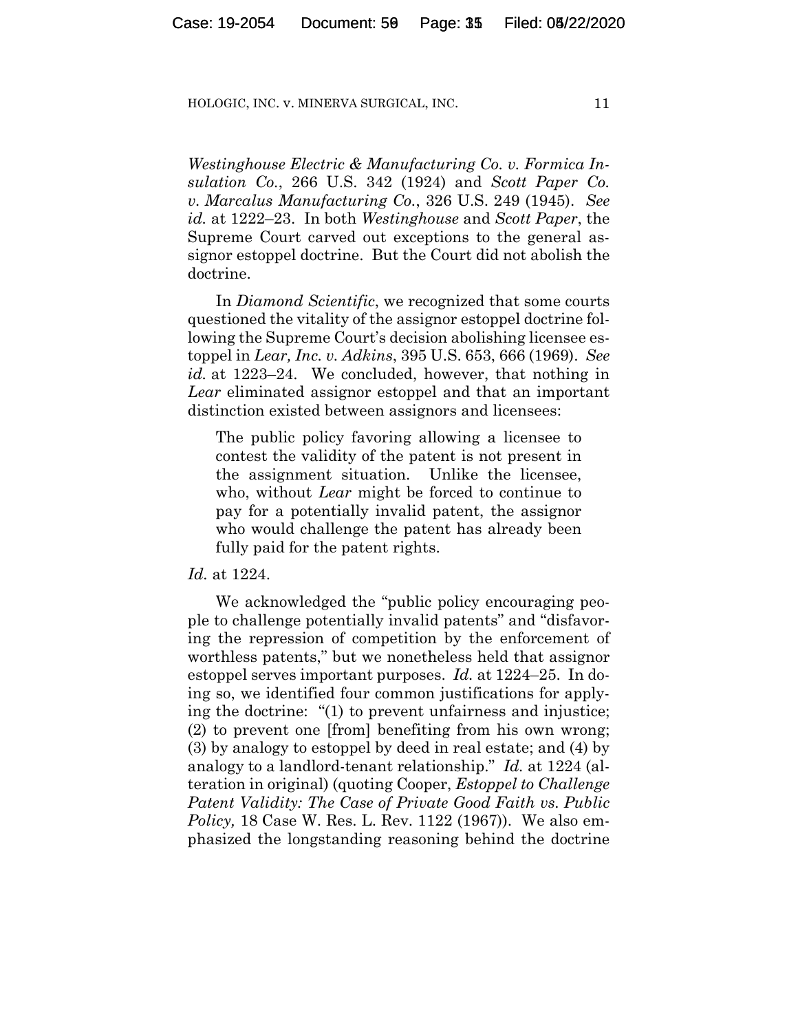*Westinghouse Electric & Manufacturing Co. v. Formica Insulation Co.*, 266 U.S. 342 (1924) and *Scott Paper Co. v. Marcalus Manufacturing Co.*, 326 U.S. 249 (1945). *See id.* at 1222–23. In both *Westinghouse* and *Scott Paper*, the Supreme Court carved out exceptions to the general assignor estoppel doctrine. But the Court did not abolish the doctrine.

In *Diamond Scientific*, we recognized that some courts questioned the vitality of the assignor estoppel doctrine following the Supreme Court's decision abolishing licensee estoppel in *Lear, Inc. v. Adkins*, 395 U.S. 653, 666 (1969). *See id.* at 1223–24. We concluded, however, that nothing in *Lear* eliminated assignor estoppel and that an important distinction existed between assignors and licensees:

> The public policy favoring allowing a licensee to contest the validity of the patent is not present in the assignment situation. Unlike the licensee, who, without *Lear* might be forced to continue to pay for a potentially invalid patent, the assignor who would challenge the patent has already been fully paid for the patent rights.

*Id.* at 1224.

We acknowledged the "public policy encouraging people to challenge potentially invalid patents" and "disfavoring the repression of competition by the enforcement of worthless patents," but we nonetheless held that assignor estoppel serves important purposes. *Id.* at 1224–25. In doing so, we identified four common justifications for applying the doctrine: "(1) to prevent unfairness and injustice; (2) to prevent one [from] benefiting from his own wrong; (3) by analogy to estoppel by deed in real estate; and (4) by analogy to a landlord-tenant relationship." *Id.* at 1224 (alteration in original) (quoting Cooper, *Estoppel to Challenge Patent Validity: The Case of Private Good Faith vs. Public Policy,* 18 Case W. Res. L. Rev. 1122 (1967)). We also emphasized the longstanding reasoning behind the doctrine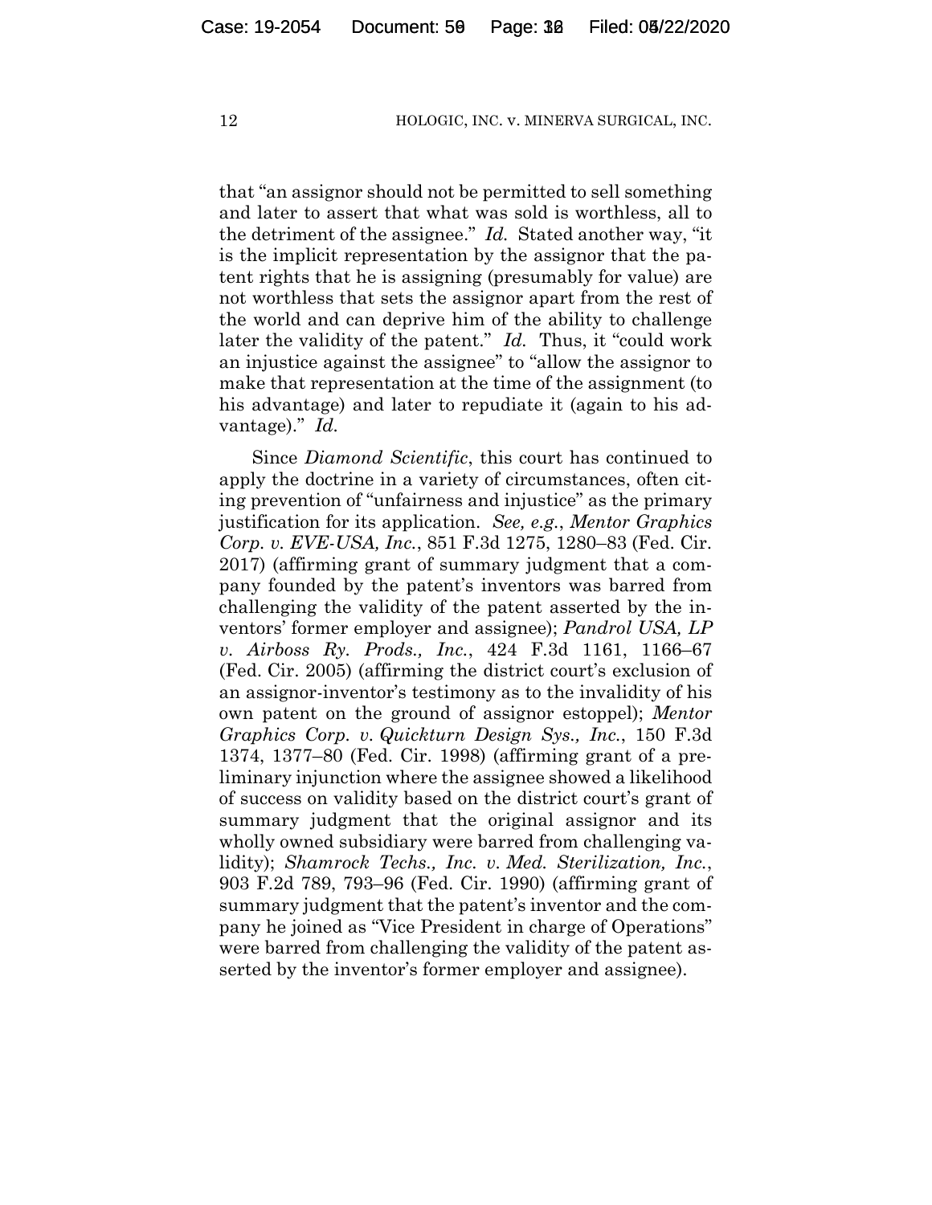that "an assignor should not be permitted to sell something and later to assert that what was sold is worthless, all to the detriment of the assignee." *Id.* Stated another way, "it is the implicit representation by the assignor that the patent rights that he is assigning (presumably for value) are not worthless that sets the assignor apart from the rest of the world and can deprive him of the ability to challenge later the validity of the patent." *Id.* Thus, it "could work an injustice against the assignee" to "allow the assignor to make that representation at the time of the assignment (to his advantage) and later to repudiate it (again to his advantage)." *Id.*

Since *Diamond Scientific*, this court has continued to apply the doctrine in a variety of circumstances, often citing prevention of "unfairness and injustice" as the primary justification for its application. *See, e.g.*, *Mentor Graphics Corp. v. EVE-USA, Inc.*, 851 F.3d 1275, 1280–83 (Fed. Cir. 2017) (affirming grant of summary judgment that a company founded by the patent's inventors was barred from challenging the validity of the patent asserted by the inventors' former employer and assignee); *Pandrol USA, LP v. Airboss Ry. Prods., Inc.*, 424 F.3d 1161, 1166–67 (Fed. Cir. 2005) (affirming the district court's exclusion of an assignor-inventor's testimony as to the invalidity of his own patent on the ground of assignor estoppel); *Mentor Graphics Corp. v. Quickturn Design Sys., Inc.*, 150 F.3d 1374, 1377–80 (Fed. Cir. 1998) (affirming grant of a preliminary injunction where the assignee showed a likelihood of success on validity based on the district court's grant of summary judgment that the original assignor and its wholly owned subsidiary were barred from challenging validity); *Shamrock Techs., Inc. v. Med. Sterilization, Inc.*, 903 F.2d 789, 793–96 (Fed. Cir. 1990) (affirming grant of summary judgment that the patent's inventor and the company he joined as "Vice President in charge of Operations" were barred from challenging the validity of the patent asserted by the inventor's former employer and assignee).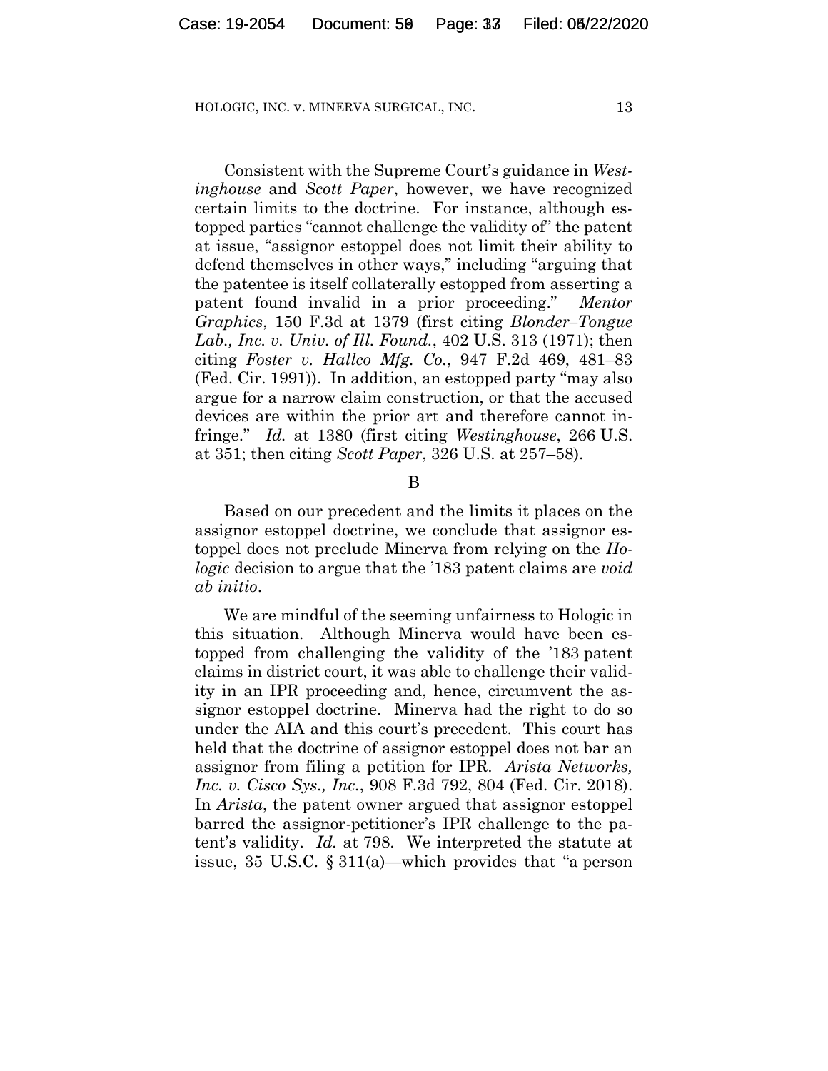Consistent with the Supreme Court's guidance in *Westinghouse* and *Scott Paper*, however, we have recognized certain limits to the doctrine. For instance, although estopped parties "cannot challenge the validity of" the patent at issue, "assignor estoppel does not limit their ability to defend themselves in other ways," including "arguing that the patentee is itself collaterally estopped from asserting a patent found invalid in a prior proceeding." *Mentor Graphics*, 150 F.3d at 1379 (first citing *Blonder–Tongue Lab., Inc. v. Univ. of Ill. Found.*, 402 U.S. 313 (1971); then citing *Foster v. Hallco Mfg. Co.*, 947 F.2d 469, 481–83 (Fed. Cir. 1991)). In addition, an estopped party "may also argue for a narrow claim construction, or that the accused devices are within the prior art and therefore cannot infringe." *Id.* at 1380 (first citing *Westinghouse*, 266 U.S. at 351; then citing *Scott Paper*, 326 U.S. at 257–58).

B

Based on our precedent and the limits it places on the assignor estoppel doctrine, we conclude that assignor estoppel does not preclude Minerva from relying on the *Hologic* decision to argue that the '183 patent claims are *void ab initio*.

We are mindful of the seeming unfairness to Hologic in this situation. Although Minerva would have been estopped from challenging the validity of the '183 patent claims in district court, it was able to challenge their validity in an IPR proceeding and, hence, circumvent the assignor estoppel doctrine. Minerva had the right to do so under the AIA and this court's precedent. This court has held that the doctrine of assignor estoppel does not bar an assignor from filing a petition for IPR. *Arista Networks, Inc. v. Cisco Sys., Inc.*, 908 F.3d 792, 804 (Fed. Cir. 2018). In *Arista*, the patent owner argued that assignor estoppel barred the assignor-petitioner's IPR challenge to the patent's validity. *Id.* at 798. We interpreted the statute at issue, 35 U.S.C. § 311(a)—which provides that "a person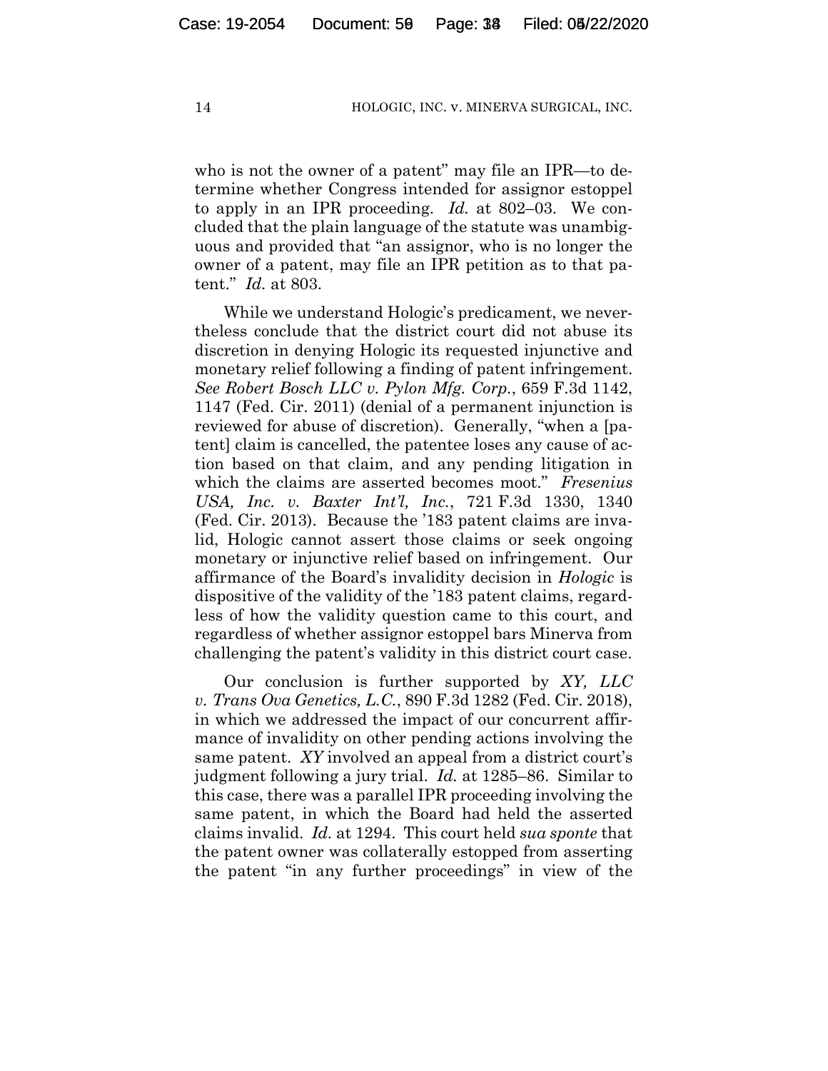who is not the owner of a patent" may file an IPR—to determine whether Congress intended for assignor estoppel to apply in an IPR proceeding. *Id.* at 802–03. We concluded that the plain language of the statute was unambiguous and provided that "an assignor, who is no longer the owner of a patent, may file an IPR petition as to that patent." *Id.* at 803.

While we understand Hologic's predicament, we nevertheless conclude that the district court did not abuse its discretion in denying Hologic its requested injunctive and monetary relief following a finding of patent infringement. *See Robert Bosch LLC v. Pylon Mfg. Corp.*, 659 F.3d 1142, 1147 (Fed. Cir. 2011) (denial of a permanent injunction is reviewed for abuse of discretion). Generally, "when a [patent] claim is cancelled, the patentee loses any cause of action based on that claim, and any pending litigation in which the claims are asserted becomes moot." *Fresenius USA, Inc. v. Baxter Int'l, Inc.*, 721 F.3d 1330, 1340 (Fed. Cir. 2013). Because the '183 patent claims are invalid, Hologic cannot assert those claims or seek ongoing monetary or injunctive relief based on infringement. Our affirmance of the Board's invalidity decision in *Hologic* is dispositive of the validity of the '183 patent claims, regardless of how the validity question came to this court, and regardless of whether assignor estoppel bars Minerva from challenging the patent's validity in this district court case.

Our conclusion is further supported by *XY, LLC v. Trans Ova Genetics, L.C.*, 890 F.3d 1282 (Fed. Cir. 2018), in which we addressed the impact of our concurrent affirmance of invalidity on other pending actions involving the same patent. *XY* involved an appeal from a district court's judgment following a jury trial. *Id.* at 1285–86. Similar to this case, there was a parallel IPR proceeding involving the same patent, in which the Board had held the asserted claims invalid. *Id.* at 1294. This court held *sua sponte* that the patent owner was collaterally estopped from asserting the patent "in any further proceedings" in view of the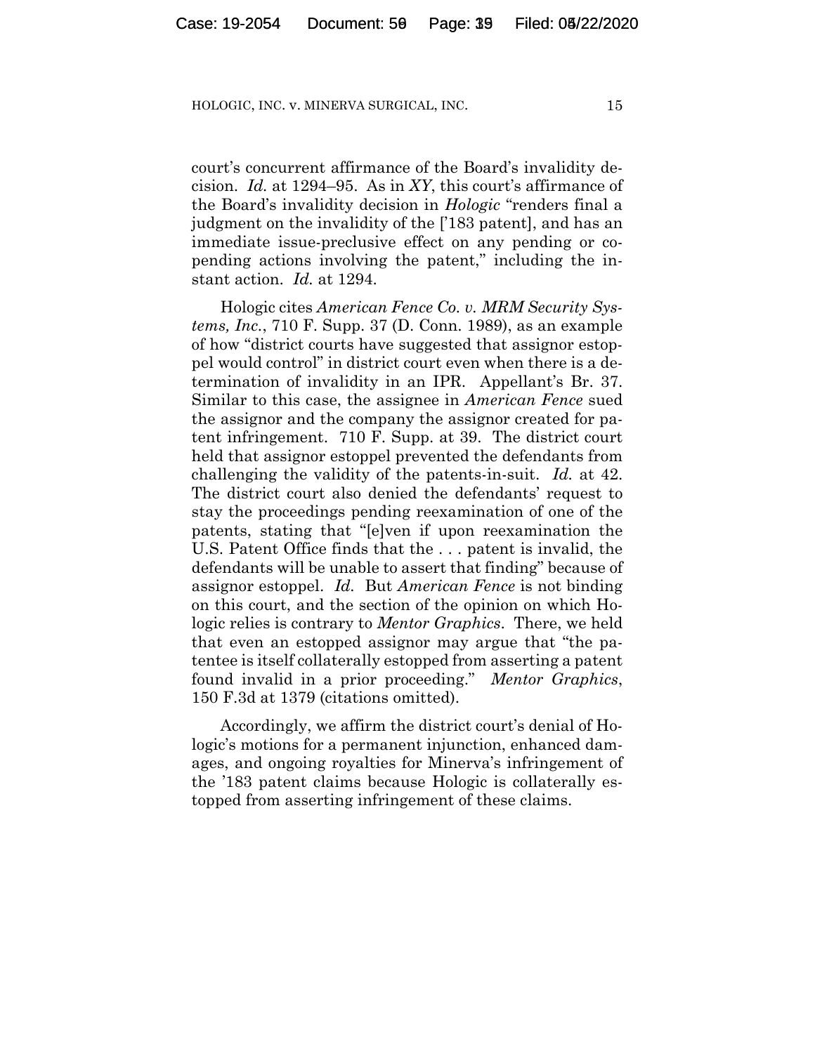court's concurrent affirmance of the Board's invalidity decision. *Id.* at 1294–95. As in *XY*, this court's affirmance of the Board's invalidity decision in *Hologic* "renders final a judgment on the invalidity of the ['183 patent], and has an immediate issue-preclusive effect on any pending or co-pending actions involving the patent," including the instant action. *Id.* at 1294.

Hologic cites *American Fence Co. v. MRM Security Systems, Inc.*, 710 F. Supp. 37 (D. Conn. 1989), as an example of how "district courts have suggested that assignor estoppel would control" in district court even when there is a determination of invalidity in an IPR. Appellant's Br. 37. Similar to this case, the assignee in *American Fence* sued the assignor and the company the assignor created for patent infringement. 710 F. Supp. at 39. The district court held that assignor estoppel prevented the defendants from challenging the validity of the patents-in-suit. *Id.* at 42. The district court also denied the defendants' request to stay the proceedings pending reexamination of one of the patents, stating that "[e]ven if upon reexamination the U.S. Patent Office finds that the . . . patent is invalid, the defendants will be unable to assert that finding" because of assignor estoppel. *Id.* But *American Fence* is not binding on this court, and the section of the opinion on which Hologic relies is contrary to *Mentor Graphics*. There, we held that even an estopped assignor may argue that "the patentee is itself collaterally estopped from asserting a patent found invalid in a prior proceeding." *Mentor Graphics*, 150 F.3d at 1379 (citations omitted).

Accordingly, we affirm the district court's denial of Hologic's motions for a permanent injunction, enhanced damages, and ongoing royalties for Minerva's infringement of the '183 patent claims because Hologic is collaterally estopped from asserting infringement of these claims.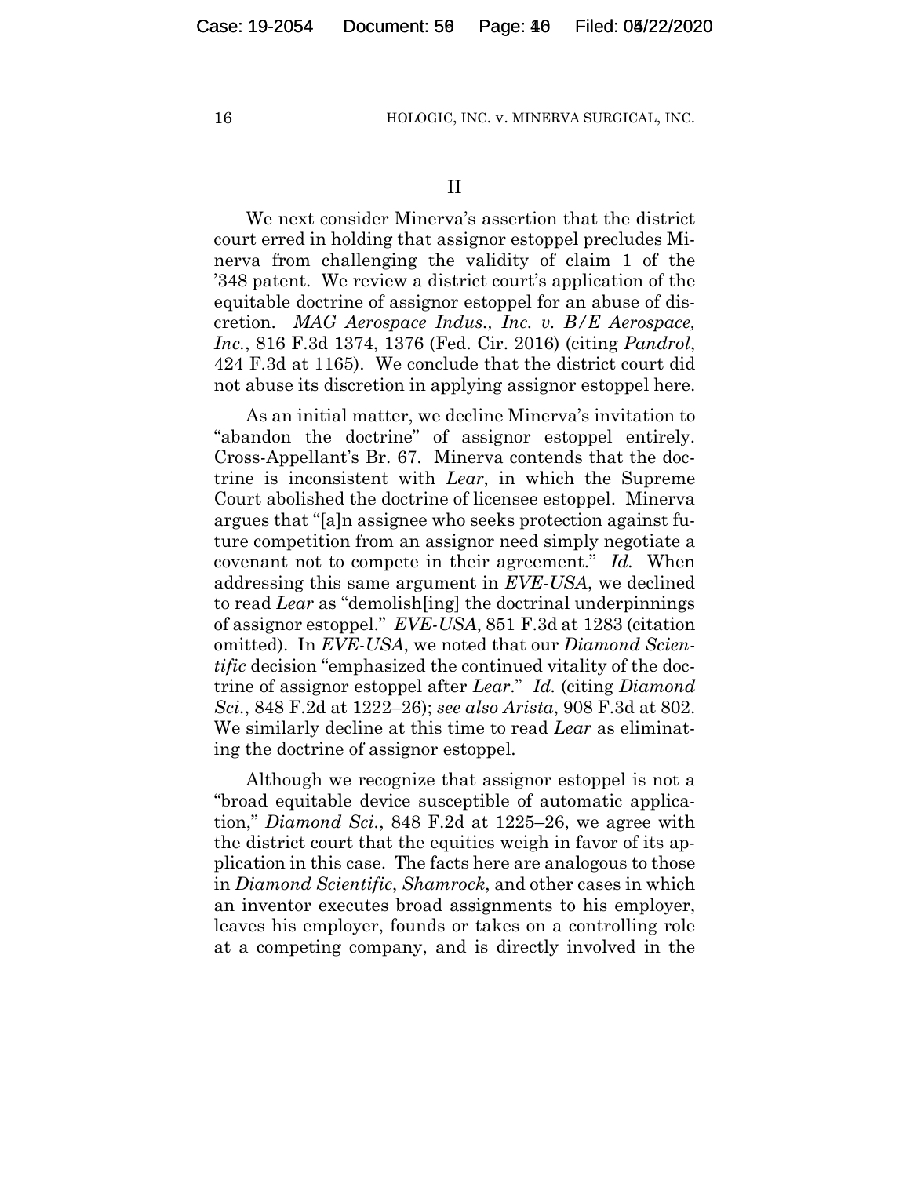II

We next consider Minerva's assertion that the district court erred in holding that assignor estoppel precludes Minerva from challenging the validity of claim 1 of the '348 patent. We review a district court's application of the equitable doctrine of assignor estoppel for an abuse of discretion. *MAG Aerospace Indus., Inc. v. B/E Aerospace, Inc.*, 816 F.3d 1374, 1376 (Fed. Cir. 2016) (citing *Pandrol*, 424 F.3d at 1165). We conclude that the district court did not abuse its discretion in applying assignor estoppel here.

As an initial matter, we decline Minerva's invitation to "abandon the doctrine" of assignor estoppel entirely. Cross-Appellant's Br. 67. Minerva contends that the doctrine is inconsistent with *Lear*, in which the Supreme Court abolished the doctrine of licensee estoppel. Minerva argues that "[a]n assignee who seeks protection against future competition from an assignor need simply negotiate a covenant not to compete in their agreement." *Id.* When addressing this same argument in *EVE-USA*, we declined to read *Lear* as "demolish[ing] the doctrinal underpinnings of assignor estoppel." *EVE-USA*, 851 F.3d at 1283 (citation omitted). In *EVE-USA*, we noted that our *Diamond Scientific* decision "emphasized the continued vitality of the doctrine of assignor estoppel after *Lear*." *Id.* (citing *Diamond Sci.*, 848 F.2d at 1222–26); *see also Arista*, 908 F.3d at 802. We similarly decline at this time to read *Lear* as eliminating the doctrine of assignor estoppel.

Although we recognize that assignor estoppel is not a "broad equitable device susceptible of automatic application," *Diamond Sci.*, 848 F.2d at 1225–26, we agree with the district court that the equities weigh in favor of its application in this case. The facts here are analogous to those in *Diamond Scientific*, *Shamrock*, and other cases in which an inventor executes broad assignments to his employer, leaves his employer, founds or takes on a controlling role at a competing company, and is directly involved in the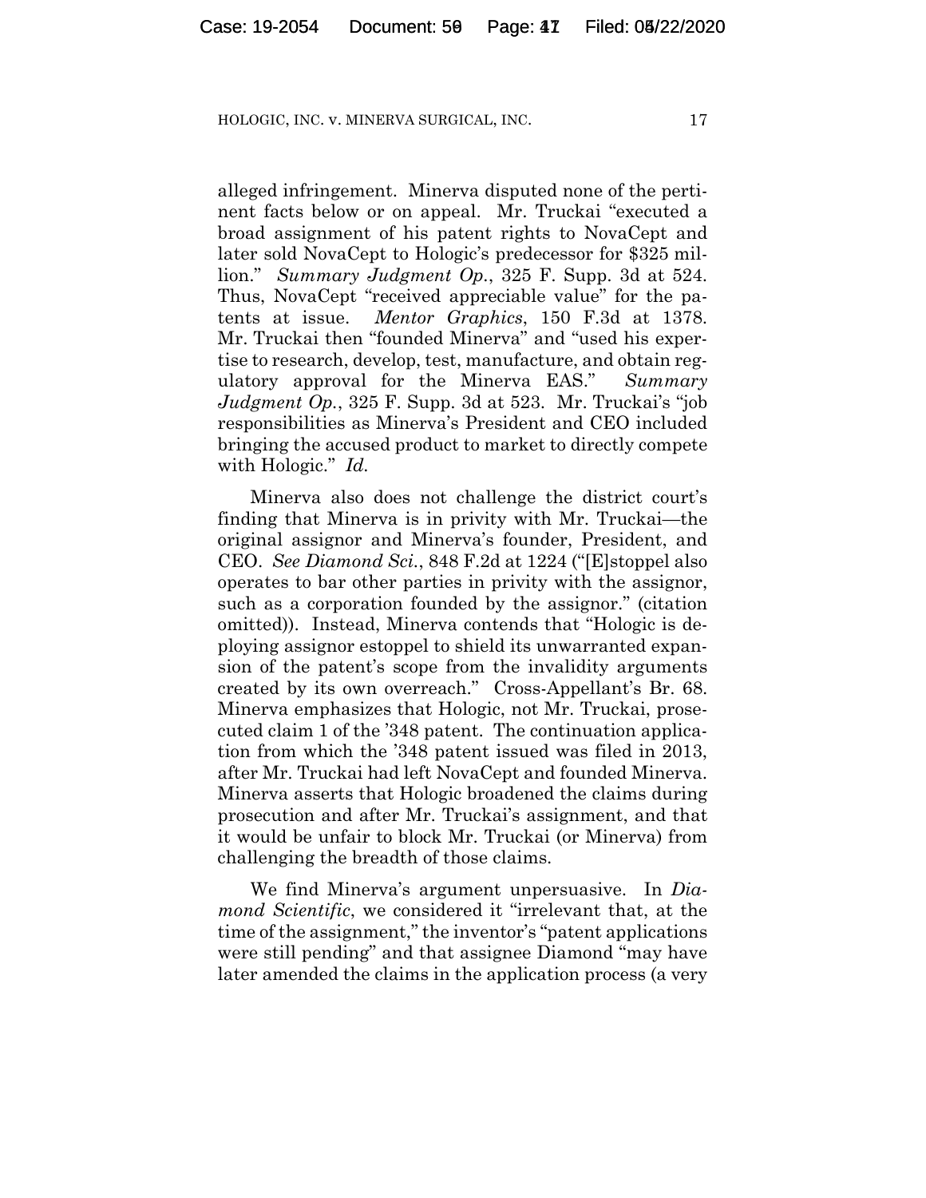alleged infringement. Minerva disputed none of the pertinent facts below or on appeal. Mr. Truckai "executed a broad assignment of his patent rights to NovaCept and later sold NovaCept to Hologic's predecessor for $325 million." *Summary Judgment Op.*, 325 F. Supp. 3d at 524. Thus, NovaCept "received appreciable value" for the patents at issue. *Mentor Graphics*, 150 F.3d at 1378. Mr. Truckai then "founded Minerva" and "used his expertise to research, develop, test, manufacture, and obtain regulatory approval for the Minerva EAS." *Summary Judgment Op.*, 325 F. Supp. 3d at 523. Mr. Truckai's "job responsibilities as Minerva's President and CEO included bringing the accused product to market to directly compete with Hologic." *Id.*

Minerva also does not challenge the district court's finding that Minerva is in privity with Mr. Truckai—the original assignor and Minerva's founder, President, and CEO. *See Diamond Sci.*, 848 F.2d at 1224 ("[E]stoppel also operates to bar other parties in privity with the assignor, such as a corporation founded by the assignor." (citation omitted)). Instead, Minerva contends that "Hologic is deploying assignor estoppel to shield its unwarranted expansion of the patent's scope from the invalidity arguments created by its own overreach." Cross-Appellant's Br. 68. Minerva emphasizes that Hologic, not Mr. Truckai, prosecuted claim 1 of the '348 patent. The continuation application from which the '348 patent issued was filed in 2013, after Mr. Truckai had left NovaCept and founded Minerva. Minerva asserts that Hologic broadened the claims during prosecution and after Mr. Truckai's assignment, and that it would be unfair to block Mr. Truckai (or Minerva) from challenging the breadth of those claims.

We find Minerva's argument unpersuasive. In *Diamond Scientific*, we considered it "irrelevant that, at the time of the assignment," the inventor's "patent applications were still pending" and that assignee Diamond "may have later amended the claims in the application process (a very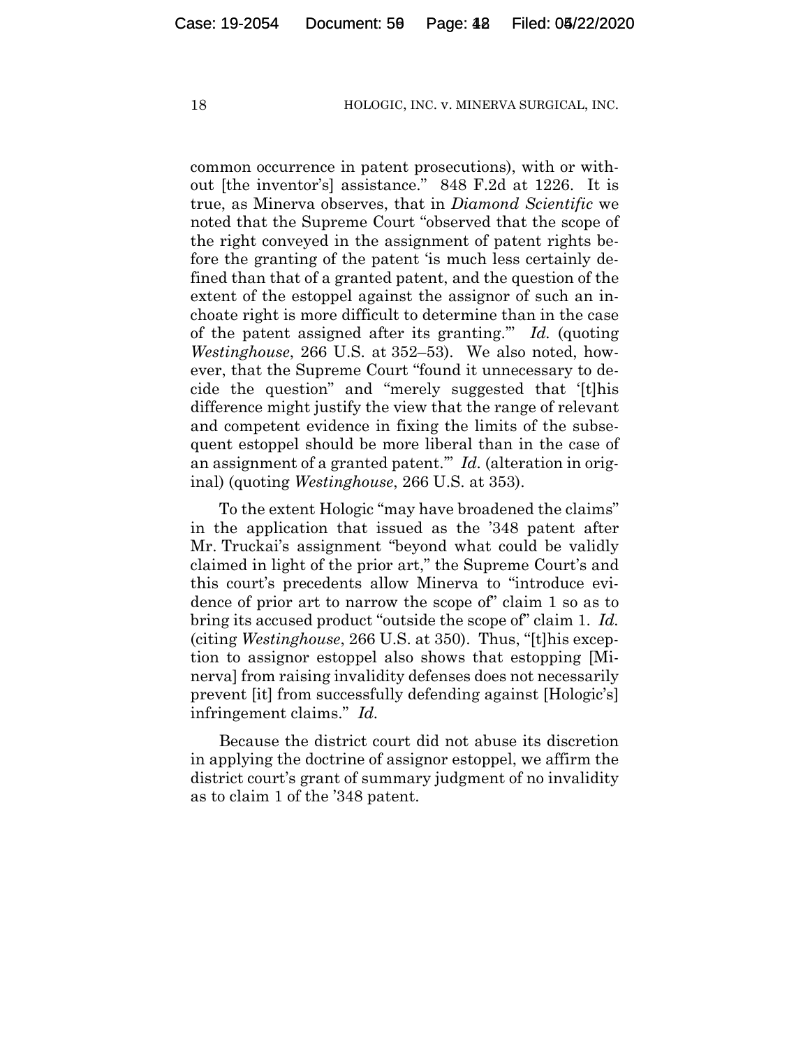common occurrence in patent prosecutions), with or without [the inventor's] assistance." 848 F.2d at 1226. It is true, as Minerva observes, that in *Diamond Scientific* we noted that the Supreme Court "observed that the scope of the right conveyed in the assignment of patent rights before the granting of the patent 'is much less certainly defined than that of a granted patent, and the question of the extent of the estoppel against the assignor of such an inchoate right is more difficult to determine than in the case of the patent assigned after its granting.'" *Id.* (quoting *Westinghouse*, 266 U.S. at 352–53). We also noted, however, that the Supreme Court "found it unnecessary to decide the question" and "merely suggested that '[t]his difference might justify the view that the range of relevant and competent evidence in fixing the limits of the subsequent estoppel should be more liberal than in the case of an assignment of a granted patent.'" *Id.* (alteration in original) (quoting *Westinghouse*, 266 U.S. at 353).

To the extent Hologic "may have broadened the claims" in the application that issued as the '348 patent after Mr. Truckai's assignment "beyond what could be validly claimed in light of the prior art," the Supreme Court's and this court's precedents allow Minerva to "introduce evidence of prior art to narrow the scope of" claim 1 so as to bring its accused product "outside the scope of" claim 1. *Id.* (citing *Westinghouse*, 266 U.S. at 350). Thus, "[t]his exception to assignor estoppel also shows that estopping [Minerva] from raising invalidity defenses does not necessarily prevent [it] from successfully defending against [Hologic's] infringement claims." *Id.*

Because the district court did not abuse its discretion in applying the doctrine of assignor estoppel, we affirm the district court's grant of summary judgment of no invalidity as to claim 1 of the '348 patent.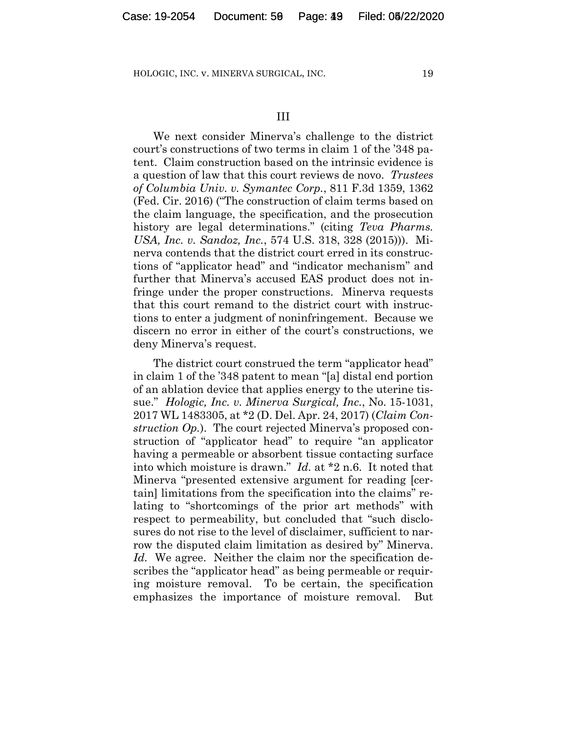## III

We next consider Minerva's challenge to the district court's constructions of two terms in claim 1 of the '348 patent. Claim construction based on the intrinsic evidence is a question of law that this court reviews de novo. *Trustees of Columbia Univ. v. Symantec Corp.*, 811 F.3d 1359, 1362 (Fed. Cir. 2016) ("The construction of claim terms based on the claim language, the specification, and the prosecution history are legal determinations." (citing *Teva Pharms. USA, Inc. v. Sandoz, Inc.*, 574 U.S. 318, 328 (2015))). Minerva contends that the district court erred in its constructions of "applicator head" and "indicator mechanism" and further that Minerva's accused EAS product does not infringe under the proper constructions. Minerva requests that this court remand to the district court with instructions to enter a judgment of noninfringement. Because we discern no error in either of the court's constructions, we deny Minerva's request.

The district court construed the term "applicator head" in claim 1 of the '348 patent to mean "[a] distal end portion of an ablation device that applies energy to the uterine tissue." *Hologic, Inc. v. Minerva Surgical, Inc.*, No. 15-1031, 2017 WL 1483305, at *2 (D. Del. Apr. 24, 2017) (*Claim Construction Op.*). The court rejected Minerva's proposed construction of "applicator head" to require "an applicator having a permeable or absorbent tissue contacting surface into which moisture is drawn." *Id.* at *2 n.6. It noted that Minerva "presented extensive argument for reading [certain] limitations from the specification into the claims" relating to "shortcomings of the prior art methods" with respect to permeability, but concluded that "such disclosures do not rise to the level of disclaimer, sufficient to narrow the disputed claim limitation as desired by" Minerva. *Id.* We agree. Neither the claim nor the specification describes the "applicator head" as being permeable or requiring moisture removal. To be certain, the specification emphasizes the importance of moisture removal. But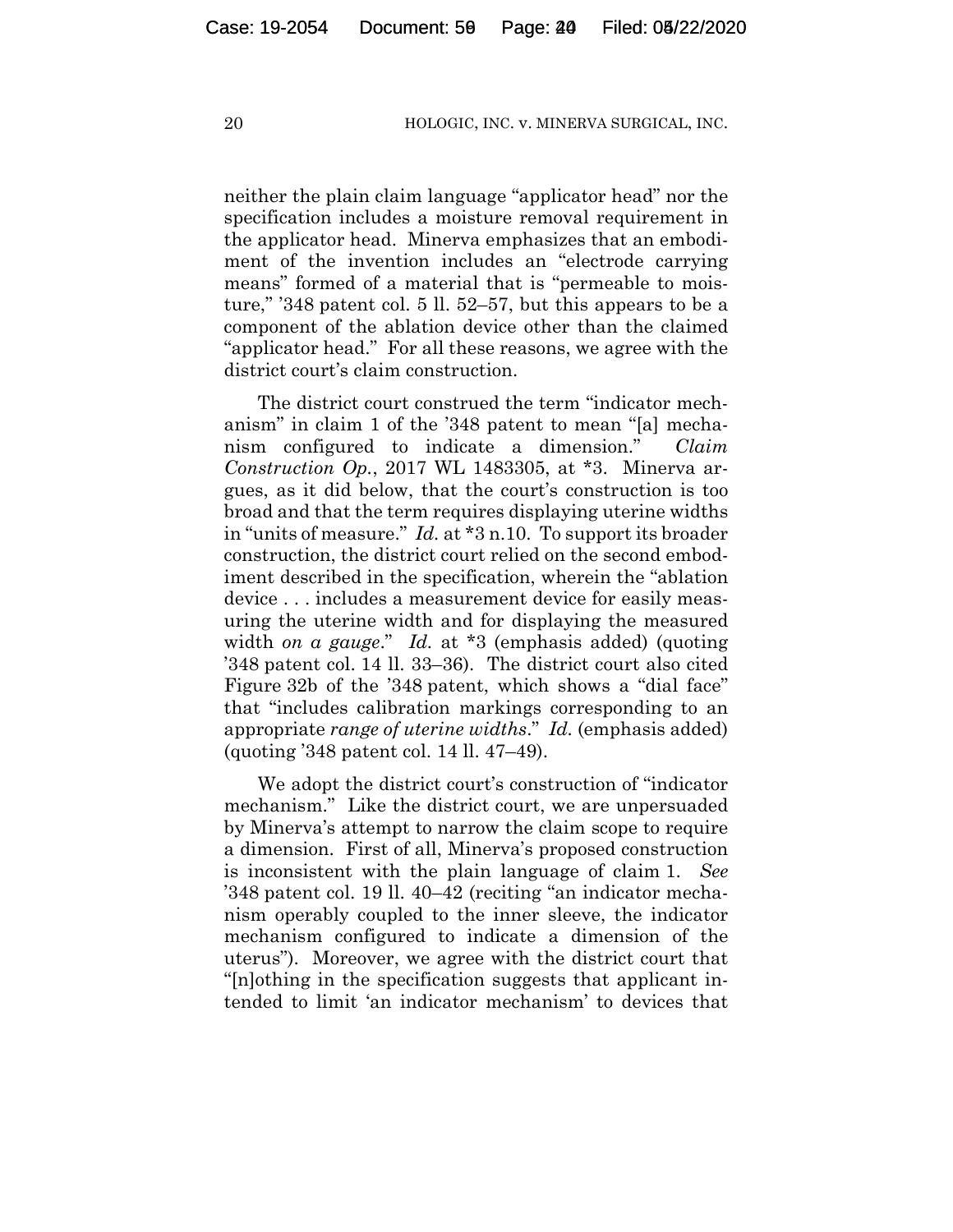neither the plain claim language "applicator head" nor the specification includes a moisture removal requirement in the applicator head. Minerva emphasizes that an embodiment of the invention includes an "electrode carrying means" formed of a material that is "permeable to moisture," '348 patent col. 5 ll. 52–57, but this appears to be a component of the ablation device other than the claimed "applicator head." For all these reasons, we agree with the district court's claim construction.

The district court construed the term "indicator mechanism" in claim 1 of the '348 patent to mean "[a] mechanism configured to indicate a dimension." *Claim Construction Op.*, 2017 WL 1483305, at \*3. Minerva argues, as it did below, that the court's construction is too broad and that the term requires displaying uterine widths in "units of measure." *Id.* at \*3 n.10. To support its broader construction, the district court relied on the second embodiment described in the specification, wherein the "ablation device . . . includes a measurement device for easily measuring the uterine width and for displaying the measured width *on a gauge*." *Id.* at \*3 (emphasis added) (quoting '348 patent col. 14 ll. 33–36). The district court also cited Figure 32b of the '348 patent, which shows a "dial face" that "includes calibration markings corresponding to an appropriate *range of uterine widths*." *Id.* (emphasis added) (quoting '348 patent col. 14 ll. 47–49).

We adopt the district court's construction of "indicator mechanism." Like the district court, we are unpersuaded by Minerva's attempt to narrow the claim scope to require a dimension. First of all, Minerva's proposed construction is inconsistent with the plain language of claim 1. *See* '348 patent col. 19 ll. 40–42 (reciting "an indicator mechanism operably coupled to the inner sleeve, the indicator mechanism configured to indicate a dimension of the uterus"). Moreover, we agree with the district court that "[n]othing in the specification suggests that applicant intended to limit 'an indicator mechanism' to devices that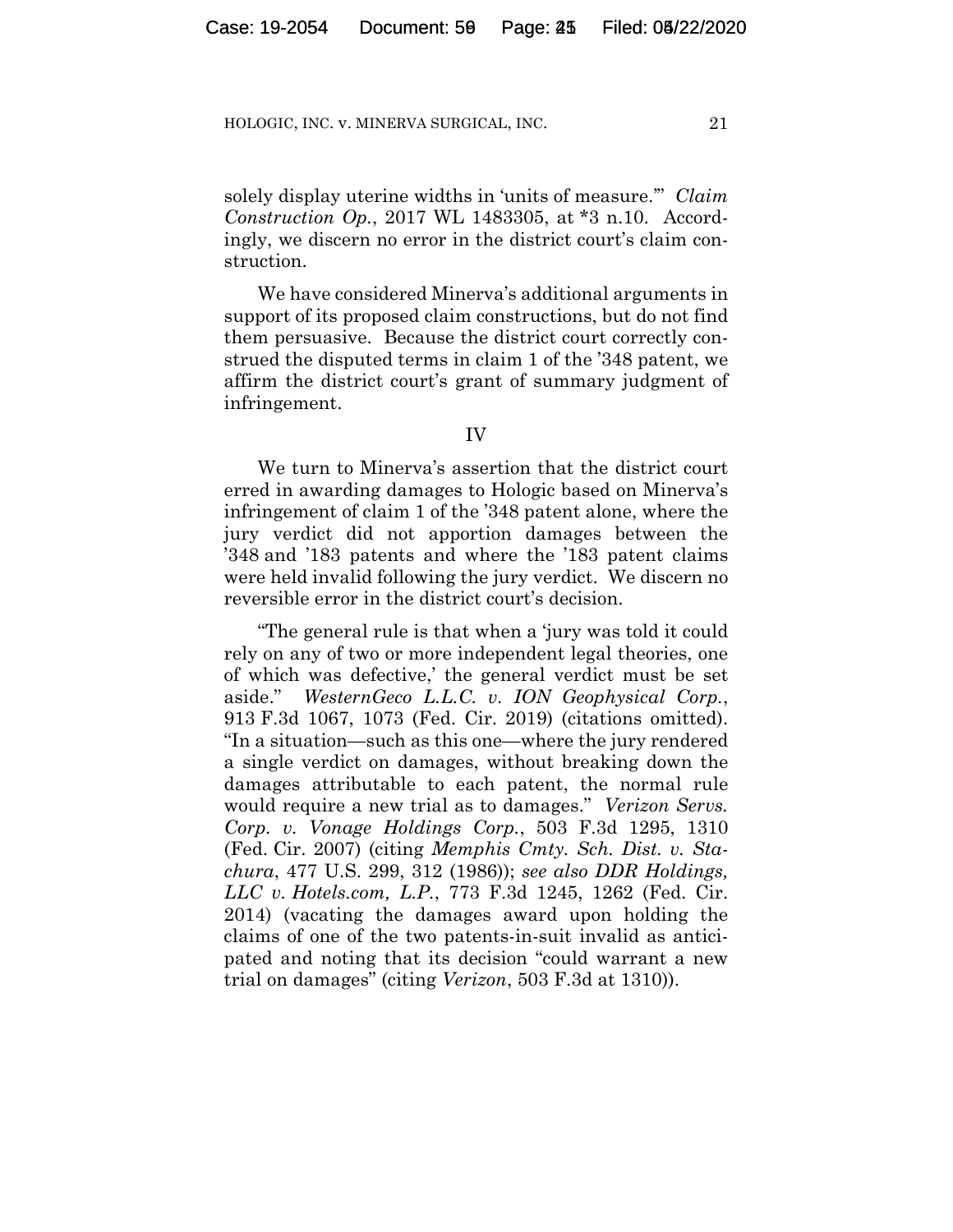solely display uterine widths in 'units of measure.'" *Claim Construction Op.*, 2017 WL 1483305, at *3 n.10. Accordingly, we discern no error in the district court's claim construction.

We have considered Minerva's additional arguments in support of its proposed claim constructions, but do not find them persuasive. Because the district court correctly construed the disputed terms in claim 1 of the '348 patent, we affirm the district court's grant of summary judgment of infringement.

## IV

We turn to Minerva's assertion that the district court erred in awarding damages to Hologic based on Minerva's infringement of claim 1 of the '348 patent alone, where the jury verdict did not apportion damages between the '348 and '183 patents and where the '183 patent claims were held invalid following the jury verdict. We discern no reversible error in the district court's decision.

"The general rule is that when a 'jury was told it could rely on any of two or more independent legal theories, one of which was defective,' the general verdict must be set aside." *WesternGeco L.L.C. v. ION Geophysical Corp.*, 913 F.3d 1067, 1073 (Fed. Cir. 2019) (citations omitted). "In a situation—such as this one—where the jury rendered a single verdict on damages, without breaking down the damages attributable to each patent, the normal rule would require a new trial as to damages." *Verizon Servs. Corp. v. Vonage Holdings Corp.*, 503 F.3d 1295, 1310 (Fed. Cir. 2007) (citing *Memphis Cmty. Sch. Dist. v. Stachura*, 477 U.S. 299, 312 (1986)); *see also DDR Holdings, LLC v. Hotels.com, L.P.*, 773 F.3d 1245, 1262 (Fed. Cir. 2014) (vacating the damages award upon holding the claims of one of the two patents-in-suit invalid as anticipated and noting that its decision "could warrant a new trial on damages" (citing *Verizon*, 503 F.3d at 1310)).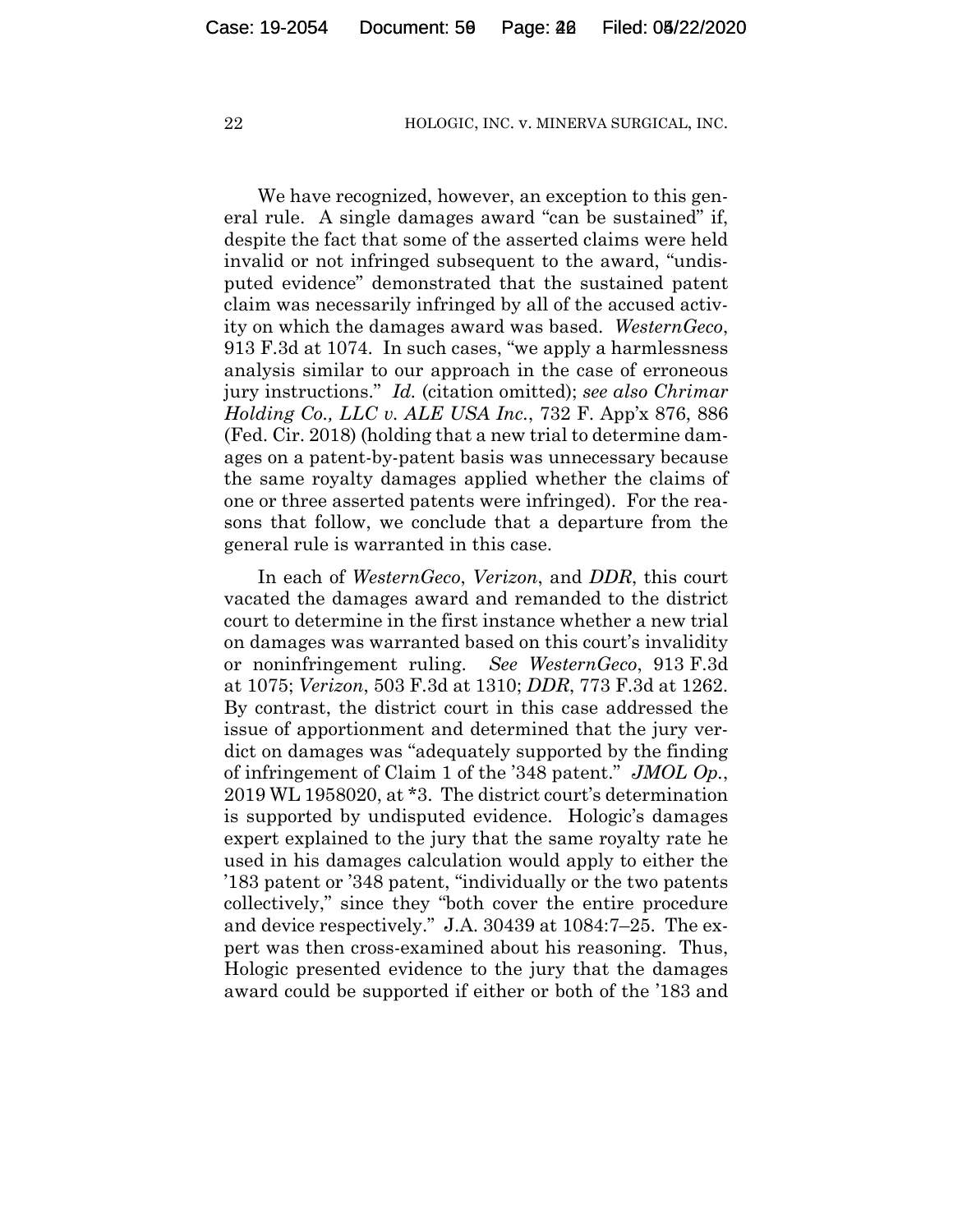We have recognized, however, an exception to this general rule. A single damages award "can be sustained" if, despite the fact that some of the asserted claims were held invalid or not infringed subsequent to the award, "undisputed evidence" demonstrated that the sustained patent claim was necessarily infringed by all of the accused activity on which the damages award was based. *WesternGeco*, 913 F.3d at 1074. In such cases, "we apply a harmlessness analysis similar to our approach in the case of erroneous jury instructions." *Id.* (citation omitted); *see also Chrimar Holding Co., LLC v. ALE USA Inc.*, 732 F. App'x 876, 886 (Fed. Cir. 2018) (holding that a new trial to determine damages on a patent-by-patent basis was unnecessary because the same royalty damages applied whether the claims of one or three asserted patents were infringed). For the reasons that follow, we conclude that a departure from the general rule is warranted in this case.

In each of *WesternGeco*, *Verizon*, and *DDR*, this court vacated the damages award and remanded to the district court to determine in the first instance whether a new trial on damages was warranted based on this court's invalidity or noninfringement ruling. *See WesternGeco*, 913 F.3d at 1075; *Verizon*, 503 F.3d at 1310; *DDR*, 773 F.3d at 1262. By contrast, the district court in this case addressed the issue of apportionment and determined that the jury verdict on damages was "adequately supported by the finding of infringement of Claim 1 of the '348 patent." *JMOL Op.*, 2019 WL 1958020, at *3. The district court's determination is supported by undisputed evidence. Hologic's damages expert explained to the jury that the same royalty rate he used in his damages calculation would apply to either the '183 patent or '348 patent, "individually or the two patents collectively," since they "both cover the entire procedure and device respectively." J.A. 30439 at 1084:7–25. The expert was then cross-examined about his reasoning. Thus, Hologic presented evidence to the jury that the damages award could be supported if either or both of the '183 and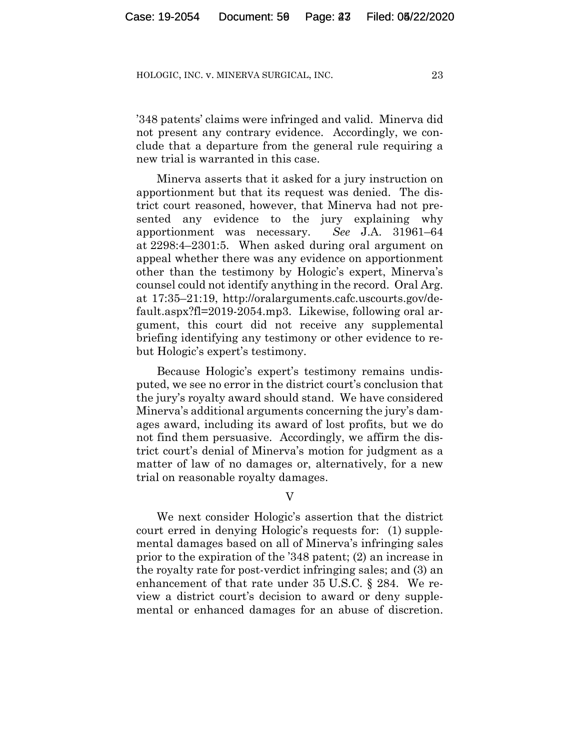’348 patents’ claims were infringed and valid. Minerva did not present any contrary evidence. Accordingly, we conclude that a departure from the general rule requiring a new trial is warranted in this case.

Minerva asserts that it asked for a jury instruction on apportionment but that its request was denied. The district court reasoned, however, that Minerva had not presented any evidence to the jury explaining why apportionment was necessary. *See* J.A. 31961–64 at 2298:4–2301:5. When asked during oral argument on appeal whether there was any evidence on apportionment other than the testimony by Hologic’s expert, Minerva’s counsel could not identify anything in the record. Oral Arg. at 17:35–21:19, http://oralarguments.cafc.uscourts.gov/default.aspx?fl=2019-2054.mp3. Likewise, following oral argument, this court did not receive any supplemental briefing identifying any testimony or other evidence to rebut Hologic’s expert’s testimony.

Because Hologic’s expert’s testimony remains undisputed, we see no error in the district court’s conclusion that the jury’s royalty award should stand. We have considered Minerva’s additional arguments concerning the jury’s damages award, including its award of lost profits, but we do not find them persuasive. Accordingly, we affirm the district court’s denial of Minerva’s motion for judgment as a matter of law of no damages or, alternatively, for a new trial on reasonable royalty damages.

## V

We next consider Hologic’s assertion that the district court erred in denying Hologic’s requests for: (1) supplemental damages based on all of Minerva’s infringing sales prior to the expiration of the ’348 patent; (2) an increase in the royalty rate for post-verdict infringing sales; and (3) an enhancement of that rate under 35 U.S.C. § 284. We review a district court’s decision to award or deny supplemental or enhanced damages for an abuse of discretion.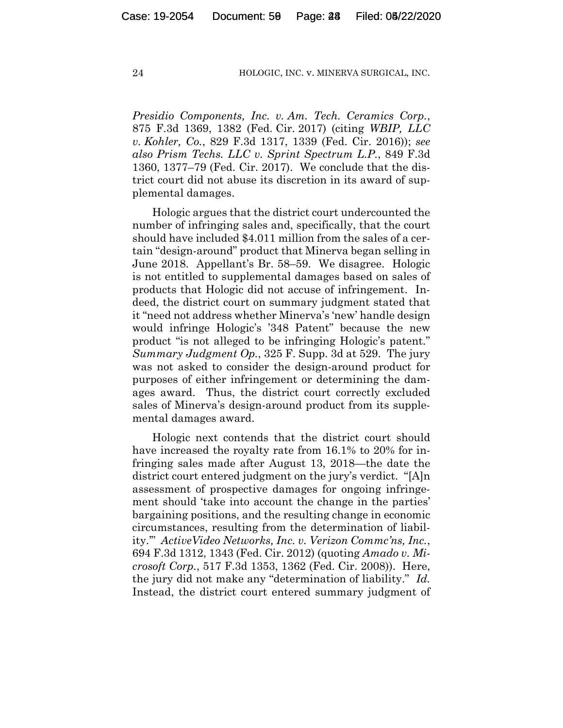*Presidio Components, Inc. v. Am. Tech. Ceramics Corp.*, 875 F.3d 1369, 1382 (Fed. Cir. 2017) (citing *WBIP, LLC v. Kohler, Co.*, 829 F.3d 1317, 1339 (Fed. Cir. 2016)); *see also Prism Techs. LLC v. Sprint Spectrum L.P.*, 849 F.3d 1360, 1377–79 (Fed. Cir. 2017). We conclude that the district court did not abuse its discretion in its award of supplemental damages.

Hologic argues that the district court undercounted the number of infringing sales and, specifically, that the court should have included $4.011 million from the sales of a certain "design-around" product that Minerva began selling in June 2018. Appellant's Br. 58–59. We disagree. Hologic is not entitled to supplemental damages based on sales of products that Hologic did not accuse of infringement. Indeed, the district court on summary judgment stated that it "need not address whether Minerva's 'new' handle design would infringe Hologic's '348 Patent" because the new product "is not alleged to be infringing Hologic's patent." *Summary Judgment Op.*, 325 F. Supp. 3d at 529. The jury was not asked to consider the design-around product for purposes of either infringement or determining the damages award. Thus, the district court correctly excluded sales of Minerva's design-around product from its supplemental damages award.

Hologic next contends that the district court should have increased the royalty rate from 16.1% to 20% for infringing sales made after August 13, 2018—the date the district court entered judgment on the jury's verdict. "[A]n assessment of prospective damages for ongoing infringement should 'take into account the change in the parties' bargaining positions, and the resulting change in economic circumstances, resulting from the determination of liability.'" *ActiveVideo Networks, Inc. v. Verizon Commc'ns, Inc.*, 694 F.3d 1312, 1343 (Fed. Cir. 2012) (quoting *Amado v. Microsoft Corp.*, 517 F.3d 1353, 1362 (Fed. Cir. 2008)). Here, the jury did not make any "determination of liability." *Id.* Instead, the district court entered summary judgment of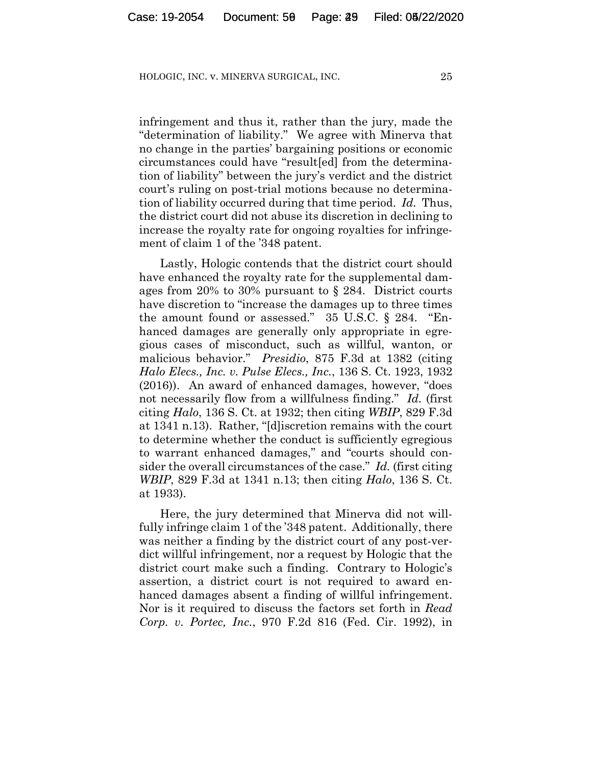infringement and thus it, rather than the jury, made the "determination of liability." We agree with Minerva that no change in the parties' bargaining positions or economic circumstances could have "result[ed] from the determination of liability" between the jury's verdict and the district court's ruling on post-trial motions because no determination of liability occurred during that time period. *Id.* Thus, the district court did not abuse its discretion in declining to increase the royalty rate for ongoing royalties for infringement of claim 1 of the '348 patent.

Lastly, Hologic contends that the district court should have enhanced the royalty rate for the supplemental damages from 20% to 30% pursuant to § 284. District courts have discretion to "increase the damages up to three times the amount found or assessed." 35 U.S.C. § 284. "Enhanced damages are generally only appropriate in egregious cases of misconduct, such as willful, wanton, or malicious behavior." *Presidio*, 875 F.3d at 1382 (citing *Halo Elecs., Inc. v. Pulse Elecs., Inc.*, 136 S. Ct. 1923, 1932 (2016)). An award of enhanced damages, however, "does not necessarily flow from a willfulness finding." *Id.* (first citing *Halo*, 136 S. Ct. at 1932; then citing *WBIP*, 829 F.3d at 1341 n.13). Rather, "[d]iscretion remains with the court to determine whether the conduct is sufficiently egregious to warrant enhanced damages," and "courts should consider the overall circumstances of the case." *Id.* (first citing *WBIP*, 829 F.3d at 1341 n.13; then citing *Halo*, 136 S. Ct. at 1933).

Here, the jury determined that Minerva did not willfully infringe claim 1 of the '348 patent. Additionally, there was neither a finding by the district court of any post-verdict willful infringement, nor a request by Hologic that the district court make such a finding. Contrary to Hologic's assertion, a district court is not required to award enhanced damages absent a finding of willful infringement. Nor is it required to discuss the factors set forth in *Read Corp. v. Portec, Inc.*, 970 F.2d 816 (Fed. Cir. 1992), in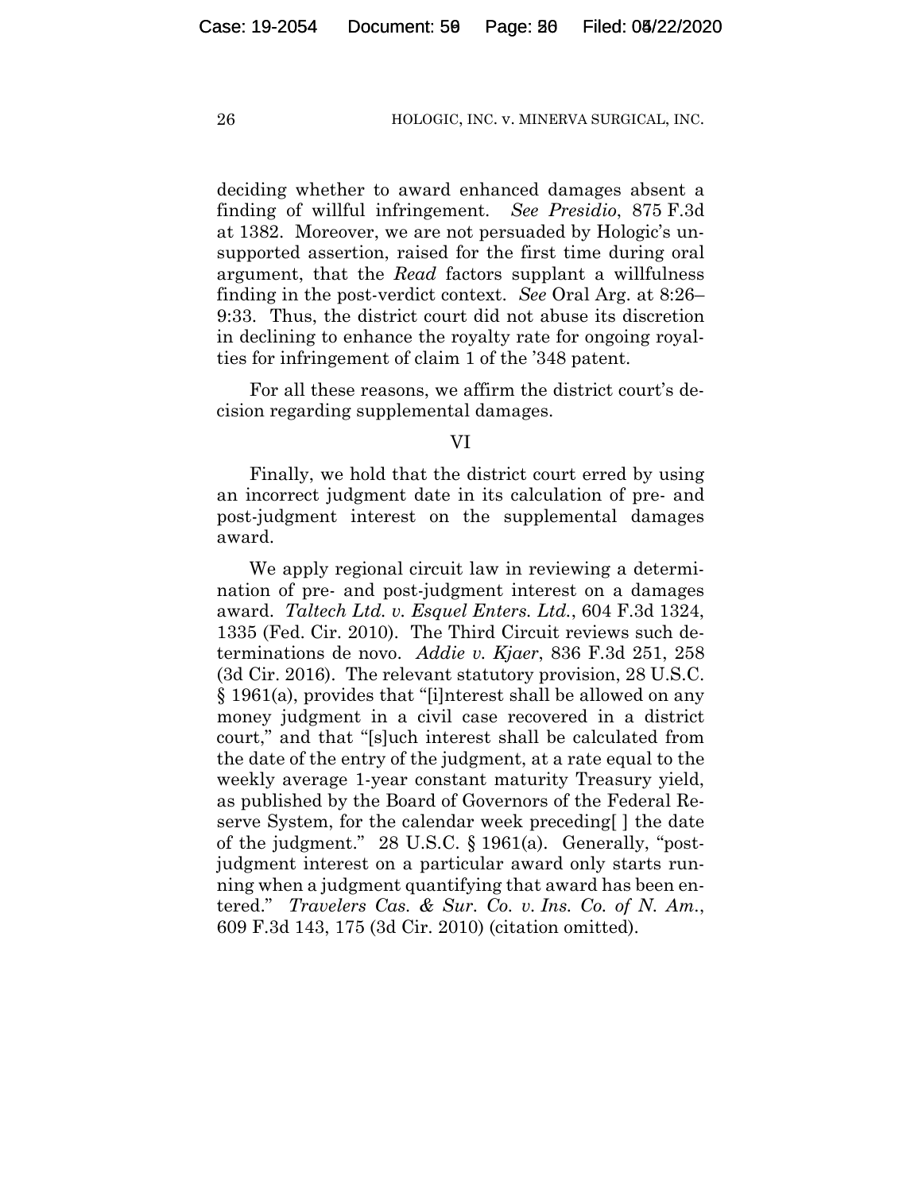deciding whether to award enhanced damages absent a finding of willful infringement. *See Presidio*, 875 F.3d at 1382. Moreover, we are not persuaded by Hologic's unsupported assertion, raised for the first time during oral argument, that the *Read* factors supplant a willfulness finding in the post-verdict context. *See* Oral Arg. at 8:26–9:33. Thus, the district court did not abuse its discretion in declining to enhance the royalty rate for ongoing royalties for infringement of claim 1 of the '348 patent.

For all these reasons, we affirm the district court's decision regarding supplemental damages.

## VI

Finally, we hold that the district court erred by using an incorrect judgment date in its calculation of pre- and post-judgment interest on the supplemental damages award.

We apply regional circuit law in reviewing a determination of pre- and post-judgment interest on a damages award. *Taltech Ltd. v. Esquel Enters. Ltd.*, 604 F.3d 1324, 1335 (Fed. Cir. 2010). The Third Circuit reviews such determinations de novo. *Addie v. Kjaer*, 836 F.3d 251, 258 (3d Cir. 2016). The relevant statutory provision, 28 U.S.C. § 1961(a), provides that "[i]nterest shall be allowed on any money judgment in a civil case recovered in a district court," and that "[s]uch interest shall be calculated from the date of the entry of the judgment, at a rate equal to the weekly average 1-year constant maturity Treasury yield, as published by the Board of Governors of the Federal Reserve System, for the calendar week preceding[ ] the date of the judgment." 28 U.S.C. § 1961(a). Generally, "post-judgment interest on a particular award only starts running when a judgment quantifying that award has been entered." *Travelers Cas. & Sur. Co. v. Ins. Co. of N. Am.*, 609 F.3d 143, 175 (3d Cir. 2010) (citation omitted).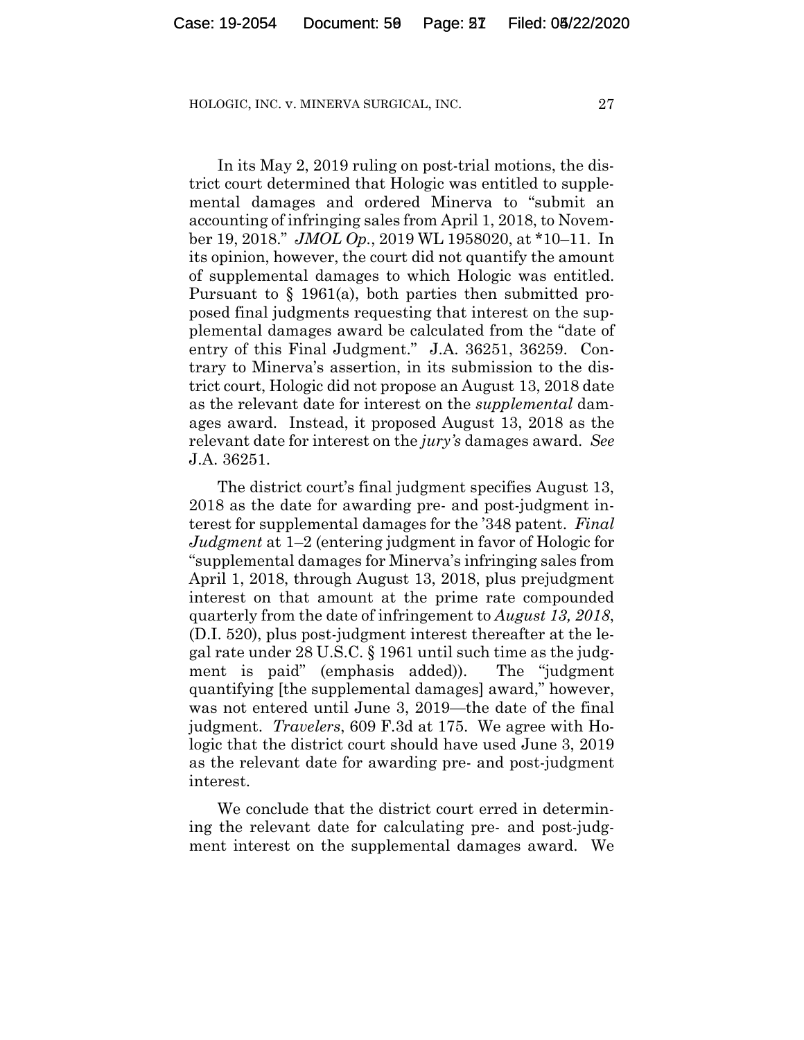In its May 2, 2019 ruling on post-trial motions, the district court determined that Hologic was entitled to supplemental damages and ordered Minerva to "submit an accounting of infringing sales from April 1, 2018, to November 19, 2018." *JMOL Op.*, 2019 WL 1958020, at *10–11. In its opinion, however, the court did not quantify the amount of supplemental damages to which Hologic was entitled. Pursuant to § 1961(a), both parties then submitted proposed final judgments requesting that interest on the supplemental damages award be calculated from the "date of entry of this Final Judgment." J.A. 36251, 36259. Contrary to Minerva's assertion, in its submission to the district court, Hologic did not propose an August 13, 2018 date as the relevant date for interest on the *supplemental* damages award. Instead, it proposed August 13, 2018 as the relevant date for interest on the *jury's* damages award. *See* J.A. 36251.

The district court's final judgment specifies August 13, 2018 as the date for awarding pre- and post-judgment interest for supplemental damages for the '348 patent. *Final Judgment* at 1–2 (entering judgment in favor of Hologic for "supplemental damages for Minerva's infringing sales from April 1, 2018, through August 13, 2018, plus prejudgment interest on that amount at the prime rate compounded quarterly from the date of infringement to *August 13, 2018*, (D.I. 520), plus post-judgment interest thereafter at the legal rate under 28 U.S.C. § 1961 until such time as the judgment is paid" (emphasis added)). The "judgment quantifying [the supplemental damages] award," however, was not entered until June 3, 2019—the date of the final judgment. *Travelers*, 609 F.3d at 175. We agree with Hologic that the district court should have used June 3, 2019 as the relevant date for awarding pre- and post-judgment interest.

We conclude that the district court erred in determining the relevant date for calculating pre- and post-judgment interest on the supplemental damages award. We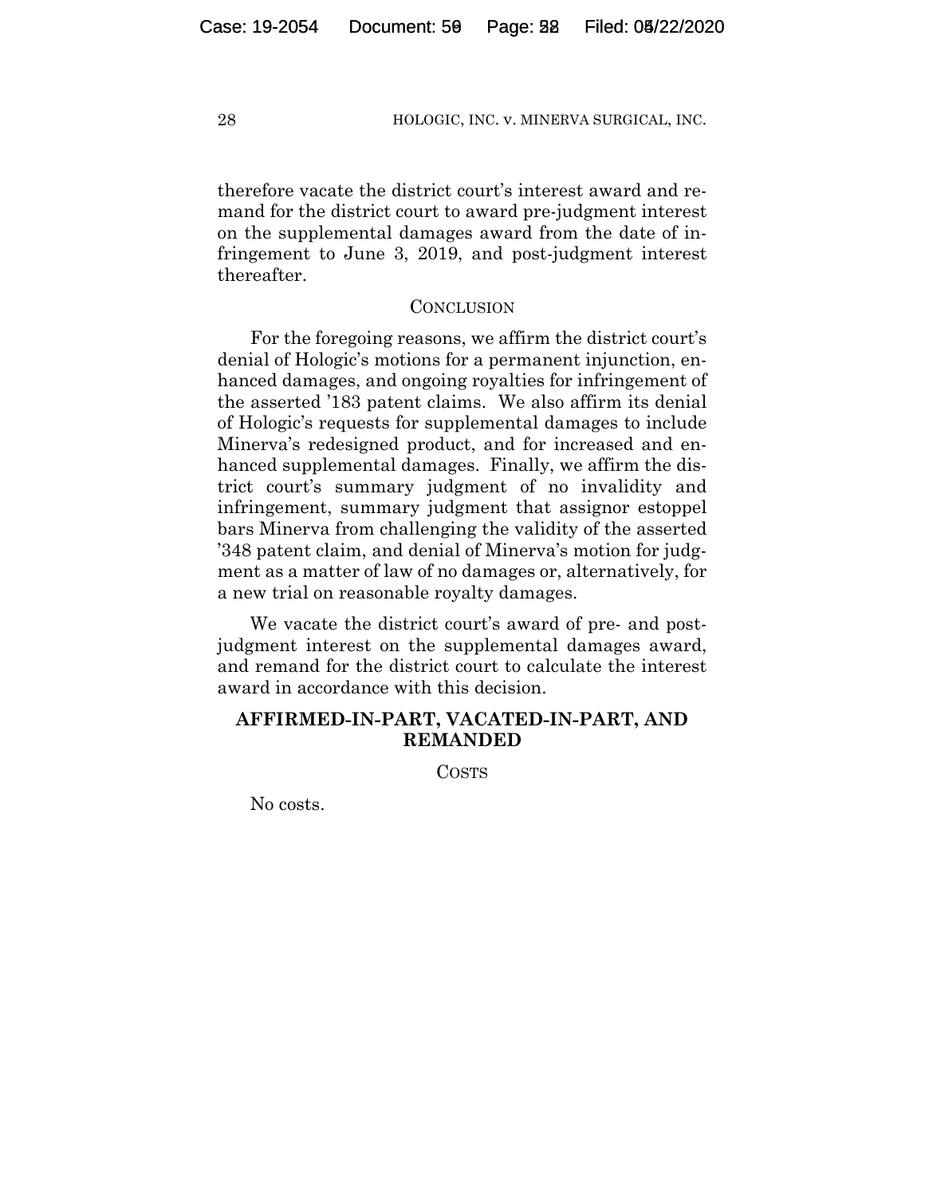therefore vacate the district court's interest award and remand for the district court to award pre-judgment interest on the supplemental damages award from the date of infringement to June 3, 2019, and post-judgment interest thereafter.

## CONCLUSION

For the foregoing reasons, we affirm the district court's denial of Hologic's motions for a permanent injunction, enhanced damages, and ongoing royalties for infringement of the asserted '183 patent claims. We also affirm its denial of Hologic's requests for supplemental damages to include Minerva's redesigned product, and for increased and enhanced supplemental damages. Finally, we affirm the district court's summary judgment of no invalidity and infringement, summary judgment that assignor estoppel bars Minerva from challenging the validity of the asserted '348 patent claim, and denial of Minerva's motion for judgment as a matter of law of no damages or, alternatively, for a new trial on reasonable royalty damages.

We vacate the district court's award of pre- and post-judgment interest on the supplemental damages award, and remand for the district court to calculate the interest award in accordance with this decision.

**AFFIRMED-IN-PART, VACATED-IN-PART, AND REMANDED**

COSTS

No costs.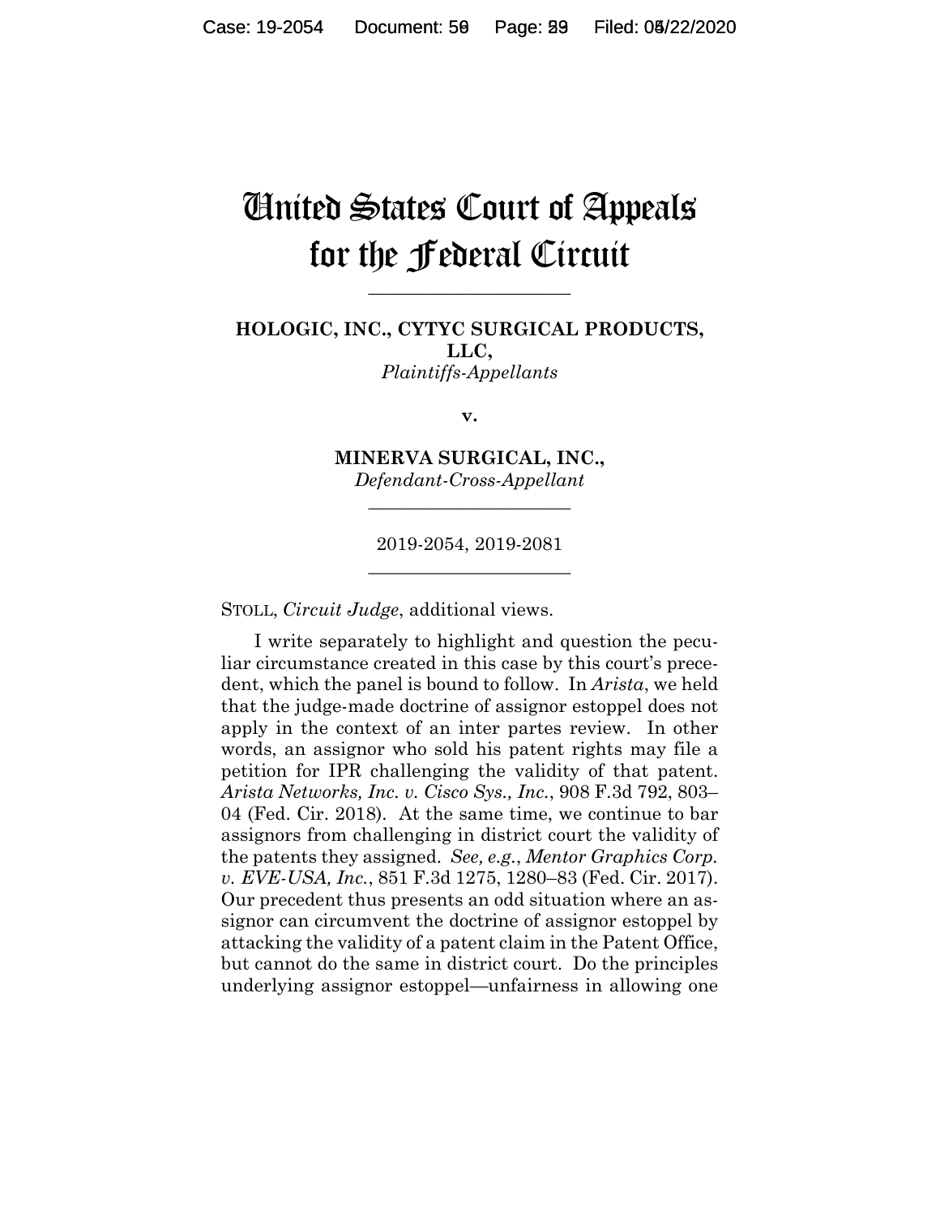# United States Court of Appeals for the Federal Circuit

---

**HOLOGIC, INC., CYTYC SURGICAL PRODUCTS, LLC,**
*Plaintiffs-Appellants*

**v.**

**MINERVA SURGICAL, INC.,**
*Defendant-Cross-Appellant*

---

2019-2054, 2019-2081

---

STOLL, *Circuit Judge*, additional views.

I write separately to highlight and question the peculiar circumstance created in this case by this court's precedent, which the panel is bound to follow. In *Arista*, we held that the judge-made doctrine of assignor estoppel does not apply in the context of an inter partes review. In other words, an assignor who sold his patent rights may file a petition for IPR challenging the validity of that patent. *Arista Networks, Inc. v. Cisco Sys., Inc.*, 908 F.3d 792, 803–04 (Fed. Cir. 2018). At the same time, we continue to bar assignors from challenging in district court the validity of the patents they assigned. *See, e.g.*, *Mentor Graphics Corp. v. EVE-USA, Inc.*, 851 F.3d 1275, 1280–83 (Fed. Cir. 2017). Our precedent thus presents an odd situation where an assignor can circumvent the doctrine of assignor estoppel by attacking the validity of a patent claim in the Patent Office, but cannot do the same in district court. Do the principles underlying assignor estoppel—unfairness in allowing one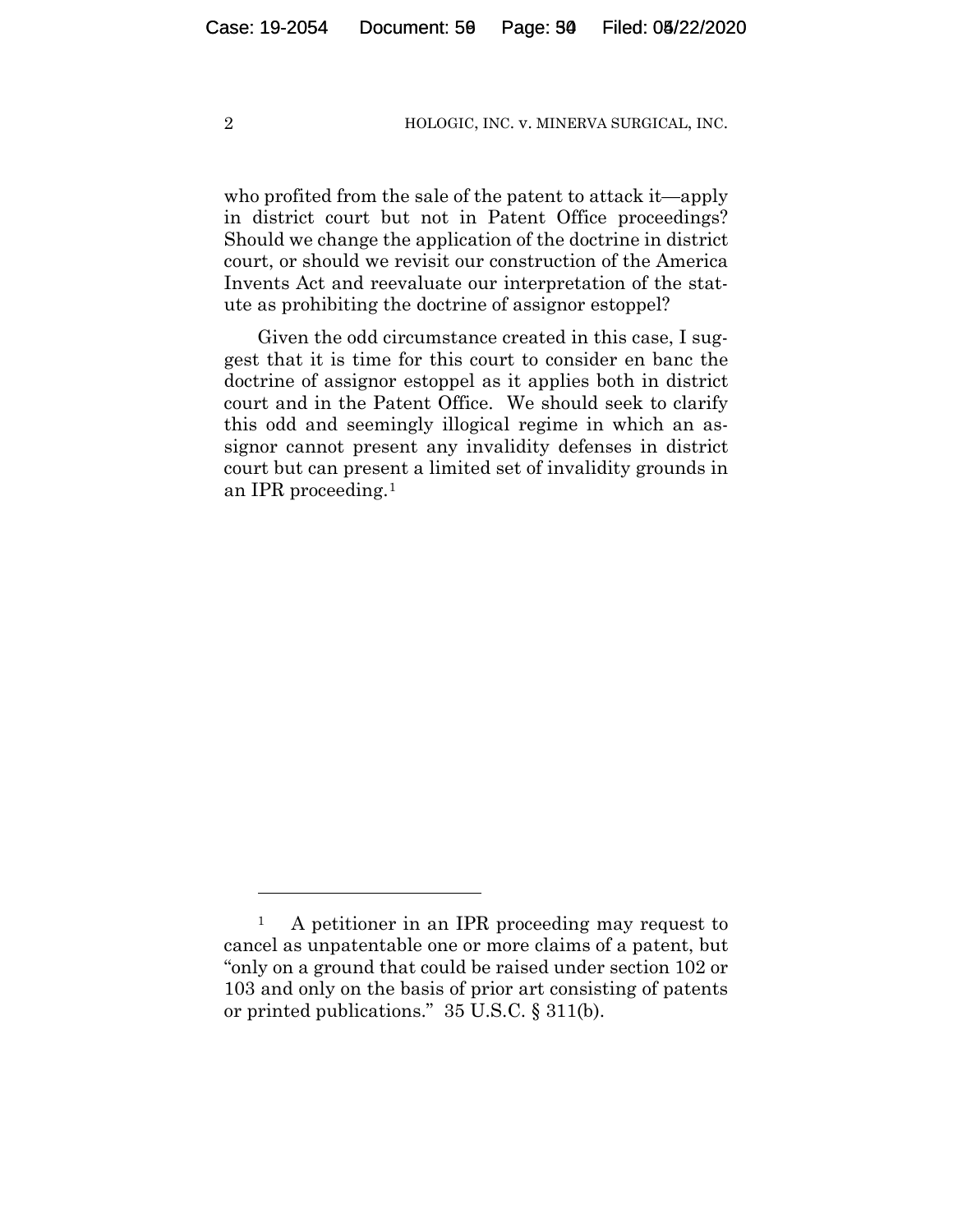who profited from the sale of the patent to attack it—apply in district court but not in Patent Office proceedings? Should we change the application of the doctrine in district court, or should we revisit our construction of the America Invents Act and reevaluate our interpretation of the statute as prohibiting the doctrine of assignor estoppel?

Given the odd circumstance created in this case, I suggest that it is time for this court to consider en banc the doctrine of assignor estoppel as it applies both in district court and in the Patent Office. We should seek to clarify this odd and seemingly illogical regime in which an assignor cannot present any invalidity defenses in district court but can present a limited set of invalidity grounds in an IPR proceeding.[1]

---

[1] A petitioner in an IPR proceeding may request to cancel as unpatentable one or more claims of a patent, but "only on a ground that could be raised under section 102 or 103 and only on the basis of prior art consisting of patents or printed publications." 35 U.S.C. § 311(b).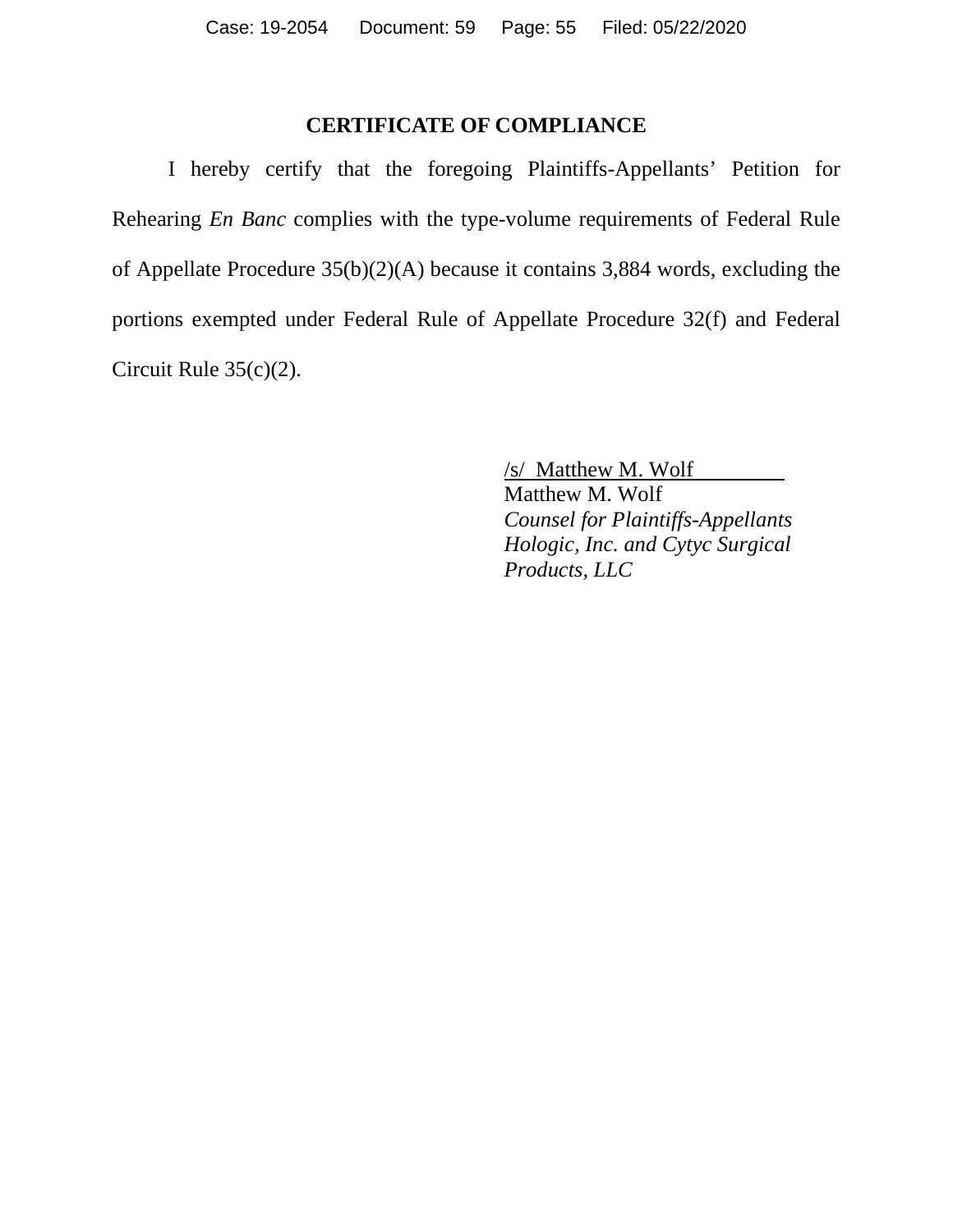## CERTIFICATE OF COMPLIANCE

I hereby certify that the foregoing Plaintiffs-Appellants' Petition for Rehearing *En Banc* complies with the type-volume requirements of Federal Rule of Appellate Procedure 35(b)(2)(A) because it contains 3,884 words, excluding the portions exempted under Federal Rule of Appellate Procedure 32(f) and Federal Circuit Rule 35(c)(2).

/s/ Matthew M. Wolf
Matthew M. Wolf
*Counsel for Plaintiffs-Appellants Hologic, Inc. and Cytyc Surgical Products, LLC*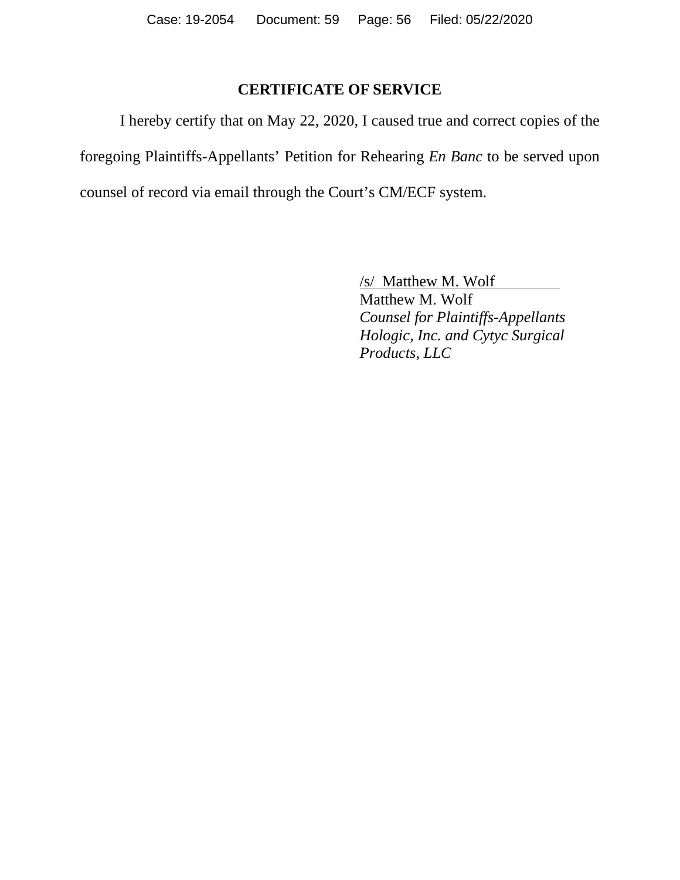# CERTIFICATE OF SERVICE

I hereby certify that on May 22, 2020, I caused true and correct copies of the foregoing Plaintiffs-Appellants' Petition for Rehearing *En Banc* to be served upon counsel of record via email through the Court's CM/ECF system.

/s/ Matthew M. Wolf
Matthew M. Wolf
*Counsel for Plaintiffs-Appellants Hologic, Inc. and Cytyc Surgical Products, LLC*